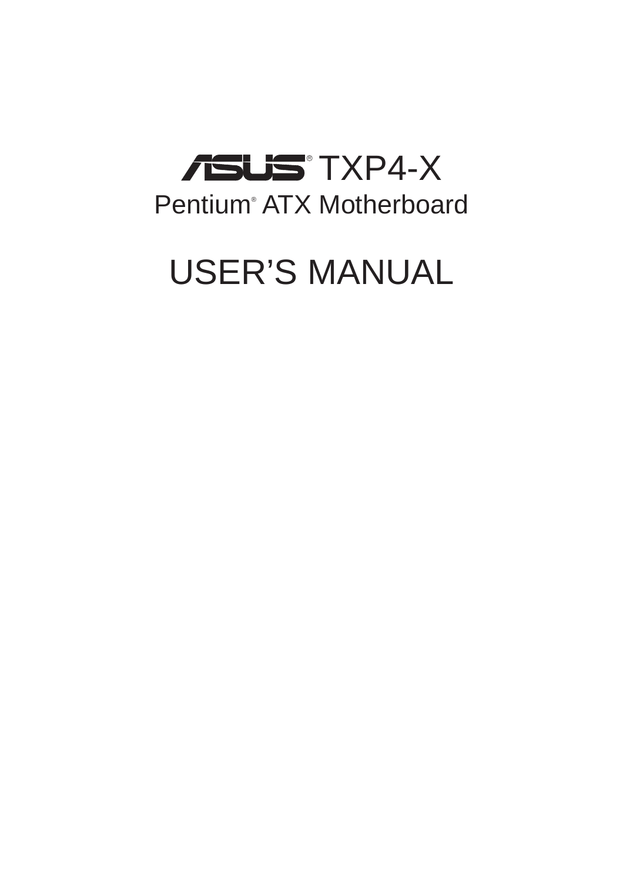# ASUS® TXP4-X

## Pentium® ATX Motherboard

# USER'S MANUAL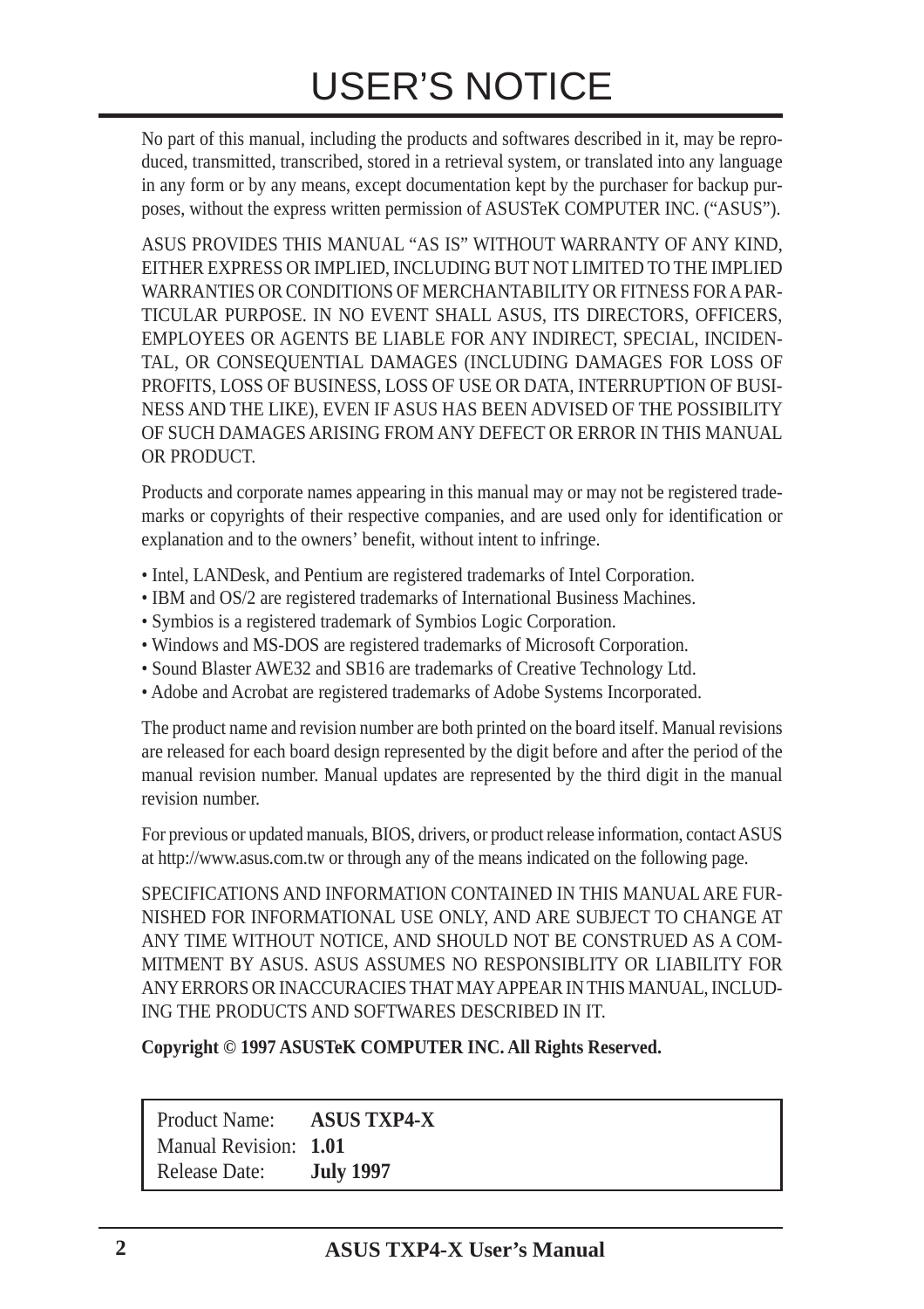# USER'S NOTICE

No part of this manual, including the products and softwares described in it, may be reproduced, transmitted, transcribed, stored in a retrieval system, or translated into any language in any form or by any means, except documentation kept by the purchaser for backup purposes, without the express written permission of ASUSTeK COMPUTER INC. ("ASUS").

ASUS PROVIDES THIS MANUAL "AS IS" WITHOUT WARRANTY OF ANY KIND, EITHER EXPRESS OR IMPLIED, INCLUDING BUT NOT LIMITED TO THE IMPLIED WARRANTIES OR CONDITIONS OF MERCHANTABILITY OR FITNESS FOR A PARTICULAR PURPOSE. IN NO EVENT SHALL ASUS, ITS DIRECTORS, OFFICERS, EMPLOYEES OR AGENTS BE LIABLE FOR ANY INDIRECT, SPECIAL, INCIDENTAL, OR CONSEQUENTIAL DAMAGES (INCLUDING DAMAGES FOR LOSS OF PROFITS, LOSS OF BUSINESS, LOSS OF USE OR DATA, INTERRUPTION OF BUSINESS AND THE LIKE), EVEN IF ASUS HAS BEEN ADVISED OF THE POSSIBILITY OF SUCH DAMAGES ARISING FROM ANY DEFECT OR ERROR IN THIS MANUAL OR PRODUCT.

Products and corporate names appearing in this manual may or may not be registered trademarks or copyrights of their respective companies, and are used only for identification or explanation and to the owners' benefit, without intent to infringe.

- Intel, LANDesk, and Pentium are registered trademarks of Intel Corporation.
- IBM and OS/2 are registered trademarks of International Business Machines.
- Symbios is a registered trademark of Symbios Logic Corporation.
- Windows and MS-DOS are registered trademarks of Microsoft Corporation.
- Sound Blaster AWE32 and SB16 are trademarks of Creative Technology Ltd.
- Adobe and Acrobat are registered trademarks of Adobe Systems Incorporated.

The product name and revision number are both printed on the board itself. Manual revisions are released for each board design represented by the digit before and after the period of the manual revision number. Manual updates are represented by the third digit in the manual revision number.

For previous or updated manuals, BIOS, drivers, or product release information, contact ASUS at http://www.asus.com.tw or through any of the means indicated on the following page.

SPECIFICATIONS AND INFORMATION CONTAINED IN THIS MANUAL ARE FURNISHED FOR INFORMATIONAL USE ONLY, AND ARE SUBJECT TO CHANGE AT ANY TIME WITHOUT NOTICE, AND SHOULD NOT BE CONSTRUED AS A COMMITMENT BY ASUS. ASUS ASSUMES NO RESPONSIBLITY OR LIABILITY FOR ANY ERRORS OR INACCURACIES THAT MAY APPEAR IN THIS MANUAL, INCLUDING THE PRODUCTS AND SOFTWARES DESCRIBED IN IT.

**Copyright © 1997 ASUSTeK COMPUTER INC. All Rights Reserved.**

| | |
|---|---|
| Product Name: | **ASUS TXP4-X** |
| Manual Revision: | **1.01** |
| Release Date: | **July 1997** |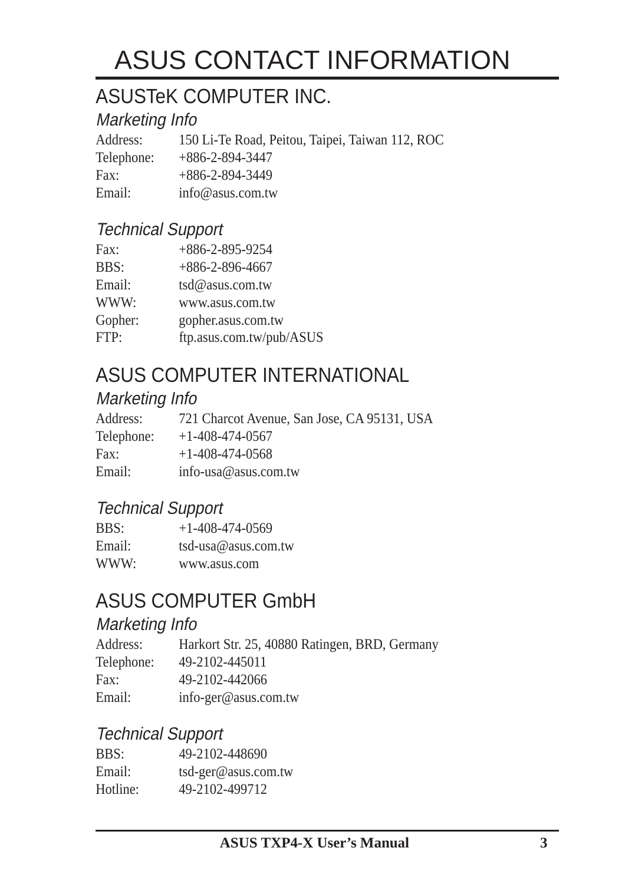# ASUS CONTACT INFORMATION

## ASUSTeK COMPUTER INC.

### *Marketing Info*

| | |
|---|---|
| Address: | 150 Li-Te Road, Peitou, Taipei, Taiwan 112, ROC |
| Telephone: | +886-2-894-3447 |
| Fax: | +886-2-894-3449 |
| Email: | info@asus.com.tw |

### *Technical Support*

| | |
|---|---|
| Fax: | +886-2-895-9254 |
| BBS: | +886-2-896-4667 |
| Email: | tsd@asus.com.tw |
| WWW: | www.asus.com.tw |
| Gopher: | gopher.asus.com.tw |
| FTP: | ftp.asus.com.tw/pub/ASUS |

## ASUS COMPUTER INTERNATIONAL

### *Marketing Info*

| | |
|---|---|
| Address: | 721 Charcot Avenue, San Jose, CA 95131, USA |
| Telephone: | +1-408-474-0567 |
| Fax: | +1-408-474-0568 |
| Email: | info-usa@asus.com.tw |

### *Technical Support*

| | |
|---|---|
| BBS: | +1-408-474-0569 |
| Email: | tsd-usa@asus.com.tw |
| WWW: | www.asus.com |

## ASUS COMPUTER GmbH

### *Marketing Info*

| | |
|---|---|
| Address: | Harkort Str. 25, 40880 Ratingen, BRD, Germany |
| Telephone: | 49-2102-445011 |
| Fax: | 49-2102-442066 |
| Email: | info-ger@asus.com.tw |

### *Technical Support*

| | |
|---|---|
| BBS: | 49-2102-448690 |
| Email: | tsd-ger@asus.com.tw |
| Hotline: | 49-2102-499712 |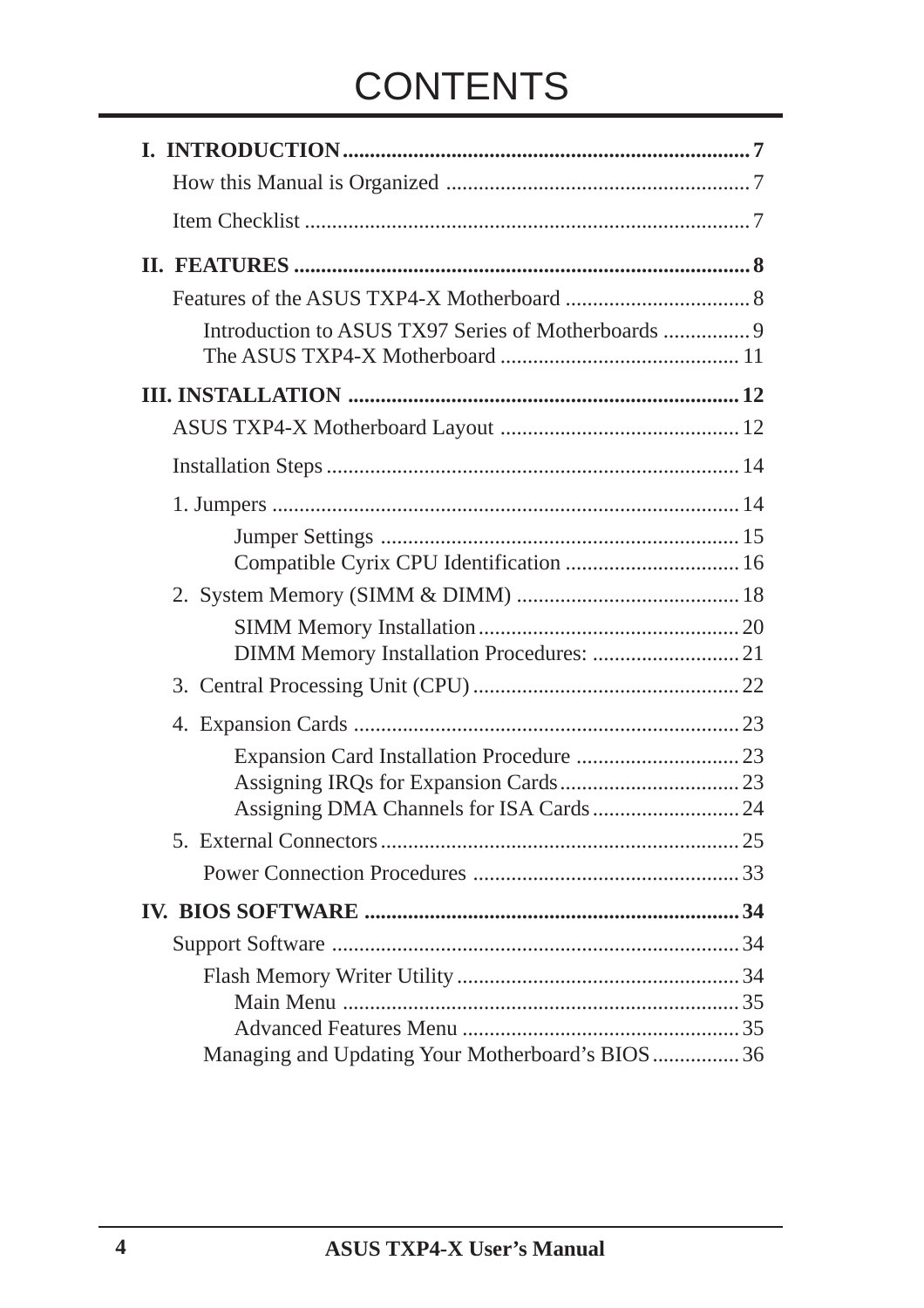# CONTENTS

**I. INTRODUCTION** .......................................................................... 7

How this Manual is Organized ........................................................ 7

Item Checklist ................................................................................. 7

**II. FEATURES** .................................................................................... 8

Features of the ASUS TXP4-X Motherboard .................................. 8

Introduction to ASUS TX97 Series of Motherboards ................ 9

The ASUS TXP4-X Motherboard ............................................ 11

**III. INSTALLATION** ......................................................................... 12

ASUS TXP4-X Motherboard Layout ............................................ 12

Installation Steps ............................................................................ 14

1. Jumpers ..................................................................................... 14

Jumper Settings .................................................................. 15

Compatible Cyrix CPU Identification ................................ 16

2. System Memory (SIMM & DIMM) ......................................... 18

SIMM Memory Installation ................................................ 20

DIMM Memory Installation Procedures: ........................... 21

3. Central Processing Unit (CPU) ................................................. 22

4. Expansion Cards ....................................................................... 23

Expansion Card Installation Procedure .............................. 23

Assigning IRQs for Expansion Cards ................................. 23

Assigning DMA Channels for ISA Cards ........................... 24

5. External Connectors .................................................................. 25

Power Connection Procedures ................................................. 33

**IV. BIOS SOFTWARE** ..................................................................... 34

Support Software ........................................................................... 34

Flash Memory Writer Utility .................................................... 34

Main Menu ......................................................................... 35

Advanced Features Menu ................................................... 35

Managing and Updating Your Motherboard's BIOS ................ 36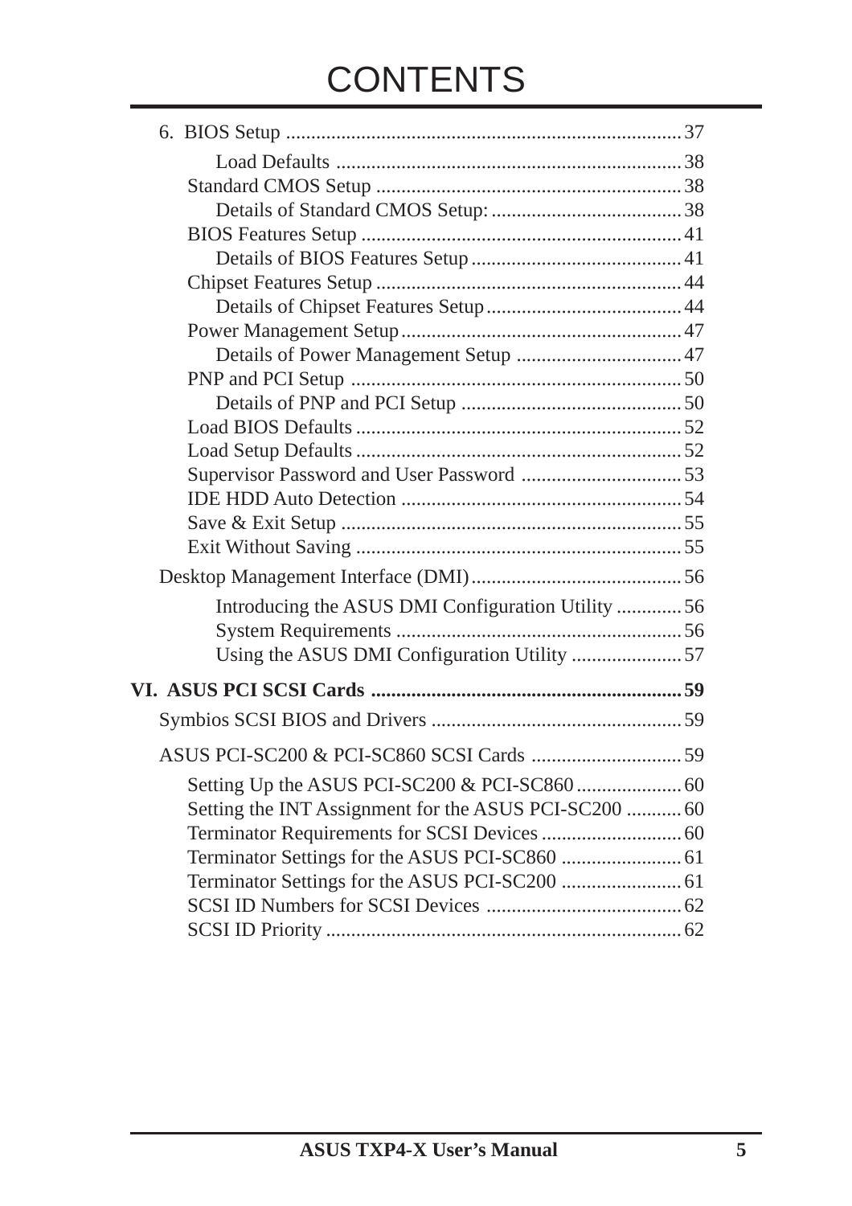# CONTENTS

6. BIOS Setup .............................................................................. 37
    - Load Defaults ...................................................................... 38
  - Standard CMOS Setup ............................................................ 38
    - Details of Standard CMOS Setup: ....................................... 38
  - BIOS Features Setup ............................................................... 41
    - Details of BIOS Features Setup ........................................... 41
  - Chipset Features Setup ............................................................ 44
    - Details of Chipset Features Setup ....................................... 44
  - Power Management Setup ....................................................... 47
    - Details of Power Management Setup ................................. 47
  - PNP and PCI Setup ................................................................. 50
    - Details of PNP and PCI Setup ............................................ 50
  - Load BIOS Defaults ................................................................ 52
  - Load Setup Defaults ................................................................ 52
  - Supervisor Password and User Password ................................ 53
  - IDE HDD Auto Detection ....................................................... 54
  - Save & Exit Setup ................................................................... 55
  - Exit Without Saving ................................................................ 55

Desktop Management Interface (DMI) .......................................... 56
  - Introducing the ASUS DMI Configuration Utility ............. 56
  - System Requirements ......................................................... 56
  - Using the ASUS DMI Configuration Utility ...................... 57

**VI. ASUS PCI SCSI Cards ............................................................. 59**

Symbios SCSI BIOS and Drivers .................................................. 59

ASUS PCI-SC200 & PCI-SC860 SCSI Cards .............................. 59
  - Setting Up the ASUS PCI-SC200 & PCI-SC860 ..................... 60
  - Setting the INT Assignment for the ASUS PCI-SC200 ........... 60
  - Terminator Requirements for SCSI Devices ............................ 60
  - Terminator Settings for the ASUS PCI-SC860 ........................ 61
  - Terminator Settings for the ASUS PCI-SC200 ........................ 61
  - SCSI ID Numbers for SCSI Devices ....................................... 62
  - SCSI ID Priority ...................................................................... 62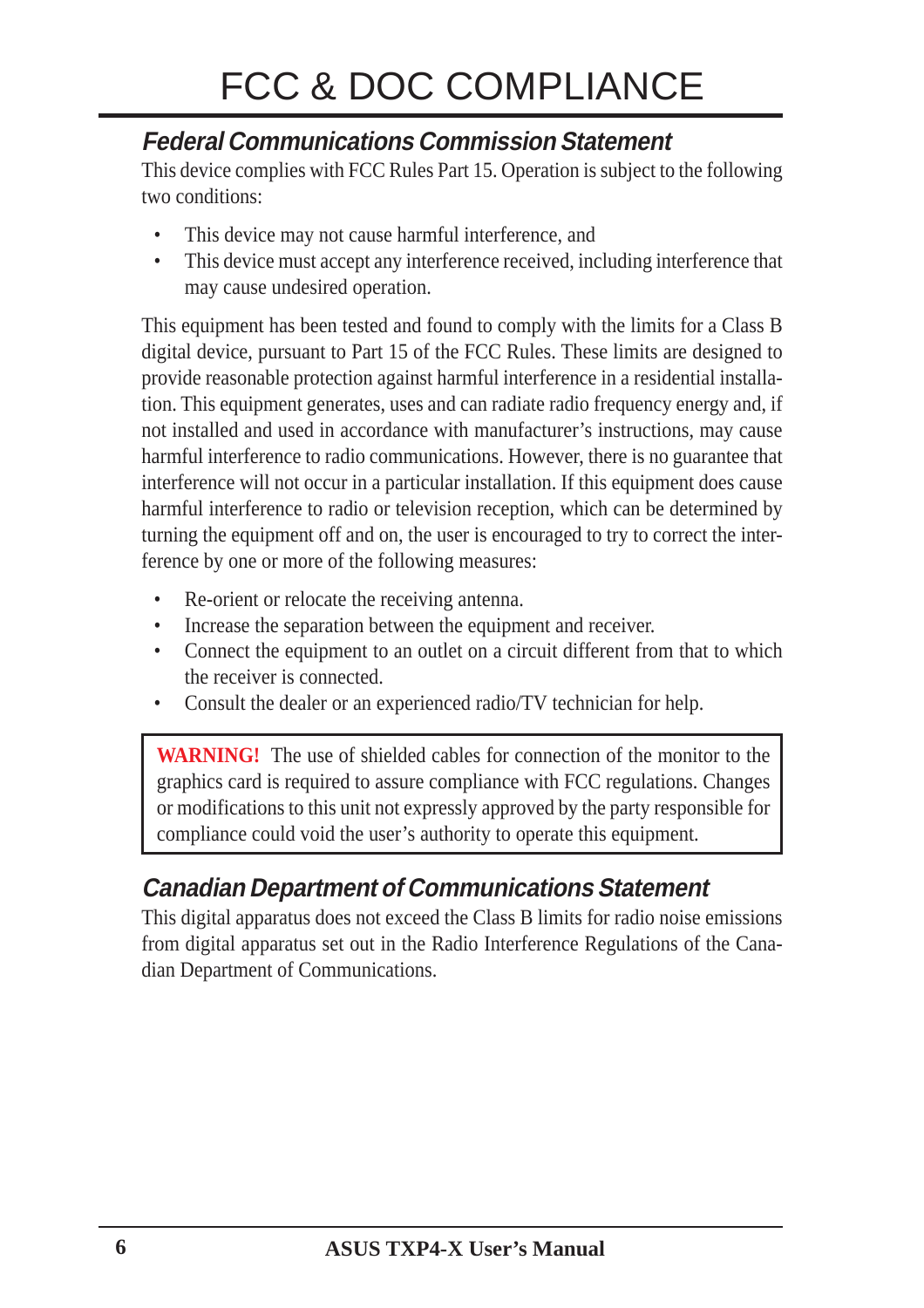# FCC & DOC COMPLIANCE

## *Federal Communications Commission Statement*

This device complies with FCC Rules Part 15. Operation is subject to the following two conditions:

- This device may not cause harmful interference, and
- This device must accept any interference received, including interference that may cause undesired operation.

This equipment has been tested and found to comply with the limits for a Class B digital device, pursuant to Part 15 of the FCC Rules. These limits are designed to provide reasonable protection against harmful interference in a residential installation. This equipment generates, uses and can radiate radio frequency energy and, if not installed and used in accordance with manufacturer's instructions, may cause harmful interference to radio communications. However, there is no guarantee that interference will not occur in a particular installation. If this equipment does cause harmful interference to radio or television reception, which can be determined by turning the equipment off and on, the user is encouraged to try to correct the interference by one or more of the following measures:

- Re-orient or relocate the receiving antenna.
- Increase the separation between the equipment and receiver.
- Connect the equipment to an outlet on a circuit different from that to which the receiver is connected.
- Consult the dealer or an experienced radio/TV technician for help.

> **WARNING!** The use of shielded cables for connection of the monitor to the graphics card is required to assure compliance with FCC regulations. Changes or modifications to this unit not expressly approved by the party responsible for compliance could void the user's authority to operate this equipment.

## *Canadian Department of Communications Statement*

This digital apparatus does not exceed the Class B limits for radio noise emissions from digital apparatus set out in the Radio Interference Regulations of the Canadian Department of Communications.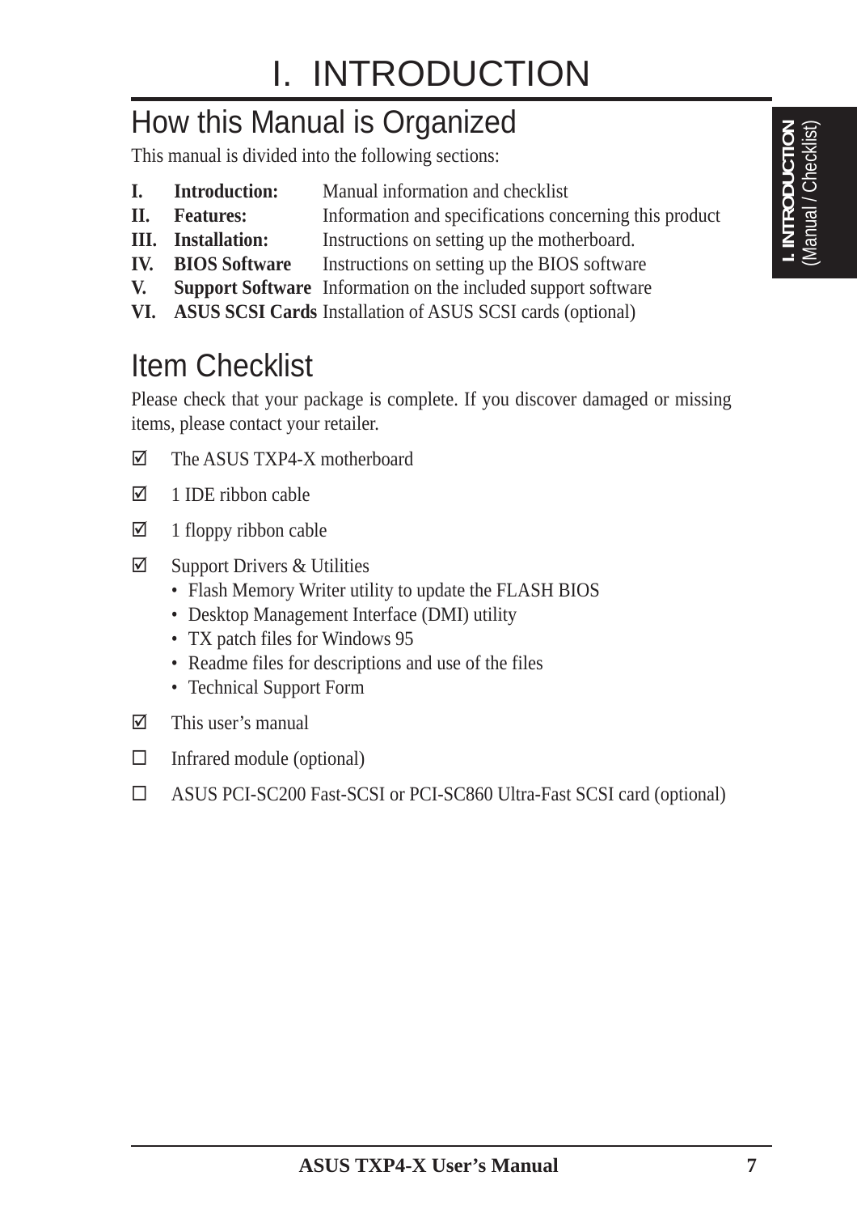# I. INTRODUCTION

## How this Manual is Organized

This manual is divided into the following sections:

| | | |
|---|---|---|
| **I.** | **Introduction:** | Manual information and checklist |
| **II.** | **Features:** | Information and specifications concerning this product |
| **III.** | **Installation:** | Instructions on setting up the motherboard. |
| **IV.** | **BIOS Software** | Instructions on setting up the BIOS software |
| **V.** | **Support Software** | Information on the included support software |
| **VI.** | **ASUS SCSI Cards** | Installation of ASUS SCSI cards (optional) |

## Item Checklist

Please check that your package is complete. If you discover damaged or missing items, please contact your retailer.

- ☑ The ASUS TXP4-X motherboard
- ☑ 1 IDE ribbon cable
- ☑ 1 floppy ribbon cable
- ☑ Support Drivers & Utilities
  - Flash Memory Writer utility to update the FLASH BIOS
  - Desktop Management Interface (DMI) utility
  - TX patch files for Windows 95
  - Readme files for descriptions and use of the files
  - Technical Support Form
- ☑ This user's manual
- ☐ Infrared module (optional)
- ☐ ASUS PCI-SC200 Fast-SCSI or PCI-SC860 Ultra-Fast SCSI card (optional)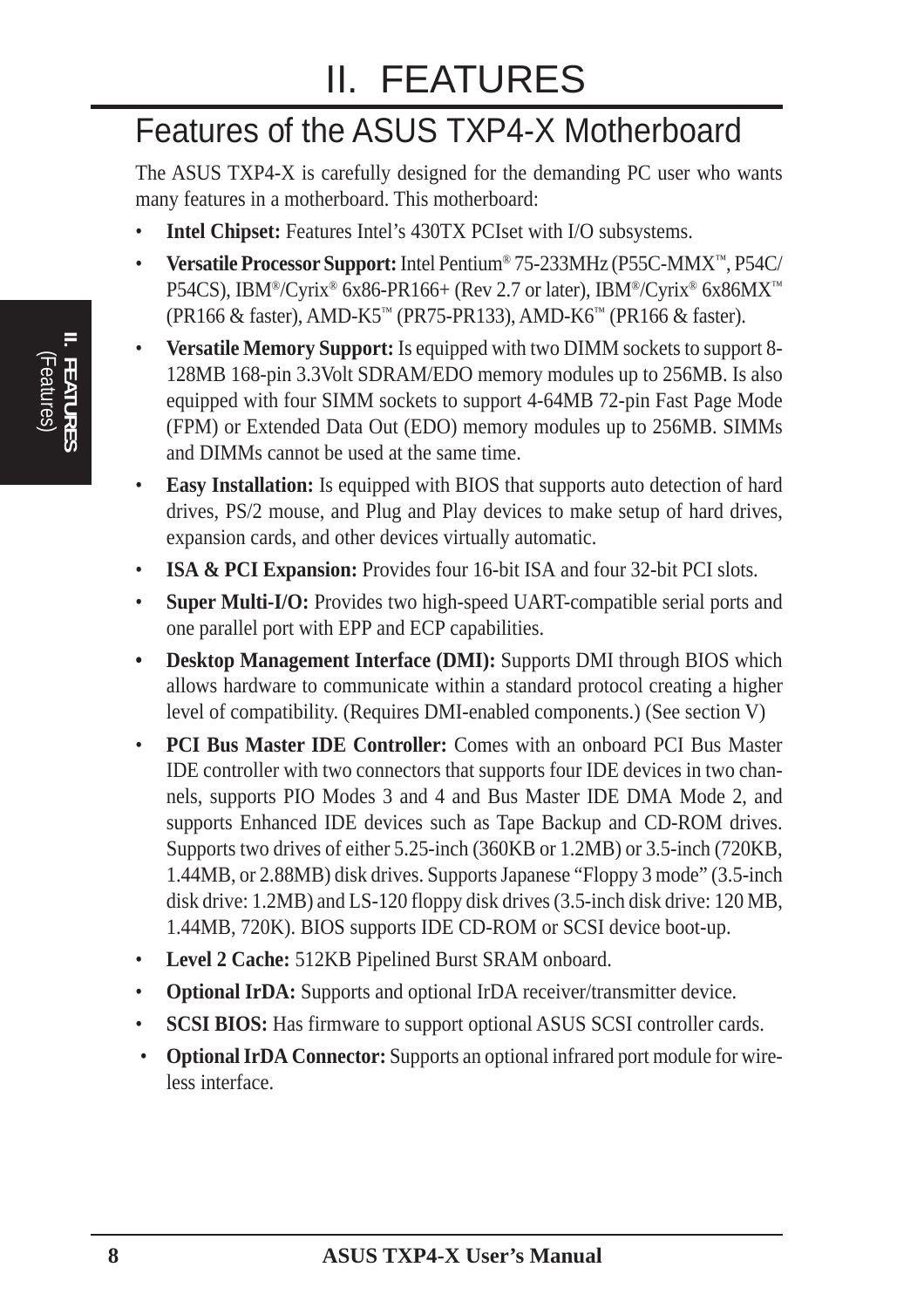# II. FEATURES

## Features of the ASUS TXP4-X Motherboard

The ASUS TXP4-X is carefully designed for the demanding PC user who wants many features in a motherboard. This motherboard:

- **Intel Chipset:** Features Intel's 430TX PCIset with I/O subsystems.
- **Versatile Processor Support:** Intel Pentium® 75-233MHz (P55C-MMX™, P54C/P54CS), IBM®/Cyrix® 6x86-PR166+ (Rev 2.7 or later), IBM®/Cyrix® 6x86MX™ (PR166 & faster), AMD-K5™ (PR75-PR133), AMD-K6™ (PR166 & faster).
- **Versatile Memory Support:** Is equipped with two DIMM sockets to support 8-128MB 168-pin 3.3Volt SDRAM/EDO memory modules up to 256MB. Is also equipped with four SIMM sockets to support 4-64MB 72-pin Fast Page Mode (FPM) or Extended Data Out (EDO) memory modules up to 256MB. SIMMs and DIMMs cannot be used at the same time.
- **Easy Installation:** Is equipped with BIOS that supports auto detection of hard drives, PS/2 mouse, and Plug and Play devices to make setup of hard drives, expansion cards, and other devices virtually automatic.
- **ISA & PCI Expansion:** Provides four 16-bit ISA and four 32-bit PCI slots.
- **Super Multi-I/O:** Provides two high-speed UART-compatible serial ports and one parallel port with EPP and ECP capabilities.
- **Desktop Management Interface (DMI):** Supports DMI through BIOS which allows hardware to communicate within a standard protocol creating a higher level of compatibility. (Requires DMI-enabled components.) (See section V)
- **PCI Bus Master IDE Controller:** Comes with an onboard PCI Bus Master IDE controller with two connectors that supports four IDE devices in two channels, supports PIO Modes 3 and 4 and Bus Master IDE DMA Mode 2, and supports Enhanced IDE devices such as Tape Backup and CD-ROM drives. Supports two drives of either 5.25-inch (360KB or 1.2MB) or 3.5-inch (720KB, 1.44MB, or 2.88MB) disk drives. Supports Japanese "Floppy 3 mode" (3.5-inch disk drive: 1.2MB) and LS-120 floppy disk drives (3.5-inch disk drive: 120 MB, 1.44MB, 720K). BIOS supports IDE CD-ROM or SCSI device boot-up.
- **Level 2 Cache:** 512KB Pipelined Burst SRAM onboard.
- **Optional IrDA:** Supports and optional IrDA receiver/transmitter device.
- **SCSI BIOS:** Has firmware to support optional ASUS SCSI controller cards.
- **Optional IrDA Connector:** Supports an optional infrared port module for wireless interface.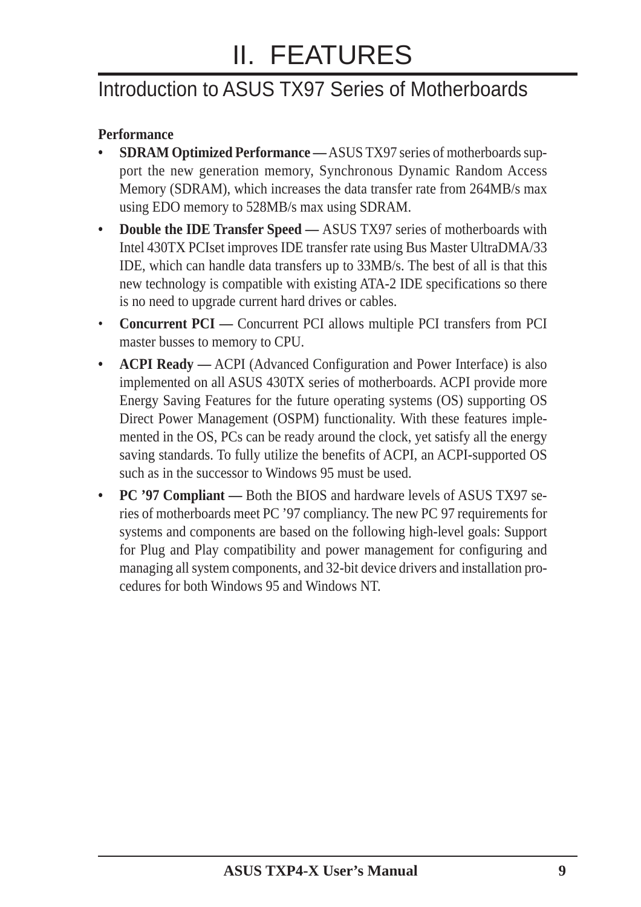# II. FEATURES

## Introduction to ASUS TX97 Series of Motherboards

**Performance**

- **SDRAM Optimized Performance —** ASUS TX97 series of motherboards support the new generation memory, Synchronous Dynamic Random Access Memory (SDRAM), which increases the data transfer rate from 264MB/s max using EDO memory to 528MB/s max using SDRAM.
- **Double the IDE Transfer Speed —** ASUS TX97 series of motherboards with Intel 430TX PCIset improves IDE transfer rate using Bus Master UltraDMA/33 IDE, which can handle data transfers up to 33MB/s. The best of all is that this new technology is compatible with existing ATA-2 IDE specifications so there is no need to upgrade current hard drives or cables.
- **Concurrent PCI —** Concurrent PCI allows multiple PCI transfers from PCI master busses to memory to CPU.
- **ACPI Ready —** ACPI (Advanced Configuration and Power Interface) is also implemented on all ASUS 430TX series of motherboards. ACPI provide more Energy Saving Features for the future operating systems (OS) supporting OS Direct Power Management (OSPM) functionality. With these features implemented in the OS, PCs can be ready around the clock, yet satisfy all the energy saving standards. To fully utilize the benefits of ACPI, an ACPI-supported OS such as in the successor to Windows 95 must be used.
- **PC '97 Compliant —** Both the BIOS and hardware levels of ASUS TX97 series of motherboards meet PC '97 compliancy. The new PC 97 requirements for systems and components are based on the following high-level goals: Support for Plug and Play compatibility and power management for configuring and managing all system components, and 32-bit device drivers and installation procedures for both Windows 95 and Windows NT.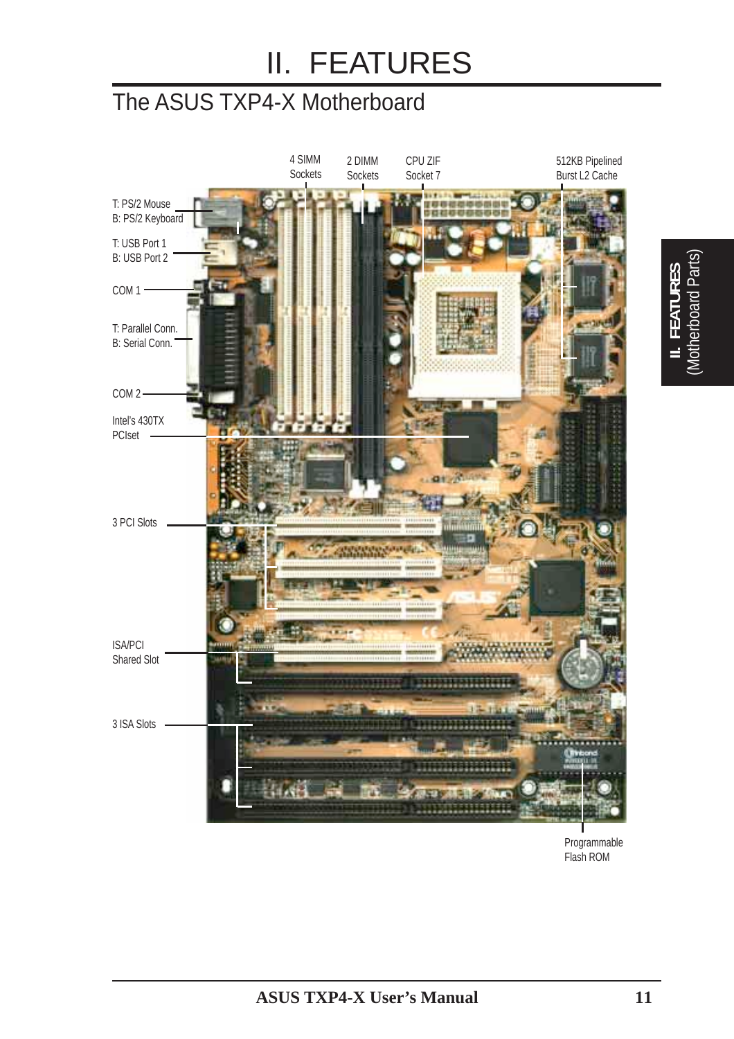# II. FEATURES

## The ASUS TXP4-X Motherboard

4 SIMM Sockets

2 DIMM Sockets

CPU ZIF Socket 7

512KB Pipelined Burst L2 Cache

T: PS/2 Mouse
B: PS/2 Keyboard

T: USB Port 1
B: USB Port 2

COM 1

T: Parallel Conn.
B: Serial Conn.

COM 2

Intel's 430TX PCIset

3 PCI Slots

ISA/PCI Shared Slot

3 ISA Slots

Programmable Flash ROM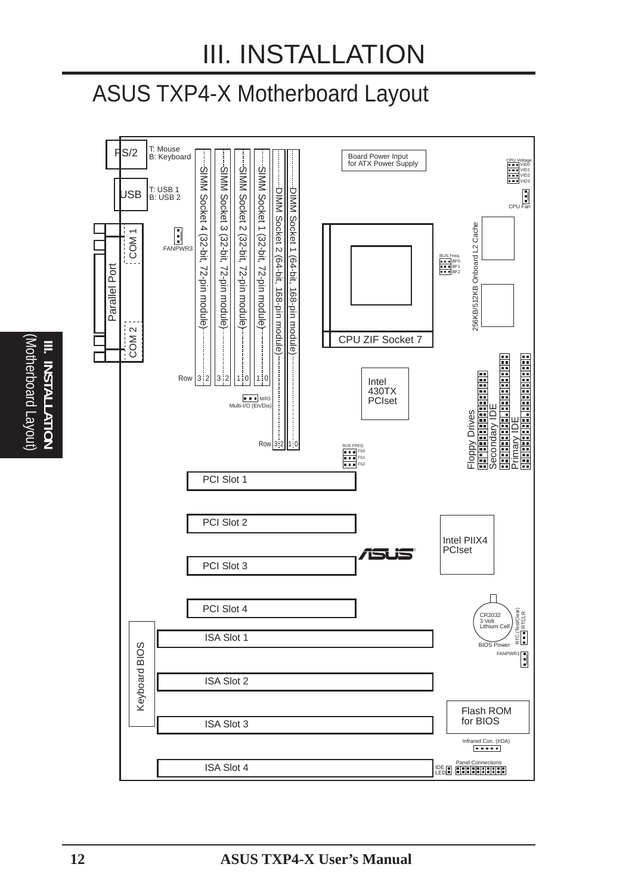# III. INSTALLATION

## ASUS TXP4-X Motherboard Layout

PS/2 — T: Mouse, B: Keyboard

USB — T: USB 1, B: USB 2

COM 1

Parallel Port

COM 2

FANPWR3

SIMM Socket 4 (32-bit, 72-pin module)

SIMM Socket 3 (32-bit, 72-pin module)

SIMM Socket 2 (32-bit, 72-pin module)

SIMM Socket 1 (32-bit, 72-pin module)

DIMM Socket 2 (64-bit, 168-pin module)

DIMM Socket 1 (64-bit, 168-pin module)

Row 3 2 | 3 2 | 1 0 | 1 0

M/IO Multi-I/O (En/Dis)

Row 3 2 | 1 0

Board Power Input for ATX Power Supply

CPU Voltage: VID0, VID1, VID2, VID3

CPU Fan

CPU ZIF Socket 7

BUS Freq.: BF0, BF1, BF2

256KB/512KB Onboard L2 Cache

Intel 430TX PCIset

BUS FREQ: FS0, FS1, FS2

Floppy Drives

Secondary IDE

Primary IDE

PCI Slot 1

PCI Slot 2

PCI Slot 3

PCI Slot 4

Intel PIIX4 PCIset

CR2032 3 Volt Lithium Cell

BIOS Power

RTC (Test/Clear) RTCLR

FANPWR1

Keyboard BIOS

ISA Slot 1

ISA Slot 2

ISA Slot 3

ISA Slot 4

Flash ROM for BIOS

Infrared Con. (IrDA)

IDE LED

Panel Connections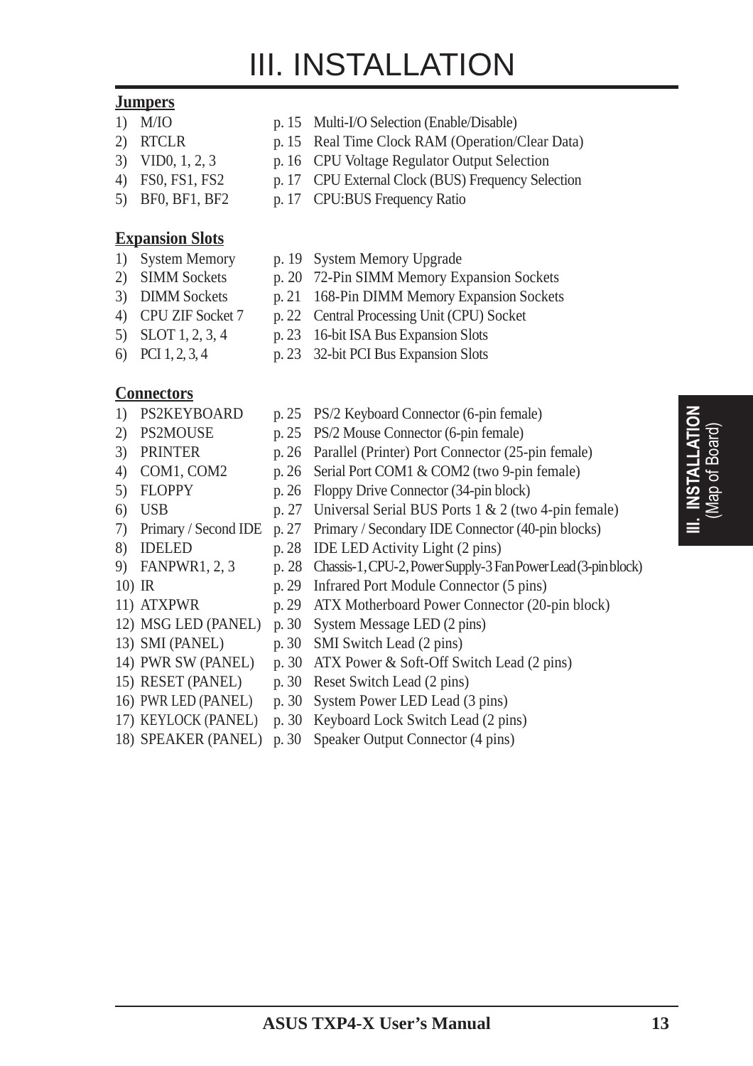# III. INSTALLATION

**Jumpers**

| | | |
|---|---|---|
| 1) M/IO | p. 15 | Multi-I/O Selection (Enable/Disable) |
| 2) RTCLR | p. 15 | Real Time Clock RAM (Operation/Clear Data) |
| 3) VID0, 1, 2, 3 | p. 16 | CPU Voltage Regulator Output Selection |
| 4) FS0, FS1, FS2 | p. 17 | CPU External Clock (BUS) Frequency Selection |
| 5) BF0, BF1, BF2 | p. 17 | CPU:BUS Frequency Ratio |

**Expansion Slots**

| | | |
|---|---|---|
| 1) System Memory | p. 19 | System Memory Upgrade |
| 2) SIMM Sockets | p. 20 | 72-Pin SIMM Memory Expansion Sockets |
| 3) DIMM Sockets | p. 21 | 168-Pin DIMM Memory Expansion Sockets |
| 4) CPU ZIF Socket 7 | p. 22 | Central Processing Unit (CPU) Socket |
| 5) SLOT 1, 2, 3, 4 | p. 23 | 16-bit ISA Bus Expansion Slots |
| 6) PCI 1, 2, 3, 4 | p. 23 | 32-bit PCI Bus Expansion Slots |

**Connectors**

| | | |
|---|---|---|
| 1) PS2KEYBOARD | p. 25 | PS/2 Keyboard Connector (6-pin female) |
| 2) PS2MOUSE | p. 25 | PS/2 Mouse Connector (6-pin female) |
| 3) PRINTER | p. 26 | Parallel (Printer) Port Connector (25-pin female) |
| 4) COM1, COM2 | p. 26 | Serial Port COM1 & COM2 (two 9-pin female) |
| 5) FLOPPY | p. 26 | Floppy Drive Connector (34-pin block) |
| 6) USB | p. 27 | Universal Serial BUS Ports 1 & 2 (two 4-pin female) |
| 7) Primary / Second IDE | p. 27 | Primary / Secondary IDE Connector (40-pin blocks) |
| 8) IDELED | p. 28 | IDE LED Activity Light (2 pins) |
| 9) FANPWR1, 2, 3 | p. 28 | Chassis-1, CPU-2, Power Supply-3 Fan Power Lead (3-pin block) |
| 10) IR | p. 29 | Infrared Port Module Connector (5 pins) |
| 11) ATXPWR | p. 29 | ATX Motherboard Power Connector (20-pin block) |
| 12) MSG LED (PANEL) | p. 30 | System Message LED (2 pins) |
| 13) SMI (PANEL) | p. 30 | SMI Switch Lead (2 pins) |
| 14) PWR SW (PANEL) | p. 30 | ATX Power & Soft-Off Switch Lead (2 pins) |
| 15) RESET (PANEL) | p. 30 | Reset Switch Lead (2 pins) |
| 16) PWR LED (PANEL) | p. 30 | System Power LED Lead (3 pins) |
| 17) KEYLOCK (PANEL) | p. 30 | Keyboard Lock Switch Lead (2 pins) |
| 18) SPEAKER (PANEL) | p. 30 | Speaker Output Connector (4 pins) |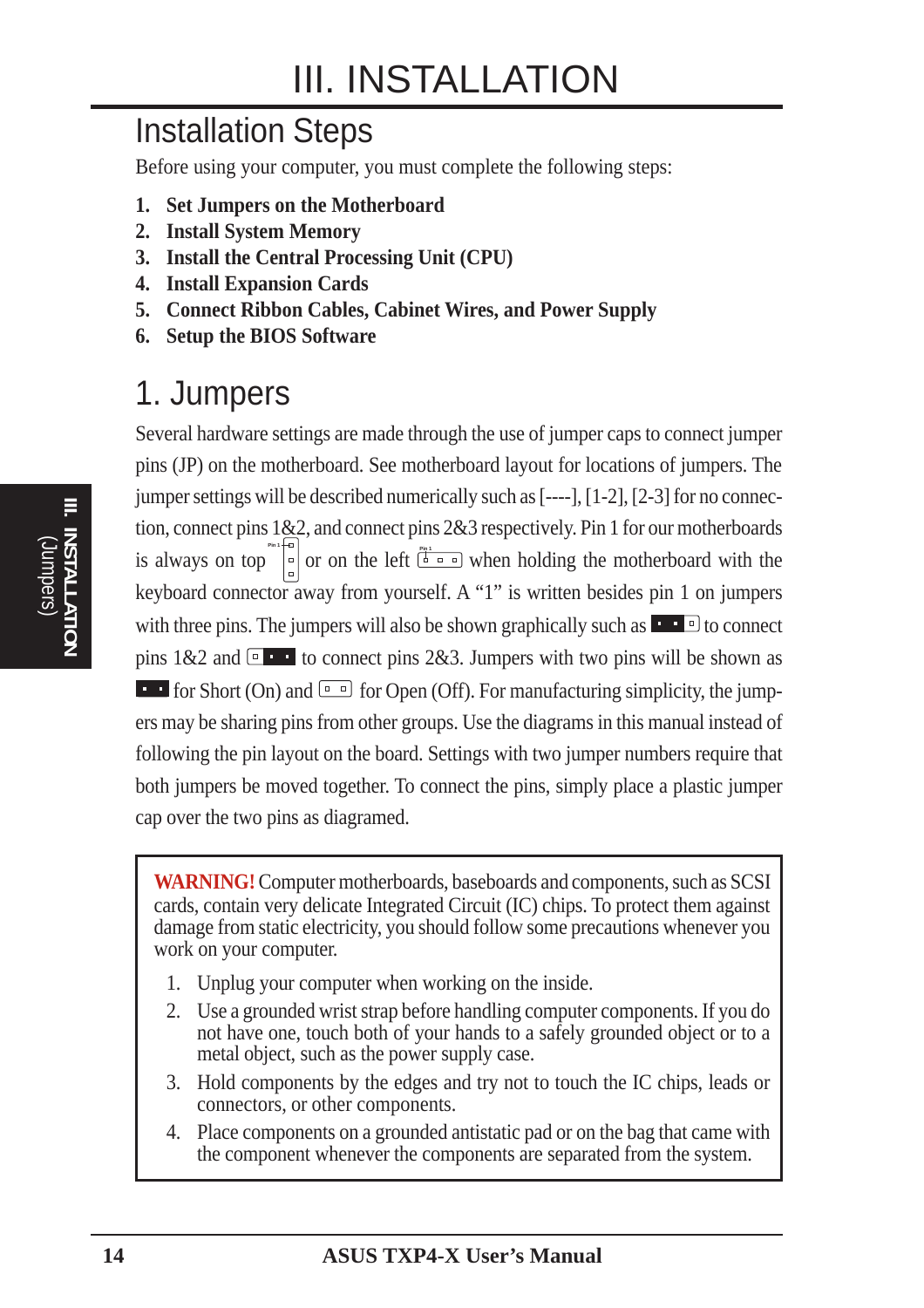# III. INSTALLATION

## Installation Steps

Before using your computer, you must complete the following steps:

1. **Set Jumpers on the Motherboard**
2. **Install System Memory**
3. **Install the Central Processing Unit (CPU)**
4. **Install Expansion Cards**
5. **Connect Ribbon Cables, Cabinet Wires, and Power Supply**
6. **Setup the BIOS Software**

## 1. Jumpers

Several hardware settings are made through the use of jumper caps to connect jumper pins (JP) on the motherboard. See motherboard layout for locations of jumpers. The jumper settings will be described numerically such as [----], [1-2], [2-3] for no connection, connect pins 1&2, and connect pins 2&3 respectively. Pin 1 for our motherboards is always on top or on the left when holding the motherboard with the keyboard connector away from yourself. A "1" is written besides pin 1 on jumpers with three pins. The jumpers will also be shown graphically such as to connect pins 1&2 and to connect pins 2&3. Jumpers with two pins will be shown as for Short (On) and for Open (Off). For manufacturing simplicity, the jumpers may be sharing pins from other groups. Use the diagrams in this manual instead of following the pin layout on the board. Settings with two jumper numbers require that both jumpers be moved together. To connect the pins, simply place a plastic jumper cap over the two pins as diagramed.

> **WARNING!** Computer motherboards, baseboards and components, such as SCSI cards, contain very delicate Integrated Circuit (IC) chips. To protect them against damage from static electricity, you should follow some precautions whenever you work on your computer.
>
> 1. Unplug your computer when working on the inside.
> 2. Use a grounded wrist strap before handling computer components. If you do not have one, touch both of your hands to a safely grounded object or to a metal object, such as the power supply case.
> 3. Hold components by the edges and try not to touch the IC chips, leads or connectors, or other components.
> 4. Place components on a grounded antistatic pad or on the bag that came with the component whenever the components are separated from the system.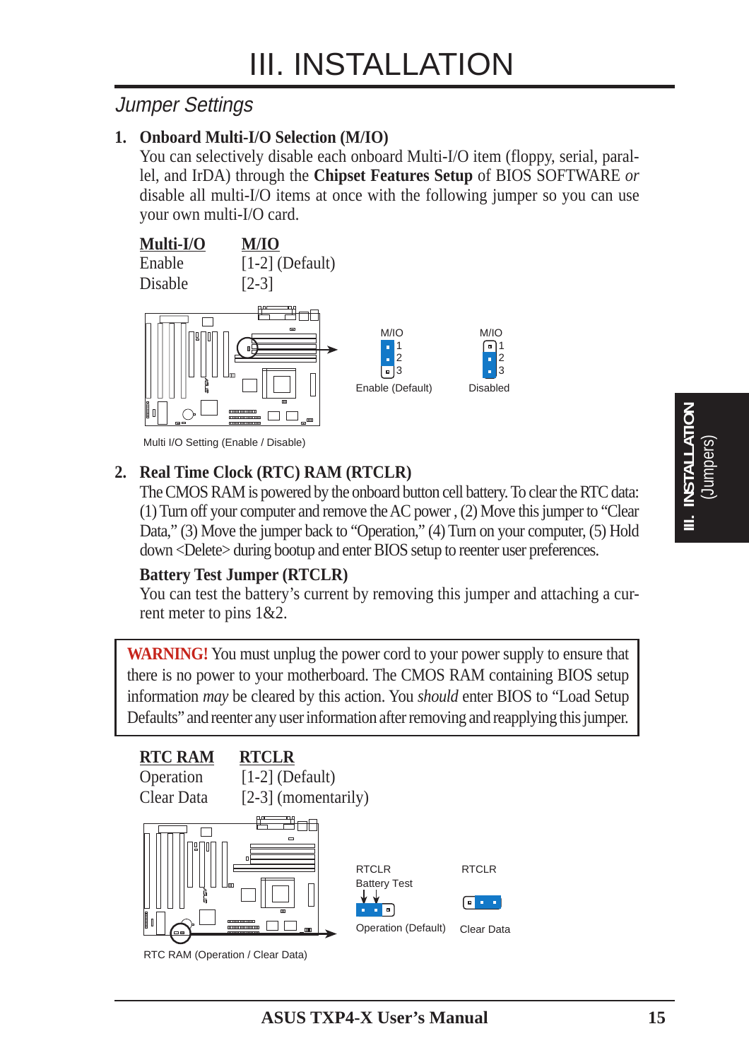# III. INSTALLATION

## Jumper Settings

### 1. Onboard Multi-I/O Selection (M/IO)

You can selectively disable each onboard Multi-I/O item (floppy, serial, parallel, and IrDA) through the **Chipset Features Setup** of BIOS SOFTWARE *or* disable all multi-I/O items at once with the following jumper so you can use your own multi-I/O card.

| Multi-I/O | M/IO |
|---|---|
| Enable | [1-2] (Default) |
| Disable | [2-3] |

M/IO 1 2 3 Enable (Default)

M/IO 1 2 3 Disabled

Multi I/O Setting (Enable / Disable)

### 2. Real Time Clock (RTC) RAM (RTCLR)

The CMOS RAM is powered by the onboard button cell battery. To clear the RTC data: (1) Turn off your computer and remove the AC power , (2) Move this jumper to "Clear Data," (3) Move the jumper back to "Operation," (4) Turn on your computer, (5) Hold down <Delete> during bootup and enter BIOS setup to reenter user preferences.

**Battery Test Jumper (RTCLR)**

You can test the battery's current by removing this jumper and attaching a current meter to pins 1&2.

> **WARNING!** You must unplug the power cord to your power supply to ensure that there is no power to your motherboard. The CMOS RAM containing BIOS setup information *may* be cleared by this action. You *should* enter BIOS to "Load Setup Defaults" and reenter any user information after removing and reapplying this jumper.

| RTC RAM | RTCLR |
|---|---|
| Operation | [1-2] (Default) |
| Clear Data | [2-3] (momentarily) |

RTCLR Battery Test — Operation (Default)

RTCLR — Clear Data

RTC RAM (Operation / Clear Data)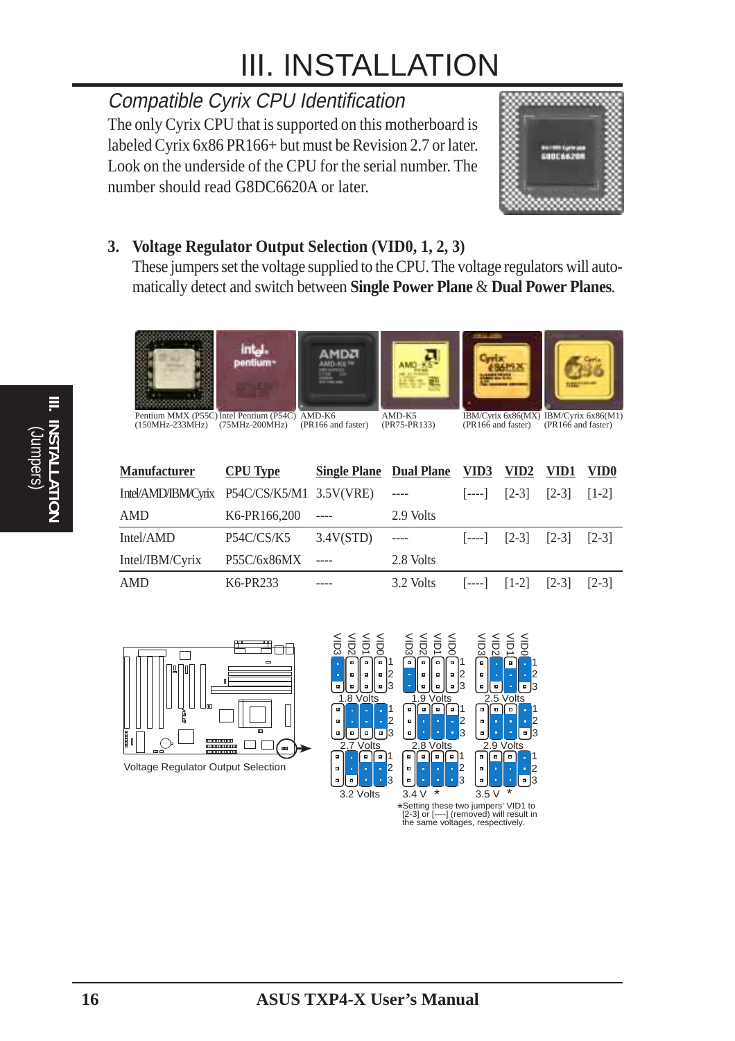# III. INSTALLATION

## *Compatible Cyrix CPU Identification*

The only Cyrix CPU that is supported on this motherboard is labeled Cyrix 6x86 PR166+ but must be Revision 2.7 or later. Look on the underside of the CPU for the serial number. The number should read G8DC6620A or later.

### 3. Voltage Regulator Output Selection (VID0, 1, 2, 3)

These jumpers set the voltage supplied to the CPU. The voltage regulators will automatically detect and switch between **Single Power Plane** & **Dual Power Planes**.

Pentium MMX (P55C) (150MHz-233MHz) | Intel Pentium (P54C) (75MHz-200MHz) | AMD-K6 (PR166 and faster) | AMD-K5 (PR75-PR133) | IBM/Cyrix 6x86(MX) (PR166 and faster) | IBM/Cyrix 6x86(M1) (PR166 and faster)

| Manufacturer | CPU Type | Single Plane | Dual Plane | VID3 | VID2 | VID1 | VID0 |
|---|---|---|---|---|---|---|---|
| Intel/AMD/IBM/Cyrix | P54C/CS/K5/M1 | 3.5V(VRE) | ---- | [----] | [2-3] | [2-3] | [1-2] |
| AMD | K6-PR166,200 | ---- | 2.9 Volts | | | | |
| Intel/AMD | P54C/CS/K5 | 3.4V(STD) | ---- | [----] | [2-3] | [2-3] | [2-3] |
| Intel/IBM/Cyrix | P55C/6x86MX | ---- | 2.8 Volts | | | | |
| AMD | K6-PR233 | ---- | 3.2 Volts | [----] | [1-2] | [2-3] | [2-3] |

Voltage Regulator Output Selection

VID3 VID2 VID1 VID0: 1.8 Volts, 1.9 Volts, 2.5 Volts, 2.7 Volts, 2.8 Volts, 2.9 Volts, 3.2 Volts, 3.4 V *, 3.5 V *

*Setting these two jumpers' VID1 to [2-3] or [----] (removed) will result in the same voltages, respectively.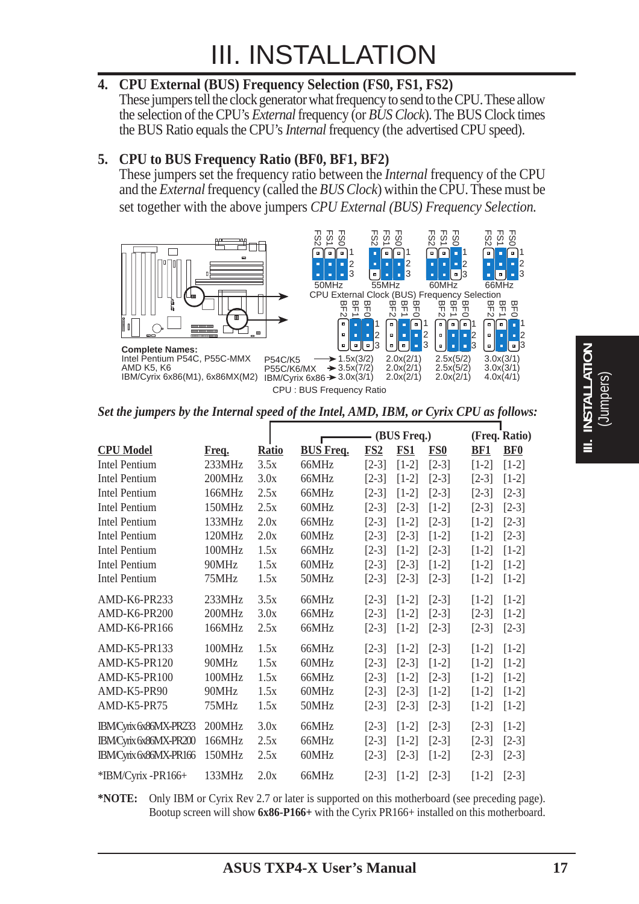# III. INSTALLATION

**4. CPU External (BUS) Frequency Selection (FS0, FS1, FS2)**

These jumpers tell the clock generator what frequency to send to the CPU. These allow the selection of the CPU's *External* frequency (or *BUS Clock*). The BUS Clock times the BUS Ratio equals the CPU's *Internal* frequency (the advertised CPU speed).

**5. CPU to BUS Frequency Ratio (BF0, BF1, BF2)**

These jumpers set the frequency ratio between the *Internal* frequency of the CPU and the *External* frequency (called the *BUS Clock*) within the CPU. These must be set together with the above jumpers *CPU External (BUS) Frequency Selection.*

FS2 FS1 FS0 — 50MHz, 55MHz, 60MHz, 66MHz

CPU External Clock (BUS) Frequency Selection

BF2 BF1 BF0

**Complete Names:**
Intel Pentium P54C, P55C-MMX
AMD K5, K6
IBM/Cyrix 6x86(M1), 6x86MX(M2)

| | | | | |
|---|---|---|---|---|
| P54C/K5 | 1.5x(3/2) | 2.0x(2/1) | 2.5x(5/2) | 3.0x(3/1) |
| P55C/K6/MX | 3.5x(7/2) | 2.0x(2/1) | 2.5x(5/2) | 3.0x(3/1) |
| IBM/Cyrix 6x86 | 3.0x(3/1) | 2.0x(2/1) | 2.0x(2/1) | 4.0x(4/1) |

CPU : BUS Frequency Ratio

***Set the jumpers by the Internal speed of the Intel, AMD, IBM, or Cyrix CPU as follows:***

| CPU Model | Freq. | Ratio | BUS Freq. | FS2 (BUS Freq.) | FS1 | FS0 | BF1 (Freq. Ratio) | BF0 |
|---|---|---|---|---|---|---|---|---|
| Intel Pentium | 233MHz | 3.5x | 66MHz | [2-3] | [1-2] | [2-3] | [1-2] | [1-2] |
| Intel Pentium | 200MHz | 3.0x | 66MHz | [2-3] | [1-2] | [2-3] | [2-3] | [1-2] |
| Intel Pentium | 166MHz | 2.5x | 66MHz | [2-3] | [1-2] | [2-3] | [2-3] | [2-3] |
| Intel Pentium | 150MHz | 2.5x | 60MHz | [2-3] | [2-3] | [1-2] | [2-3] | [2-3] |
| Intel Pentium | 133MHz | 2.0x | 66MHz | [2-3] | [1-2] | [2-3] | [1-2] | [2-3] |
| Intel Pentium | 120MHz | 2.0x | 60MHz | [2-3] | [2-3] | [1-2] | [1-2] | [2-3] |
| Intel Pentium | 100MHz | 1.5x | 66MHz | [2-3] | [1-2] | [2-3] | [1-2] | [1-2] |
| Intel Pentium | 90MHz | 1.5x | 60MHz | [2-3] | [2-3] | [1-2] | [1-2] | [1-2] |
| Intel Pentium | 75MHz | 1.5x | 50MHz | [2-3] | [2-3] | [2-3] | [1-2] | [1-2] |
| AMD-K6-PR233 | 233MHz | 3.5x | 66MHz | [2-3] | [1-2] | [2-3] | [1-2] | [1-2] |
| AMD-K6-PR200 | 200MHz | 3.0x | 66MHz | [2-3] | [1-2] | [2-3] | [2-3] | [1-2] |
| AMD-K6-PR166 | 166MHz | 2.5x | 66MHz | [2-3] | [1-2] | [2-3] | [2-3] | [2-3] |
| AMD-K5-PR133 | 100MHz | 1.5x | 66MHz | [2-3] | [1-2] | [2-3] | [1-2] | [1-2] |
| AMD-K5-PR120 | 90MHz | 1.5x | 60MHz | [2-3] | [2-3] | [1-2] | [1-2] | [1-2] |
| AMD-K5-PR100 | 100MHz | 1.5x | 66MHz | [2-3] | [1-2] | [2-3] | [1-2] | [1-2] |
| AMD-K5-PR90 | 90MHz | 1.5x | 60MHz | [2-3] | [2-3] | [1-2] | [1-2] | [1-2] |
| AMD-K5-PR75 | 75MHz | 1.5x | 50MHz | [2-3] | [2-3] | [2-3] | [1-2] | [1-2] |
| IBM/Cyrix 6x86MX-PR233 | 200MHz | 3.0x | 66MHz | [2-3] | [1-2] | [2-3] | [2-3] | [1-2] |
| IBM/Cyrix 6x86MX-PR200 | 166MHz | 2.5x | 66MHz | [2-3] | [1-2] | [2-3] | [2-3] | [2-3] |
| IBM/Cyrix 6x86MX-PR166 | 150MHz | 2.5x | 60MHz | [2-3] | [2-3] | [1-2] | [2-3] | [2-3] |
| *IBM/Cyrix -PR166+ | 133MHz | 2.0x | 66MHz | [2-3] | [1-2] | [2-3] | [1-2] | [2-3] |

**\*NOTE:** Only IBM or Cyrix Rev 2.7 or later is supported on this motherboard (see preceding page). Bootup screen will show **6x86-P166+** with the Cyrix PR166+ installed on this motherboard.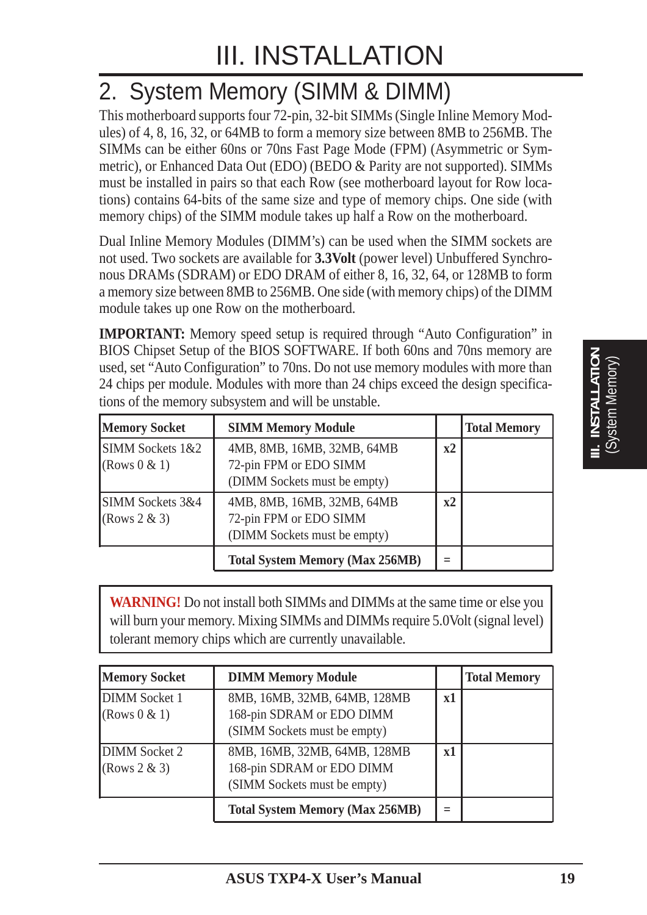# III. INSTALLATION

## 2. System Memory (SIMM & DIMM)

This motherboard supports four 72-pin, 32-bit SIMMs (Single Inline Memory Modules) of 4, 8, 16, 32, or 64MB to form a memory size between 8MB to 256MB. The SIMMs can be either 60ns or 70ns Fast Page Mode (FPM) (Asymmetric or Symmetric), or Enhanced Data Out (EDO) (BEDO & Parity are not supported). SIMMs must be installed in pairs so that each Row (see motherboard layout for Row locations) contains 64-bits of the same size and type of memory chips. One side (with memory chips) of the SIMM module takes up half a Row on the motherboard.

Dual Inline Memory Modules (DIMM's) can be used when the SIMM sockets are not used. Two sockets are available for **3.3Volt** (power level) Unbuffered Synchronous DRAMs (SDRAM) or EDO DRAM of either 8, 16, 32, 64, or 128MB to form a memory size between 8MB to 256MB. One side (with memory chips) of the DIMM module takes up one Row on the motherboard.

**IMPORTANT:** Memory speed setup is required through "Auto Configuration" in BIOS Chipset Setup of the BIOS SOFTWARE. If both 60ns and 70ns memory are used, set "Auto Configuration" to 70ns. Do not use memory modules with more than 24 chips per module. Modules with more than 24 chips exceed the design specifications of the memory subsystem and will be unstable.

| Memory Socket | SIMM Memory Module | | Total Memory |
|---|---|---|---|
| SIMM Sockets 1&2 (Rows 0 & 1) | 4MB, 8MB, 16MB, 32MB, 64MB 72-pin FPM or EDO SIMM (DIMM Sockets must be empty) | x2 | |
| SIMM Sockets 3&4 (Rows 2 & 3) | 4MB, 8MB, 16MB, 32MB, 64MB 72-pin FPM or EDO SIMM (DIMM Sockets must be empty) | x2 | |
| | **Total System Memory (Max 256MB)** | = | |

**WARNING!** Do not install both SIMMs and DIMMs at the same time or else you will burn your memory. Mixing SIMMs and DIMMs require 5.0Volt (signal level) tolerant memory chips which are currently unavailable.

| Memory Socket | DIMM Memory Module | | Total Memory |
|---|---|---|---|
| DIMM Socket 1 (Rows 0 & 1) | 8MB, 16MB, 32MB, 64MB, 128MB 168-pin SDRAM or EDO DIMM (SIMM Sockets must be empty) | x1 | |
| DIMM Socket 2 (Rows 2 & 3) | 8MB, 16MB, 32MB, 64MB, 128MB 168-pin SDRAM or EDO DIMM (SIMM Sockets must be empty) | x1 | |
| | **Total System Memory (Max 256MB)** | = | |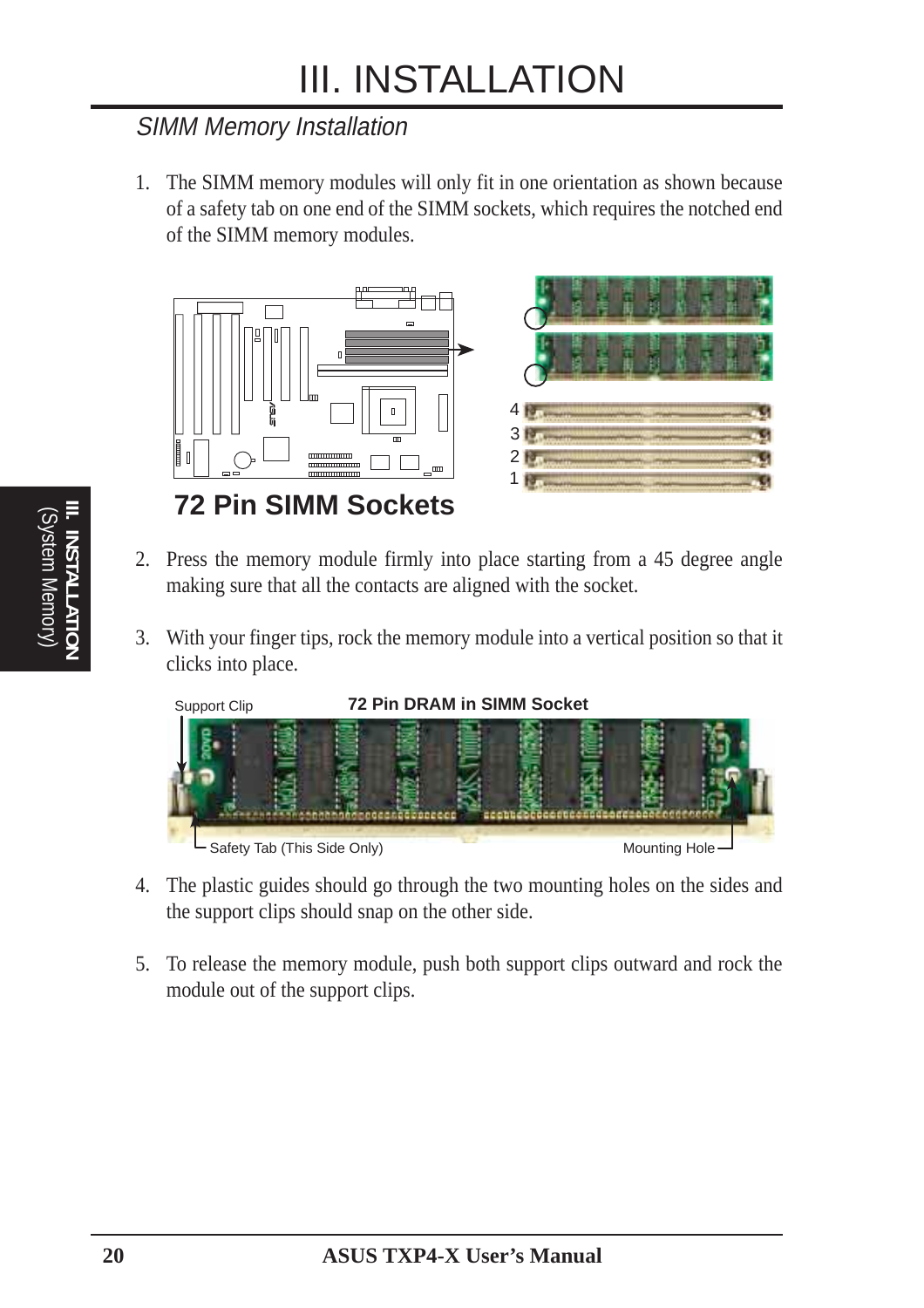# III. INSTALLATION

## *SIMM Memory Installation*

1. The SIMM memory modules will only fit in one orientation as shown because of a safety tab on one end of the SIMM sockets, which requires the notched end of the SIMM memory modules.

**72 Pin SIMM Sockets**

2. Press the memory module firmly into place starting from a 45 degree angle making sure that all the contacts are aligned with the socket.

3. With your finger tips, rock the memory module into a vertical position so that it clicks into place.

**72 Pin DRAM in SIMM Socket**

Support Clip

Safety Tab (This Side Only)

Mounting Hole

4. The plastic guides should go through the two mounting holes on the sides and the support clips should snap on the other side.

5. To release the memory module, push both support clips outward and rock the module out of the support clips.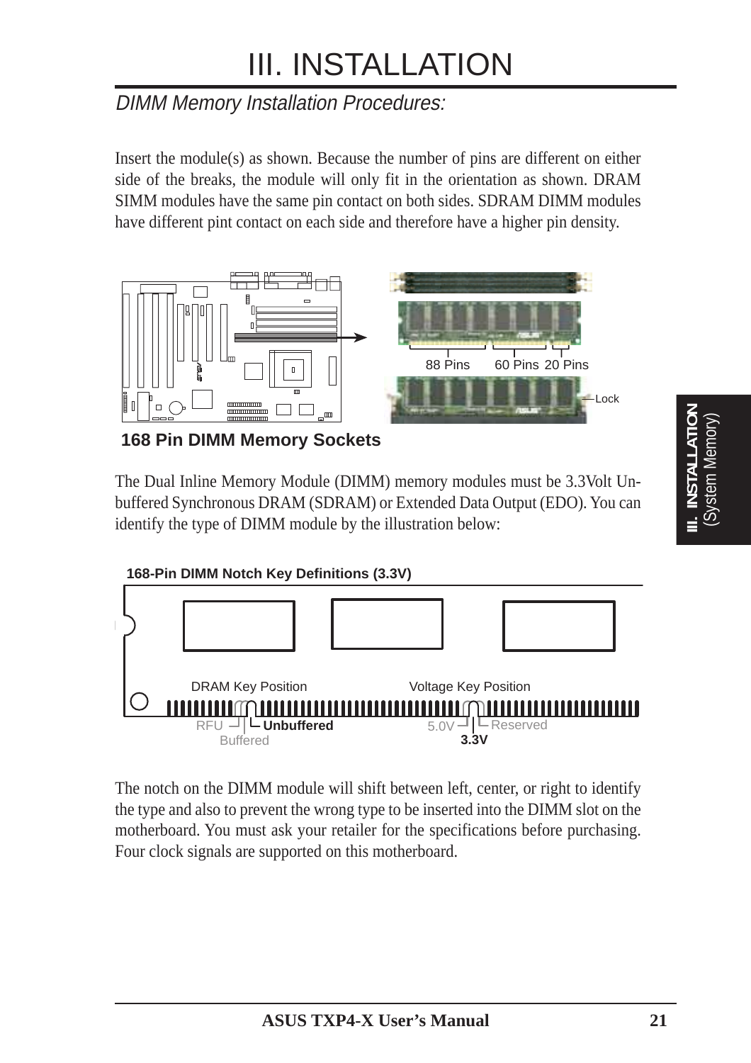# III. INSTALLATION

*DIMM Memory Installation Procedures:*

Insert the module(s) as shown. Because the number of pins are different on either side of the breaks, the module will only fit in the orientation as shown. DRAM SIMM modules have the same pin contact on both sides. SDRAM DIMM modules have different pint contact on each side and therefore have a higher pin density.

88 Pins 60 Pins 20 Pins

Lock

**168 Pin DIMM Memory Sockets**

The Dual Inline Memory Module (DIMM) memory modules must be 3.3Volt Un-buffered Synchronous DRAM (SDRAM) or Extended Data Output (EDO). You can identify the type of DIMM module by the illustration below:

**168-Pin DIMM Notch Key Definitions (3.3V)**

DRAM Key Position: RFU, **Unbuffered**, Buffered

Voltage Key Position: 5.0V, Reserved, **3.3V**

The notch on the DIMM module will shift between left, center, or right to identify the type and also to prevent the wrong type to be inserted into the DIMM slot on the motherboard. You must ask your retailer for the specifications before purchasing. Four clock signals are supported on this motherboard.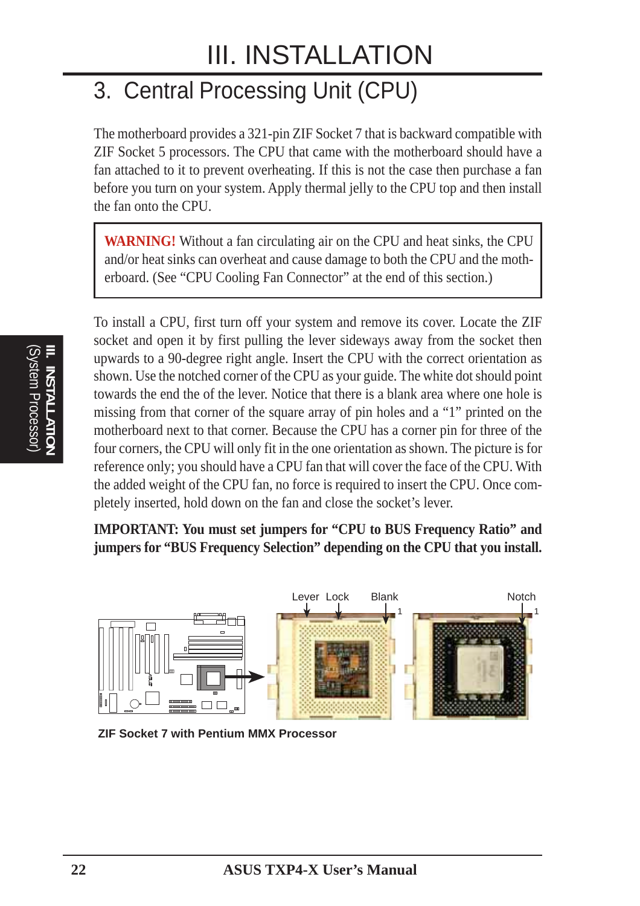# III. INSTALLATION

## 3. Central Processing Unit (CPU)

The motherboard provides a 321-pin ZIF Socket 7 that is backward compatible with ZIF Socket 5 processors. The CPU that came with the motherboard should have a fan attached to it to prevent overheating. If this is not the case then purchase a fan before you turn on your system. Apply thermal jelly to the CPU top and then install the fan onto the CPU.

> **WARNING!** Without a fan circulating air on the CPU and heat sinks, the CPU and/or heat sinks can overheat and cause damage to both the CPU and the motherboard. (See "CPU Cooling Fan Connector" at the end of this section.)

To install a CPU, first turn off your system and remove its cover. Locate the ZIF socket and open it by first pulling the lever sideways away from the socket then upwards to a 90-degree right angle. Insert the CPU with the correct orientation as shown. Use the notched corner of the CPU as your guide. The white dot should point towards the end the of the lever. Notice that there is a blank area where one hole is missing from that corner of the square array of pin holes and a "1" printed on the motherboard next to that corner. Because the CPU has a corner pin for three of the four corners, the CPU will only fit in the one orientation as shown. The picture is for reference only; you should have a CPU fan that will cover the face of the CPU. With the added weight of the CPU fan, no force is required to insert the CPU. Once completely inserted, hold down on the fan and close the socket's lever.

**IMPORTANT: You must set jumpers for "CPU to BUS Frequency Ratio" and jumpers for "BUS Frequency Selection" depending on the CPU that you install.**

Lever Lock Blank 1 Notch 1

**ZIF Socket 7 with Pentium MMX Processor**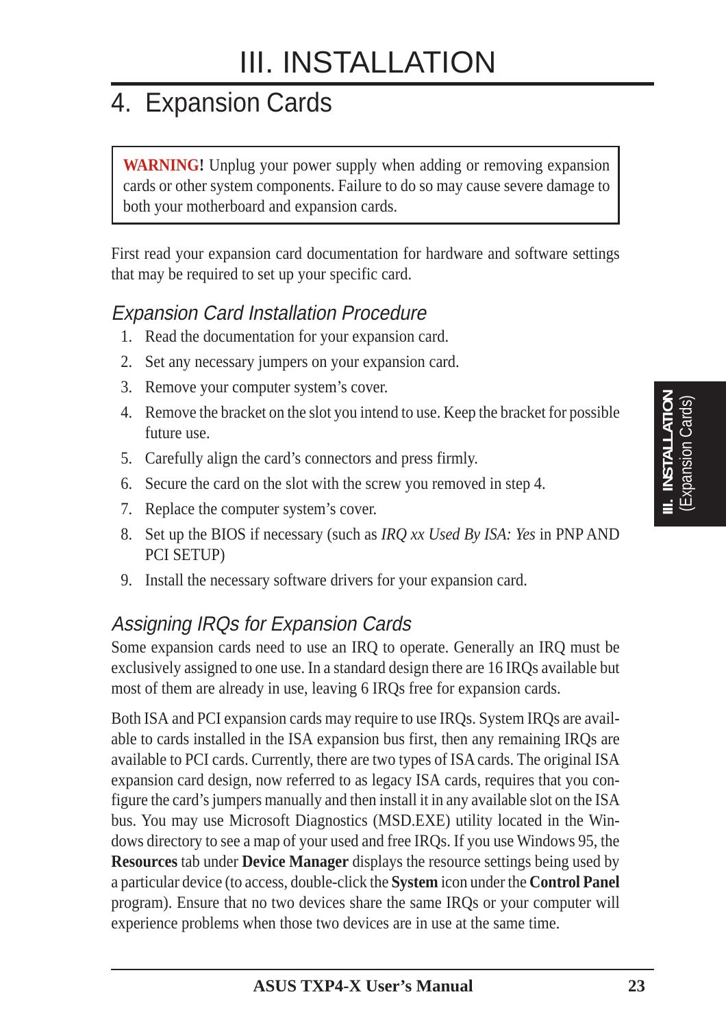# III. INSTALLATION

## 4. Expansion Cards

**WARNING!** Unplug your power supply when adding or removing expansion cards or other system components. Failure to do so may cause severe damage to both your motherboard and expansion cards.

First read your expansion card documentation for hardware and software settings that may be required to set up your specific card.

### *Expansion Card Installation Procedure*

1. Read the documentation for your expansion card.
2. Set any necessary jumpers on your expansion card.
3. Remove your computer system's cover.
4. Remove the bracket on the slot you intend to use. Keep the bracket for possible future use.
5. Carefully align the card's connectors and press firmly.
6. Secure the card on the slot with the screw you removed in step 4.
7. Replace the computer system's cover.
8. Set up the BIOS if necessary (such as *IRQ xx Used By ISA: Yes* in PNP AND PCI SETUP)
9. Install the necessary software drivers for your expansion card.

### *Assigning IRQs for Expansion Cards*

Some expansion cards need to use an IRQ to operate. Generally an IRQ must be exclusively assigned to one use. In a standard design there are 16 IRQs available but most of them are already in use, leaving 6 IRQs free for expansion cards.

Both ISA and PCI expansion cards may require to use IRQs. System IRQs are available to cards installed in the ISA expansion bus first, then any remaining IRQs are available to PCI cards. Currently, there are two types of ISA cards. The original ISA expansion card design, now referred to as legacy ISA cards, requires that you configure the card's jumpers manually and then install it in any available slot on the ISA bus. You may use Microsoft Diagnostics (MSD.EXE) utility located in the Windows directory to see a map of your used and free IRQs. If you use Windows 95, the **Resources** tab under **Device Manager** displays the resource settings being used by a particular device (to access, double-click the **System** icon under the **Control Panel** program). Ensure that no two devices share the same IRQs or your computer will experience problems when those two devices are in use at the same time.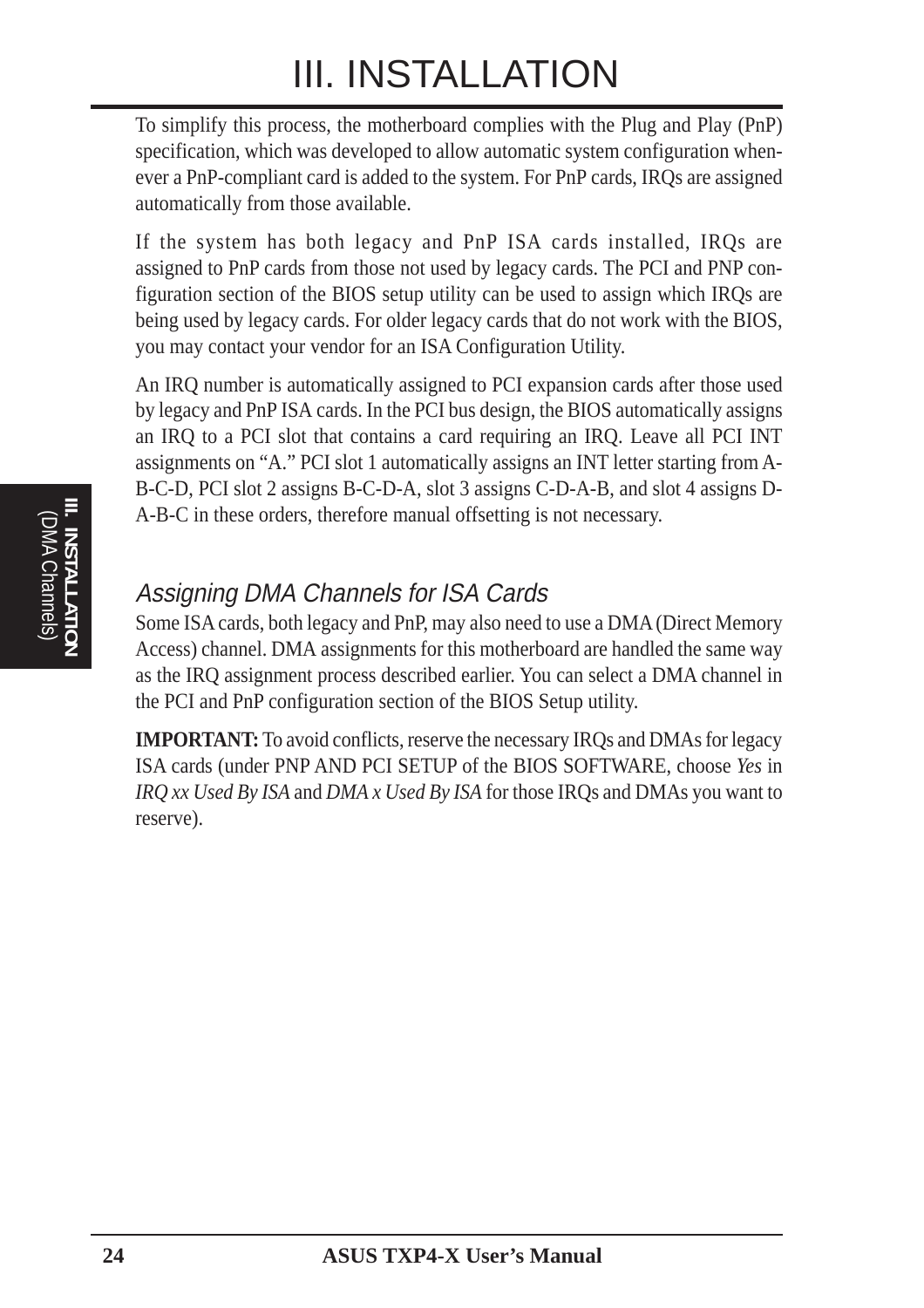To simplify this process, the motherboard complies with the Plug and Play (PnP) specification, which was developed to allow automatic system configuration whenever a PnP-compliant card is added to the system. For PnP cards, IRQs are assigned automatically from those available.

If the system has both legacy and PnP ISA cards installed, IRQs are assigned to PnP cards from those not used by legacy cards. The PCI and PNP configuration section of the BIOS setup utility can be used to assign which IRQs are being used by legacy cards. For older legacy cards that do not work with the BIOS, you may contact your vendor for an ISA Configuration Utility.

An IRQ number is automatically assigned to PCI expansion cards after those used by legacy and PnP ISA cards. In the PCI bus design, the BIOS automatically assigns an IRQ to a PCI slot that contains a card requiring an IRQ. Leave all PCI INT assignments on “A.” PCI slot 1 automatically assigns an INT letter starting from A-B-C-D, PCI slot 2 assigns B-C-D-A, slot 3 assigns C-D-A-B, and slot 4 assigns D-A-B-C in these orders, therefore manual offsetting is not necessary.

### *Assigning DMA Channels for ISA Cards*

Some ISA cards, both legacy and PnP, may also need to use a DMA (Direct Memory Access) channel. DMA assignments for this motherboard are handled the same way as the IRQ assignment process described earlier. You can select a DMA channel in the PCI and PnP configuration section of the BIOS Setup utility.

**IMPORTANT:** To avoid conflicts, reserve the necessary IRQs and DMAs for legacy ISA cards (under PNP AND PCI SETUP of the BIOS SOFTWARE, choose *Yes* in *IRQ xx Used By ISA* and *DMA x Used By ISA* for those IRQs and DMAs you want to reserve).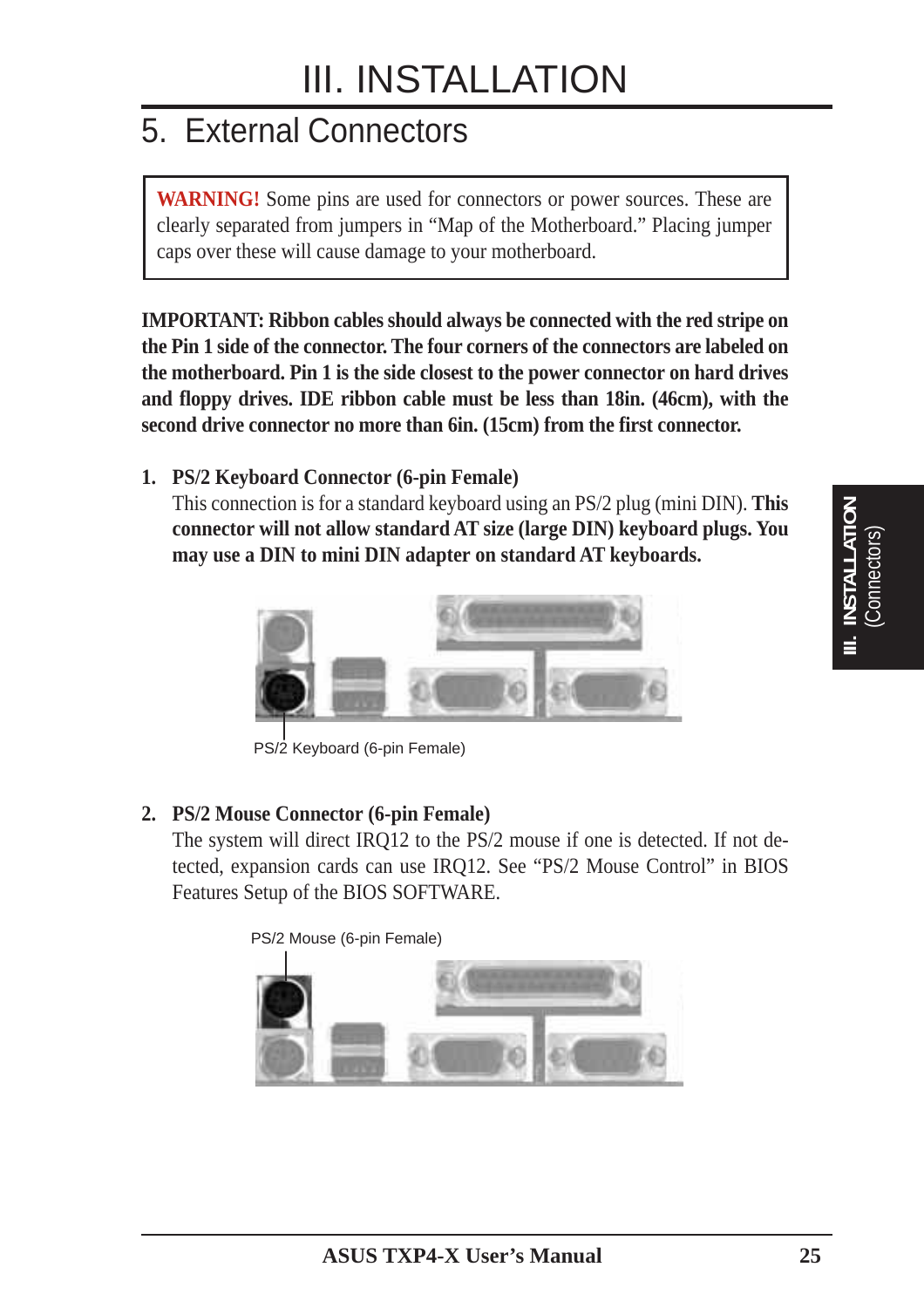# III. INSTALLATION

## 5. External Connectors

> **WARNING!** Some pins are used for connectors or power sources. These are clearly separated from jumpers in "Map of the Motherboard." Placing jumper caps over these will cause damage to your motherboard.

**IMPORTANT: Ribbon cables should always be connected with the red stripe on the Pin 1 side of the connector. The four corners of the connectors are labeled on the motherboard. Pin 1 is the side closest to the power connector on hard drives and floppy drives. IDE ribbon cable must be less than 18in. (46cm), with the second drive connector no more than 6in. (15cm) from the first connector.**

1. **PS/2 Keyboard Connector (6-pin Female)**
   This connection is for a standard keyboard using an PS/2 plug (mini DIN). **This connector will not allow standard AT size (large DIN) keyboard plugs. You may use a DIN to mini DIN adapter on standard AT keyboards.**

   PS/2 Keyboard (6-pin Female)

2. **PS/2 Mouse Connector (6-pin Female)**
   The system will direct IRQ12 to the PS/2 mouse if one is detected. If not detected, expansion cards can use IRQ12. See "PS/2 Mouse Control" in BIOS Features Setup of the BIOS SOFTWARE.

   PS/2 Mouse (6-pin Female)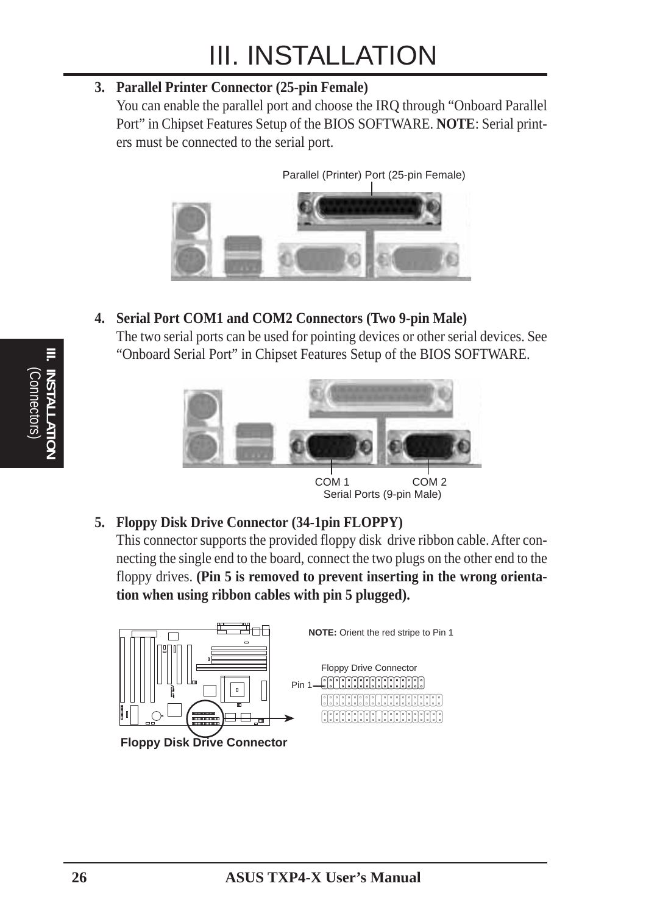3. **Parallel Printer Connector (25-pin Female)**
   You can enable the parallel port and choose the IRQ through “Onboard Parallel Port” in Chipset Features Setup of the BIOS SOFTWARE. **NOTE**: Serial printers must be connected to the serial port.

Parallel (Printer) Port (25-pin Female)

4. **Serial Port COM1 and COM2 Connectors (Two 9-pin Male)**
   The two serial ports can be used for pointing devices or other serial devices. See “Onboard Serial Port” in Chipset Features Setup of the BIOS SOFTWARE.

COM 1 COM 2
Serial Ports (9-pin Male)

5. **Floppy Disk Drive Connector (34-1pin FLOPPY)**
   This connector supports the provided floppy disk drive ribbon cable. After connecting the single end to the board, connect the two plugs on the other end to the floppy drives. **(Pin 5 is removed to prevent inserting in the wrong orientation when using ribbon cables with pin 5 plugged).**

**NOTE:** Orient the red stripe to Pin 1

Floppy Drive Connector

Pin 1

**Floppy Disk Drive Connector**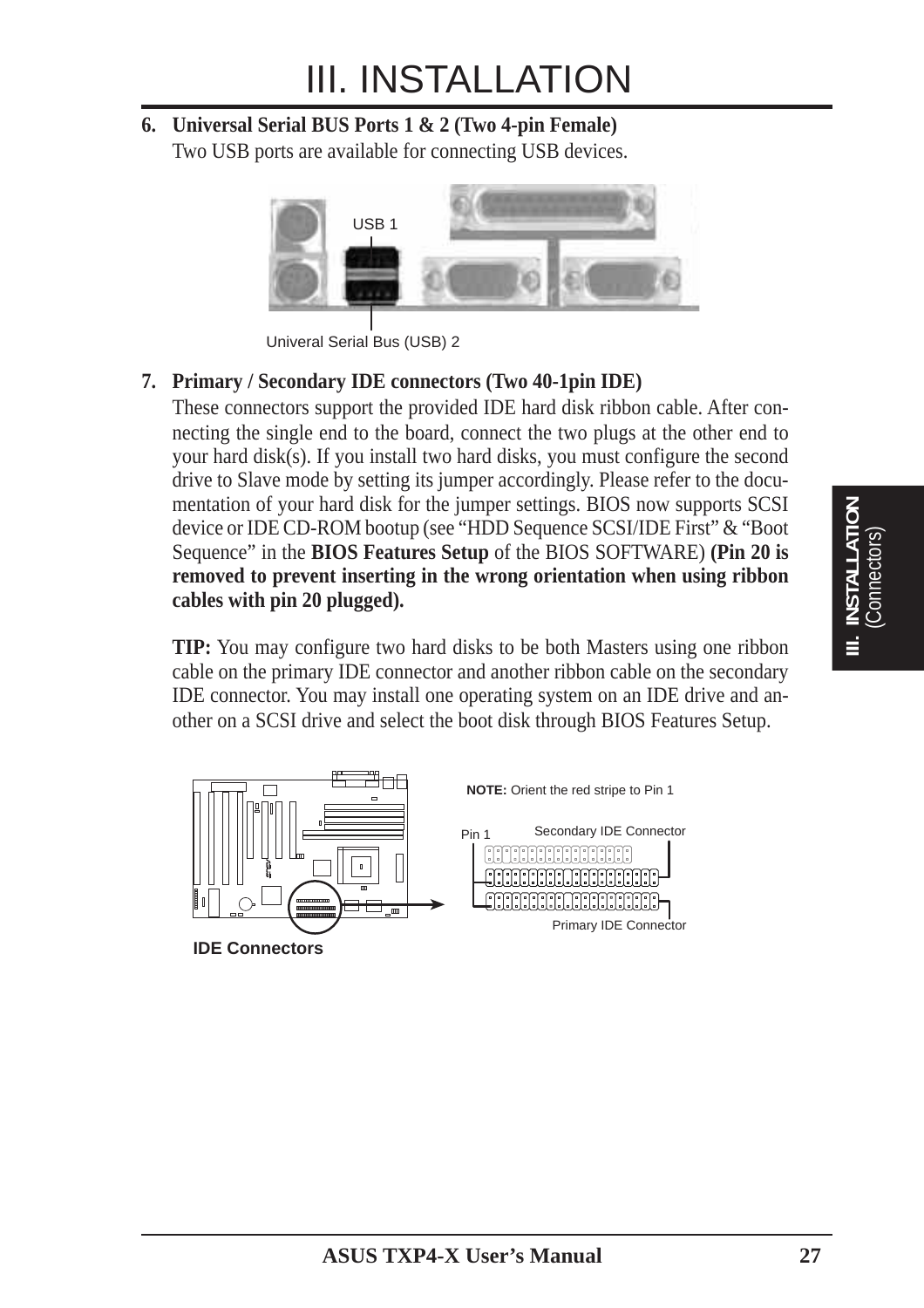# III. INSTALLATION

**6. Universal Serial BUS Ports 1 & 2 (Two 4-pin Female)**
Two USB ports are available for connecting USB devices.

USB 1

Univeral Serial Bus (USB) 2

**7. Primary / Secondary IDE connectors (Two 40-1pin IDE)**
These connectors support the provided IDE hard disk ribbon cable. After connecting the single end to the board, connect the two plugs at the other end to your hard disk(s). If you install two hard disks, you must configure the second drive to Slave mode by setting its jumper accordingly. Please refer to the documentation of your hard disk for the jumper settings. BIOS now supports SCSI device or IDE CD-ROM bootup (see "HDD Sequence SCSI/IDE First" & "Boot Sequence" in the **BIOS Features Setup** of the BIOS SOFTWARE) **(Pin 20 is removed to prevent inserting in the wrong orientation when using ribbon cables with pin 20 plugged).**

**TIP:** You may configure two hard disks to be both Masters using one ribbon cable on the primary IDE connector and another ribbon cable on the secondary IDE connector. You may install one operating system on an IDE drive and another on a SCSI drive and select the boot disk through BIOS Features Setup.

**NOTE:** Orient the red stripe to Pin 1

Pin 1 — Secondary IDE Connector — Primary IDE Connector

**IDE Connectors**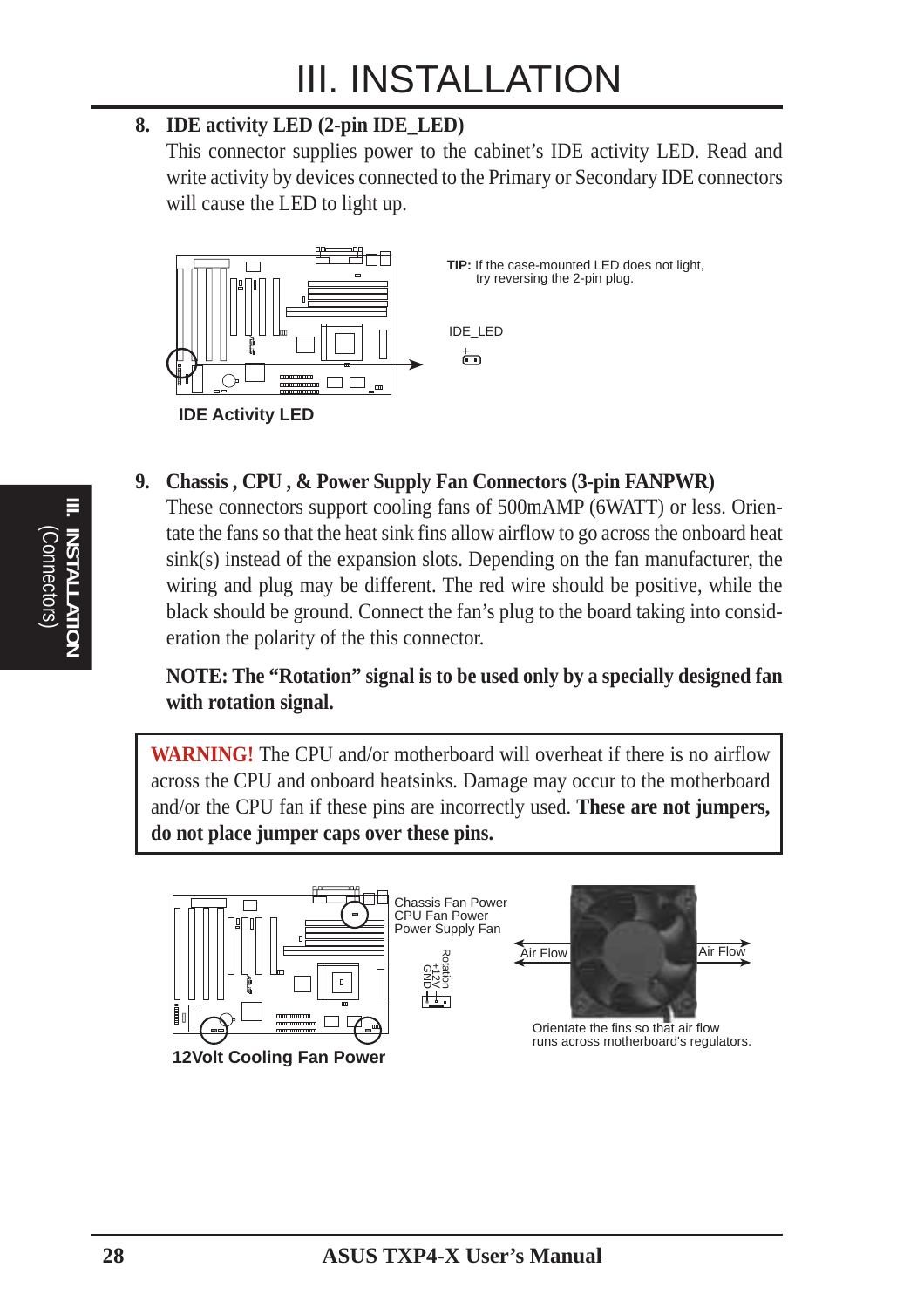# III. INSTALLATION

**8. IDE activity LED (2-pin IDE_LED)**

This connector supplies power to the cabinet's IDE activity LED. Read and write activity by devices connected to the Primary or Secondary IDE connectors will cause the LED to light up.

**TIP:** If the case-mounted LED does not light, try reversing the 2-pin plug.

IDE_LED

+ –

**IDE Activity LED**

**9. Chassis , CPU , & Power Supply Fan Connectors (3-pin FANPWR)**

These connectors support cooling fans of 500mAMP (6WATT) or less. Orientate the fans so that the heat sink fins allow airflow to go across the onboard heat sink(s) instead of the expansion slots. Depending on the fan manufacturer, the wiring and plug may be different. The red wire should be positive, while the black should be ground. Connect the fan's plug to the board taking into consideration the polarity of the this connector.

**NOTE: The "Rotation" signal is to be used only by a specially designed fan with rotation signal.**

> **WARNING!** The CPU and/or motherboard will overheat if there is no airflow across the CPU and onboard heatsinks. Damage may occur to the motherboard and/or the CPU fan if these pins are incorrectly used. **These are not jumpers, do not place jumper caps over these pins.**

Chassis Fan Power
CPU Fan Power
Power Supply Fan

Rotation
+12V
GND

Air Flow

Air Flow

Orientate the fins so that air flow runs across motherboard's regulators.

**12Volt Cooling Fan Power**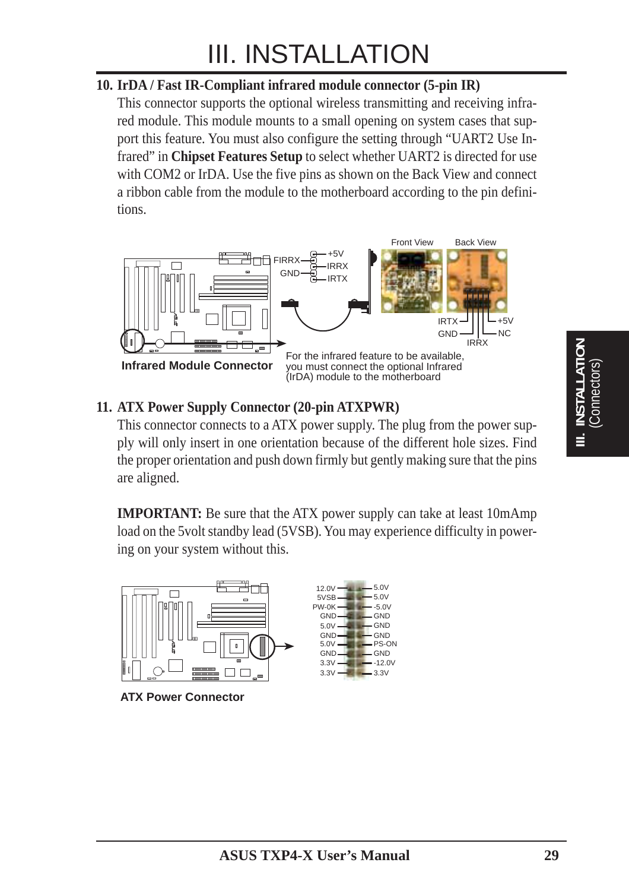# III. INSTALLATION

**10. IrDA / Fast IR-Compliant infrared module connector (5-pin IR)**

This connector supports the optional wireless transmitting and receiving infrared module. This module mounts to a small opening on system cases that support this feature. You must also configure the setting through "UART2 Use Infrared" in **Chipset Features Setup** to select whether UART2 is directed for use with COM2 or IrDA. Use the five pins as shown on the Back View and connect a ribbon cable from the module to the motherboard according to the pin definitions.

FIRRX, GND, +5V, IRRX, IRTX

Front View — Back View

IRTX, GND, IRRX, +5V, NC

**Infrared Module Connector**

For the infrared feature to be available, you must connect the optional Infrared (IrDA) module to the motherboard

**11. ATX Power Supply Connector (20-pin ATXPWR)**

This connector connects to a ATX power supply. The plug from the power supply will only insert in one orientation because of the different hole sizes. Find the proper orientation and push down firmly but gently making sure that the pins are aligned.

**IMPORTANT:** Be sure that the ATX power supply can take at least 10mAmp load on the 5volt standby lead (5VSB). You may experience difficulty in powering on your system without this.

| | |
|---|---|
| 12.0V | 5.0V |
| 5VSB | 5.0V |
| PW-OK | -5.0V |
| GND | GND |
| 5.0V | GND |
| GND | GND |
| 5.0V | PS-ON |
| GND | GND |
| 3.3V | -12.0V |
| 3.3V | 3.3V |

**ATX Power Connector**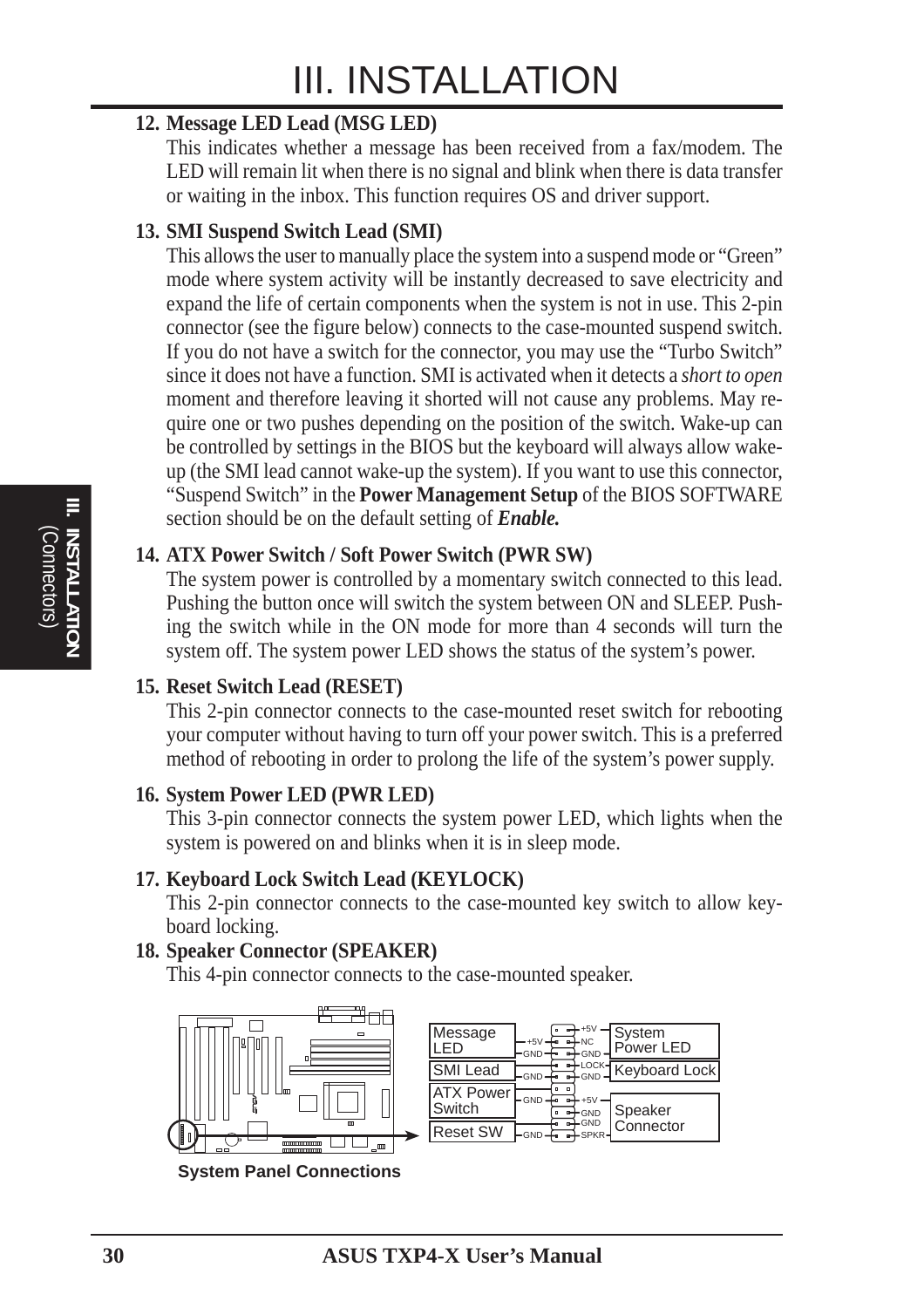# III. INSTALLATION

**12. Message LED Lead (MSG LED)**

This indicates whether a message has been received from a fax/modem. The LED will remain lit when there is no signal and blink when there is data transfer or waiting in the inbox. This function requires OS and driver support.

**13. SMI Suspend Switch Lead (SMI)**

This allows the user to manually place the system into a suspend mode or "Green" mode where system activity will be instantly decreased to save electricity and expand the life of certain components when the system is not in use. This 2-pin connector (see the figure below) connects to the case-mounted suspend switch. If you do not have a switch for the connector, you may use the "Turbo Switch" since it does not have a function. SMI is activated when it detects a *short to open* moment and therefore leaving it shorted will not cause any problems. May require one or two pushes depending on the position of the switch. Wake-up can be controlled by settings in the BIOS but the keyboard will always allow wake-up (the SMI lead cannot wake-up the system). If you want to use this connector, "Suspend Switch" in the **Power Management Setup** of the BIOS SOFTWARE section should be on the default setting of ***Enable.***

**14. ATX Power Switch / Soft Power Switch (PWR SW)**

The system power is controlled by a momentary switch connected to this lead. Pushing the button once will switch the system between ON and SLEEP. Pushing the switch while in the ON mode for more than 4 seconds will turn the system off. The system power LED shows the status of the system's power.

**15. Reset Switch Lead (RESET)**

This 2-pin connector connects to the case-mounted reset switch for rebooting your computer without having to turn off your power switch. This is a preferred method of rebooting in order to prolong the life of the system's power supply.

**16. System Power LED (PWR LED)**

This 3-pin connector connects the system power LED, which lights when the system is powered on and blinks when it is in sleep mode.

**17. Keyboard Lock Switch Lead (KEYLOCK)**

This 2-pin connector connects to the case-mounted key switch to allow keyboard locking.

**18. Speaker Connector (SPEAKER)**

This 4-pin connector connects to the case-mounted speaker.

| Left label | Left pin | Right pin | Right label |
|---|---|---|---|
| Message LED | +5V | +5V | System Power LED |
| | GND | NC | |
| SMI Lead | GND | GND | |
| | | LOCK | Keyboard Lock |
| ATX Power Switch | GND | GND | |
| | | +5V | Speaker Connector |
| Reset SW | GND | GND | |
| | | GND | |
| | | SPKR | |

**System Panel Connections**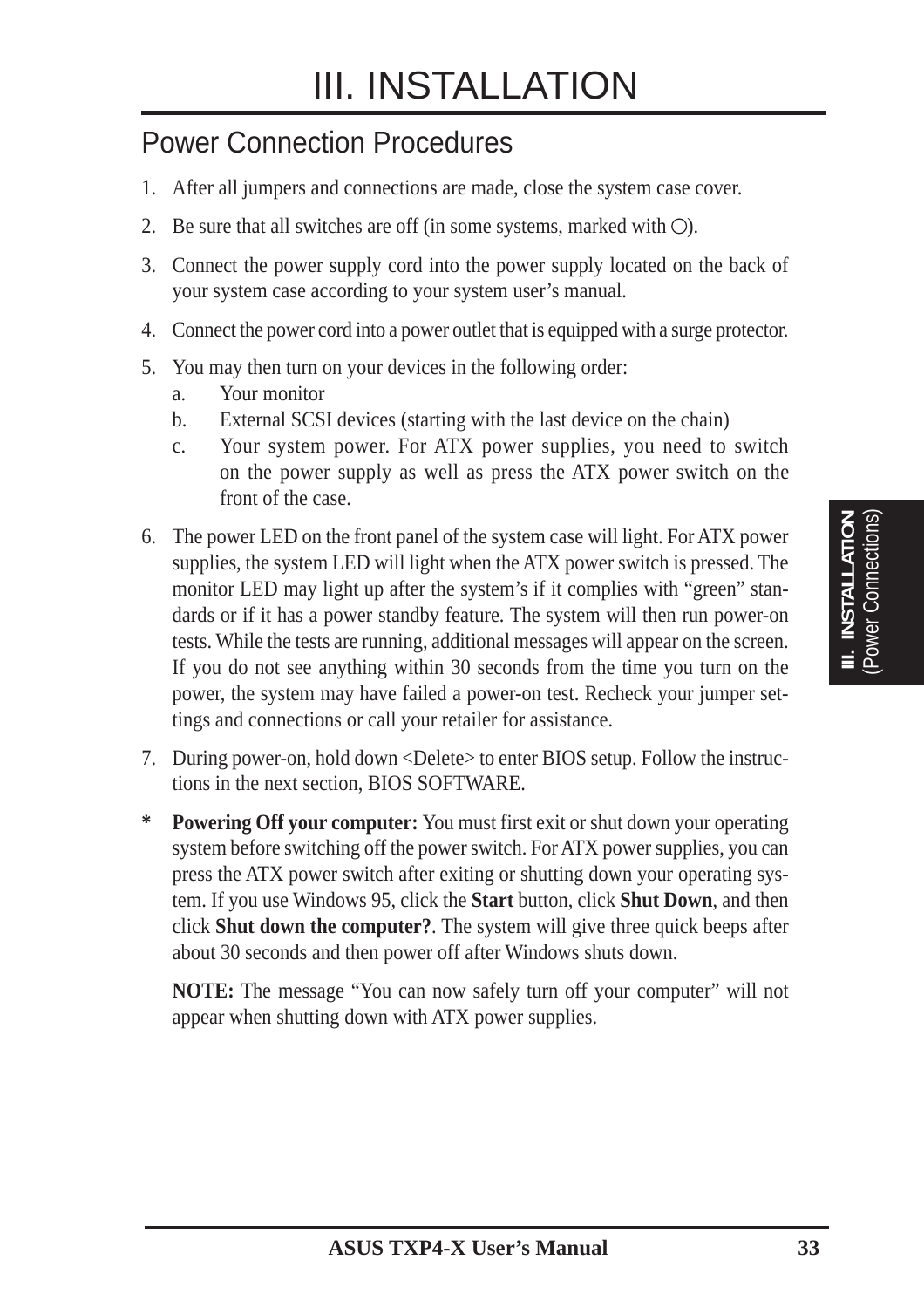# III. INSTALLATION

## Power Connection Procedures

1. After all jumpers and connections are made, close the system case cover.
2. Be sure that all switches are off (in some systems, marked with ○).
3. Connect the power supply cord into the power supply located on the back of your system case according to your system user's manual.
4. Connect the power cord into a power outlet that is equipped with a surge protector.
5. You may then turn on your devices in the following order:
   a. Your monitor
   b. External SCSI devices (starting with the last device on the chain)
   c. Your system power. For ATX power supplies, you need to switch on the power supply as well as press the ATX power switch on the front of the case.
6. The power LED on the front panel of the system case will light. For ATX power supplies, the system LED will light when the ATX power switch is pressed. The monitor LED may light up after the system's if it complies with "green" standards or if it has a power standby feature. The system will then run power-on tests. While the tests are running, additional messages will appear on the screen. If you do not see anything within 30 seconds from the time you turn on the power, the system may have failed a power-on test. Recheck your jumper settings and connections or call your retailer for assistance.
7. During power-on, hold down <Delete> to enter BIOS setup. Follow the instructions in the next section, BIOS SOFTWARE.

\* **Powering Off your computer:** You must first exit or shut down your operating system before switching off the power switch. For ATX power supplies, you can press the ATX power switch after exiting or shutting down your operating system. If you use Windows 95, click the **Start** button, click **Shut Down**, and then click **Shut down the computer?**. The system will give three quick beeps after about 30 seconds and then power off after Windows shuts down.

**NOTE:** The message "You can now safely turn off your computer" will not appear when shutting down with ATX power supplies.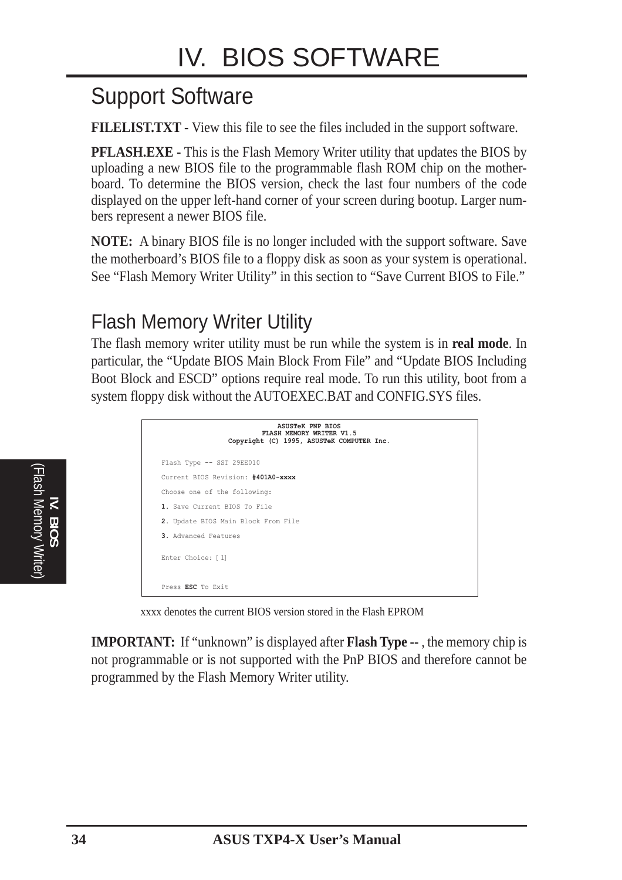# IV. BIOS SOFTWARE

## Support Software

**FILELIST.TXT -** View this file to see the files included in the support software.

**PFLASH.EXE -** This is the Flash Memory Writer utility that updates the BIOS by uploading a new BIOS file to the programmable flash ROM chip on the motherboard. To determine the BIOS version, check the last four numbers of the code displayed on the upper left-hand corner of your screen during bootup. Larger numbers represent a newer BIOS file.

**NOTE:** A binary BIOS file is no longer included with the support software. Save the motherboard's BIOS file to a floppy disk as soon as your system is operational. See "Flash Memory Writer Utility" in this section to "Save Current BIOS to File."

## Flash Memory Writer Utility

The flash memory writer utility must be run while the system is in **real mode**. In particular, the "Update BIOS Main Block From File" and "Update BIOS Including Boot Block and ESCD" options require real mode. To run this utility, boot from a system floppy disk without the AUTOEXEC.BAT and CONFIG.SYS files.

```
                    ASUSTeK PNP BIOS
                 FLASH MEMORY WRITER V1.5
        Copyright (C) 1995, ASUSTeK COMPUTER Inc.

Flash Type -- SST 29EE010

Current BIOS Revision: #401A0-xxxx

Choose one of the following:

1. Save Current BIOS To File

2. Update BIOS Main Block From File

3. Advanced Features

Enter Choice: [ 1]


Press ESC To Exit
```

xxxx denotes the current BIOS version stored in the Flash EPROM

**IMPORTANT:** If "unknown" is displayed after **Flash Type --** , the memory chip is not programmable or is not supported with the PnP BIOS and therefore cannot be programmed by the Flash Memory Writer utility.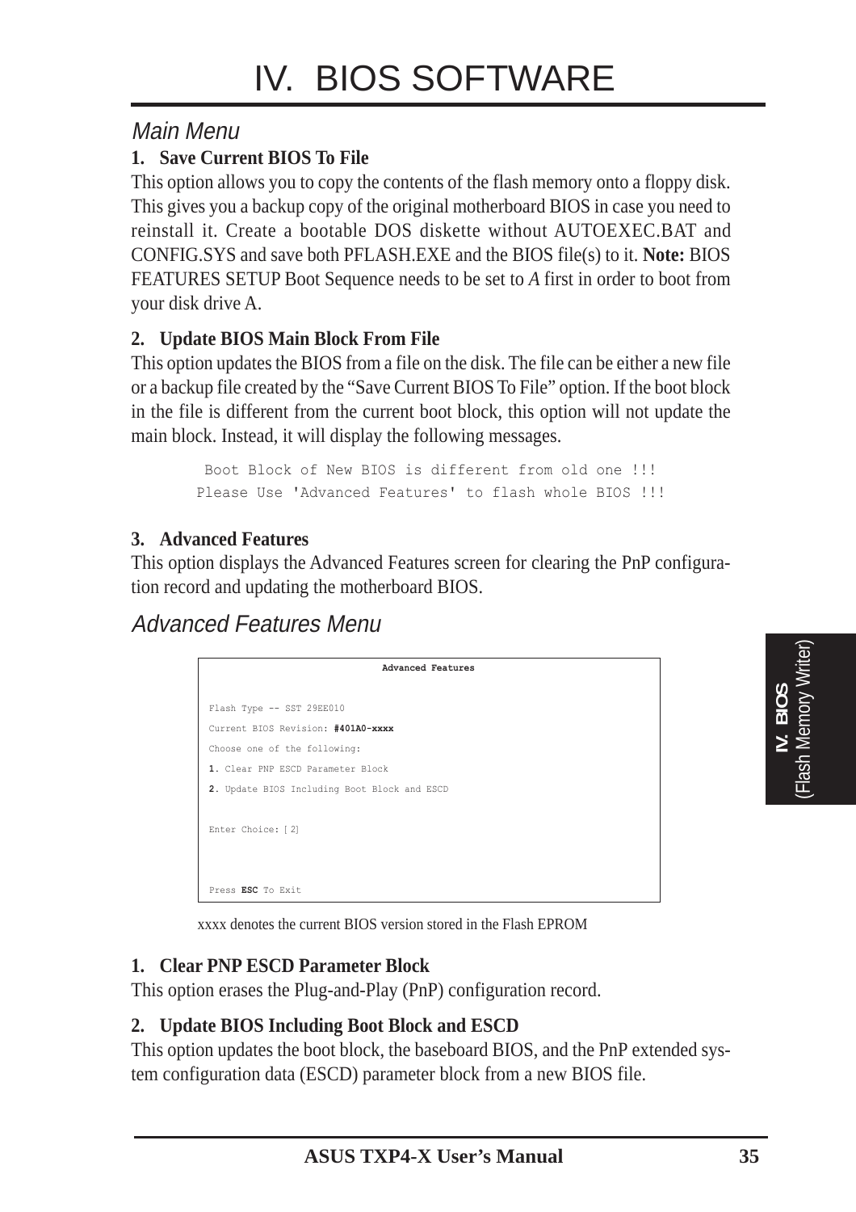# IV. BIOS SOFTWARE

## Main Menu

**1. Save Current BIOS To File**

This option allows you to copy the contents of the flash memory onto a floppy disk. This gives you a backup copy of the original motherboard BIOS in case you need to reinstall it. Create a bootable DOS diskette without AUTOEXEC.BAT and CONFIG.SYS and save both PFLASH.EXE and the BIOS file(s) to it. **Note:** BIOS FEATURES SETUP Boot Sequence needs to be set to *A* first in order to boot from your disk drive A.

**2. Update BIOS Main Block From File**

This option updates the BIOS from a file on the disk. The file can be either a new file or a backup file created by the "Save Current BIOS To File" option. If the boot block in the file is different from the current boot block, this option will not update the main block. Instead, it will display the following messages.

```
 Boot Block of New BIOS is different from old one !!!
Please Use 'Advanced Features' to flash whole BIOS !!!
```

**3. Advanced Features**

This option displays the Advanced Features screen for clearing the PnP configuration record and updating the motherboard BIOS.

## Advanced Features Menu

```
                    Advanced Features

Flash Type -- SST 29EE010
Current BIOS Revision: #401A0-xxxx
Choose one of the following:
1. Clear PNP ESCD Parameter Block
2. Update BIOS Including Boot Block and ESCD

Enter Choice: [ 2]



Press ESC To Exit
```

xxxx denotes the current BIOS version stored in the Flash EPROM

**1. Clear PNP ESCD Parameter Block**

This option erases the Plug-and-Play (PnP) configuration record.

**2. Update BIOS Including Boot Block and ESCD**

This option updates the boot block, the baseboard BIOS, and the PnP extended system configuration data (ESCD) parameter block from a new BIOS file.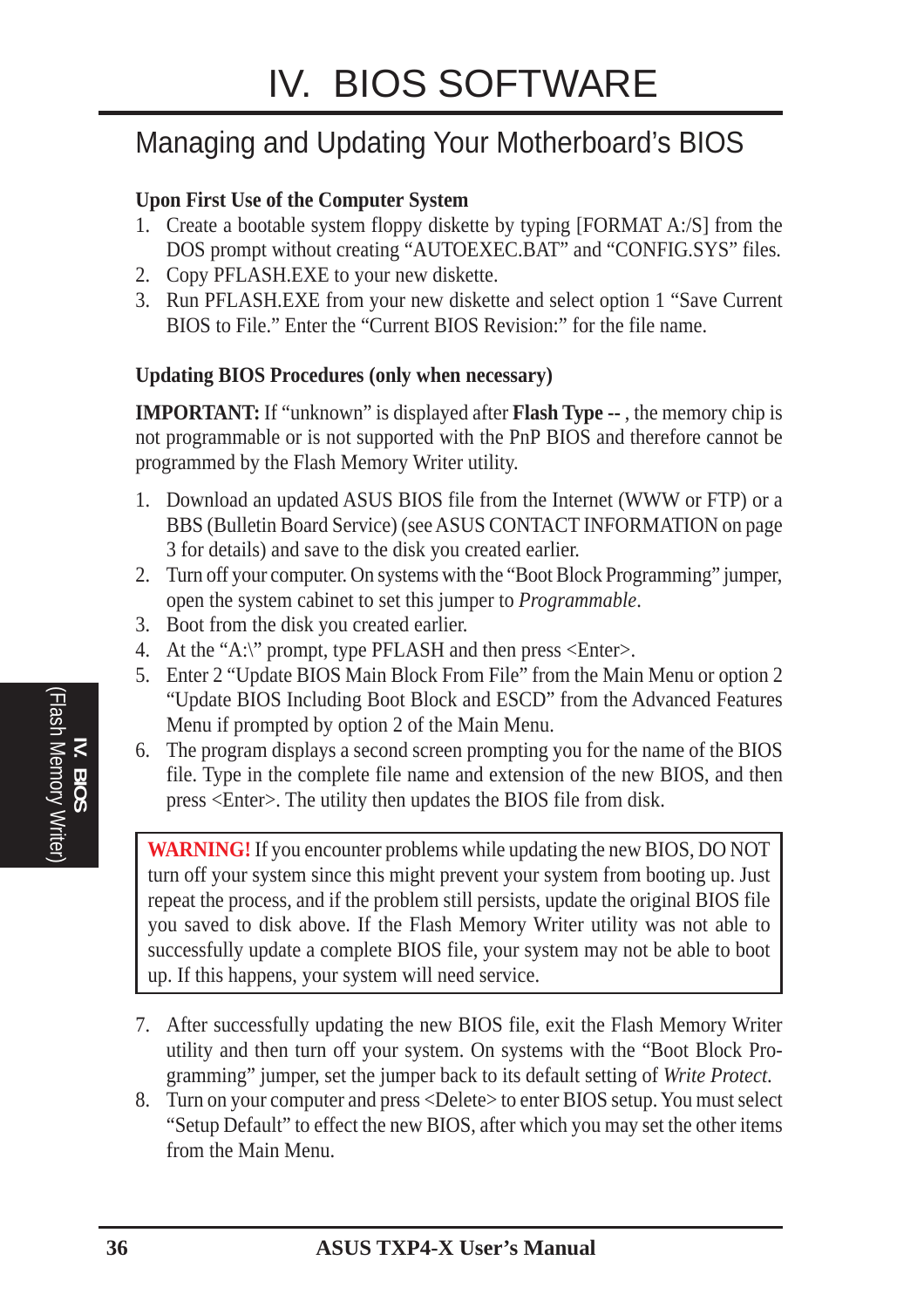# IV. BIOS SOFTWARE

## Managing and Updating Your Motherboard's BIOS

**Upon First Use of the Computer System**

1. Create a bootable system floppy diskette by typing [FORMAT A:/S] from the DOS prompt without creating "AUTOEXEC.BAT" and "CONFIG.SYS" files.
2. Copy PFLASH.EXE to your new diskette.
3. Run PFLASH.EXE from your new diskette and select option 1 "Save Current BIOS to File." Enter the "Current BIOS Revision:" for the file name.

**Updating BIOS Procedures (only when necessary)**

**IMPORTANT:** If "unknown" is displayed after **Flash Type --** , the memory chip is not programmable or is not supported with the PnP BIOS and therefore cannot be programmed by the Flash Memory Writer utility.

1. Download an updated ASUS BIOS file from the Internet (WWW or FTP) or a BBS (Bulletin Board Service) (see ASUS CONTACT INFORMATION on page 3 for details) and save to the disk you created earlier.
2. Turn off your computer. On systems with the "Boot Block Programming" jumper, open the system cabinet to set this jumper to *Programmable*.
3. Boot from the disk you created earlier.
4. At the "A:\" prompt, type PFLASH and then press <Enter>.
5. Enter 2 "Update BIOS Main Block From File" from the Main Menu or option 2 "Update BIOS Including Boot Block and ESCD" from the Advanced Features Menu if prompted by option 2 of the Main Menu.
6. The program displays a second screen prompting you for the name of the BIOS file. Type in the complete file name and extension of the new BIOS, and then press <Enter>. The utility then updates the BIOS file from disk.

> **WARNING!** If you encounter problems while updating the new BIOS, DO NOT turn off your system since this might prevent your system from booting up. Just repeat the process, and if the problem still persists, update the original BIOS file you saved to disk above. If the Flash Memory Writer utility was not able to successfully update a complete BIOS file, your system may not be able to boot up. If this happens, your system will need service.

7. After successfully updating the new BIOS file, exit the Flash Memory Writer utility and then turn off your system. On systems with the "Boot Block Programming" jumper, set the jumper back to its default setting of *Write Protect*.
8. Turn on your computer and press <Delete> to enter BIOS setup. You must select "Setup Default" to effect the new BIOS, after which you may set the other items from the Main Menu.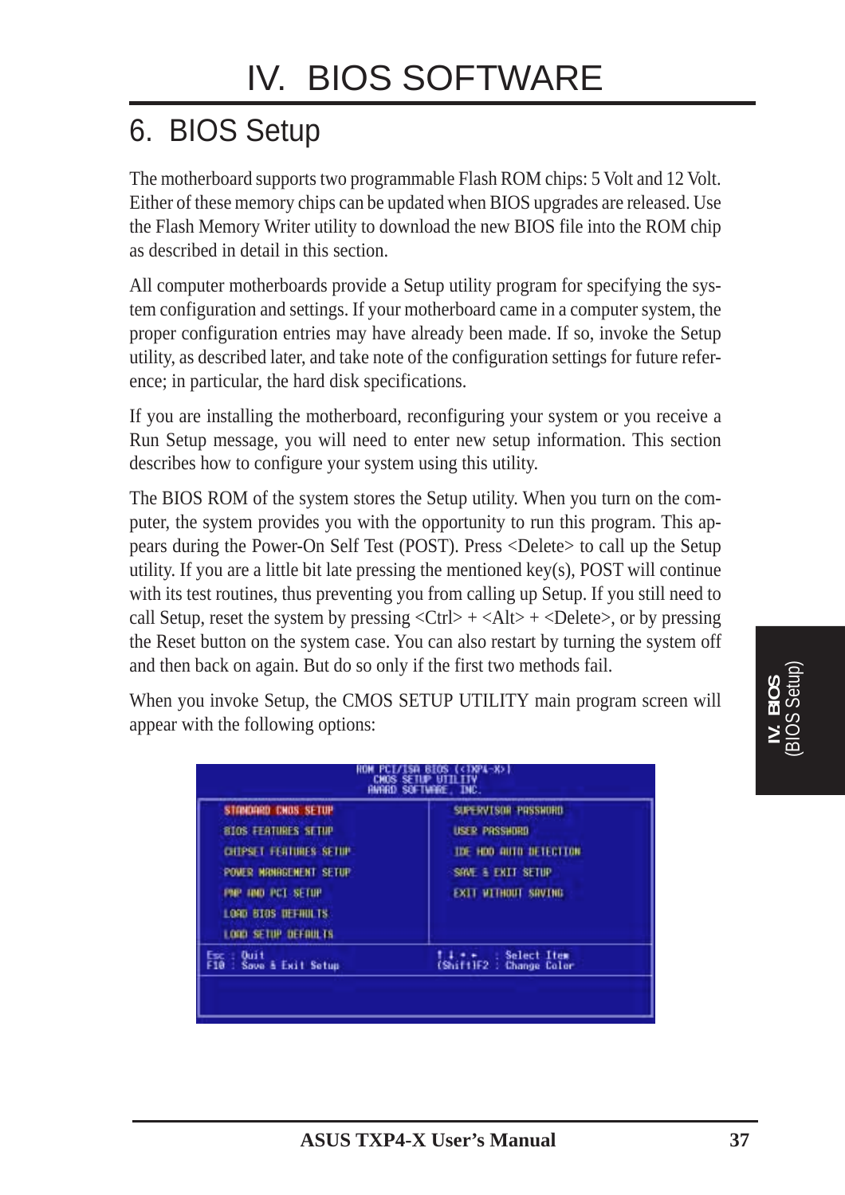# IV. BIOS SOFTWARE

## 6. BIOS Setup

The motherboard supports two programmable Flash ROM chips: 5 Volt and 12 Volt. Either of these memory chips can be updated when BIOS upgrades are released. Use the Flash Memory Writer utility to download the new BIOS file into the ROM chip as described in detail in this section.

All computer motherboards provide a Setup utility program for specifying the system configuration and settings. If your motherboard came in a computer system, the proper configuration entries may have already been made. If so, invoke the Setup utility, as described later, and take note of the configuration settings for future reference; in particular, the hard disk specifications.

If you are installing the motherboard, reconfiguring your system or you receive a Run Setup message, you will need to enter new setup information. This section describes how to configure your system using this utility.

The BIOS ROM of the system stores the Setup utility. When you turn on the computer, the system provides you with the opportunity to run this program. This appears during the Power-On Self Test (POST). Press <Delete> to call up the Setup utility. If you are a little bit late pressing the mentioned key(s), POST will continue with its test routines, thus preventing you from calling up Setup. If you still need to call Setup, reset the system by pressing <Ctrl> + <Alt> + <Delete>, or by pressing the Reset button on the system case. You can also restart by turning the system off and then back on again. But do so only if the first two methods fail.

When you invoke Setup, the CMOS SETUP UTILITY main program screen will appear with the following options:

```
ROM PCI/ISA BIOS (<TXP4-X>)
CMOS SETUP UTILITY
AWARD SOFTWARE, INC.

STANDARD CMOS SETUP          SUPERVISOR PASSWORD
BIOS FEATURES SETUP          USER PASSWORD
CHIPSET FEATURES SETUP       IDE HDD AUTO DETECTION
POWER MANAGEMENT SETUP       SAVE & EXIT SETUP
PNP AND PCI SETUP            EXIT WITHOUT SAVING
LOAD BIOS DEFAULTS
LOAD SETUP DEFAULTS

Esc : Quit                   ↑ ↓ → ←    : Select Item
F10 : Save & Exit Setup      (Shift)F2 : Change Color
```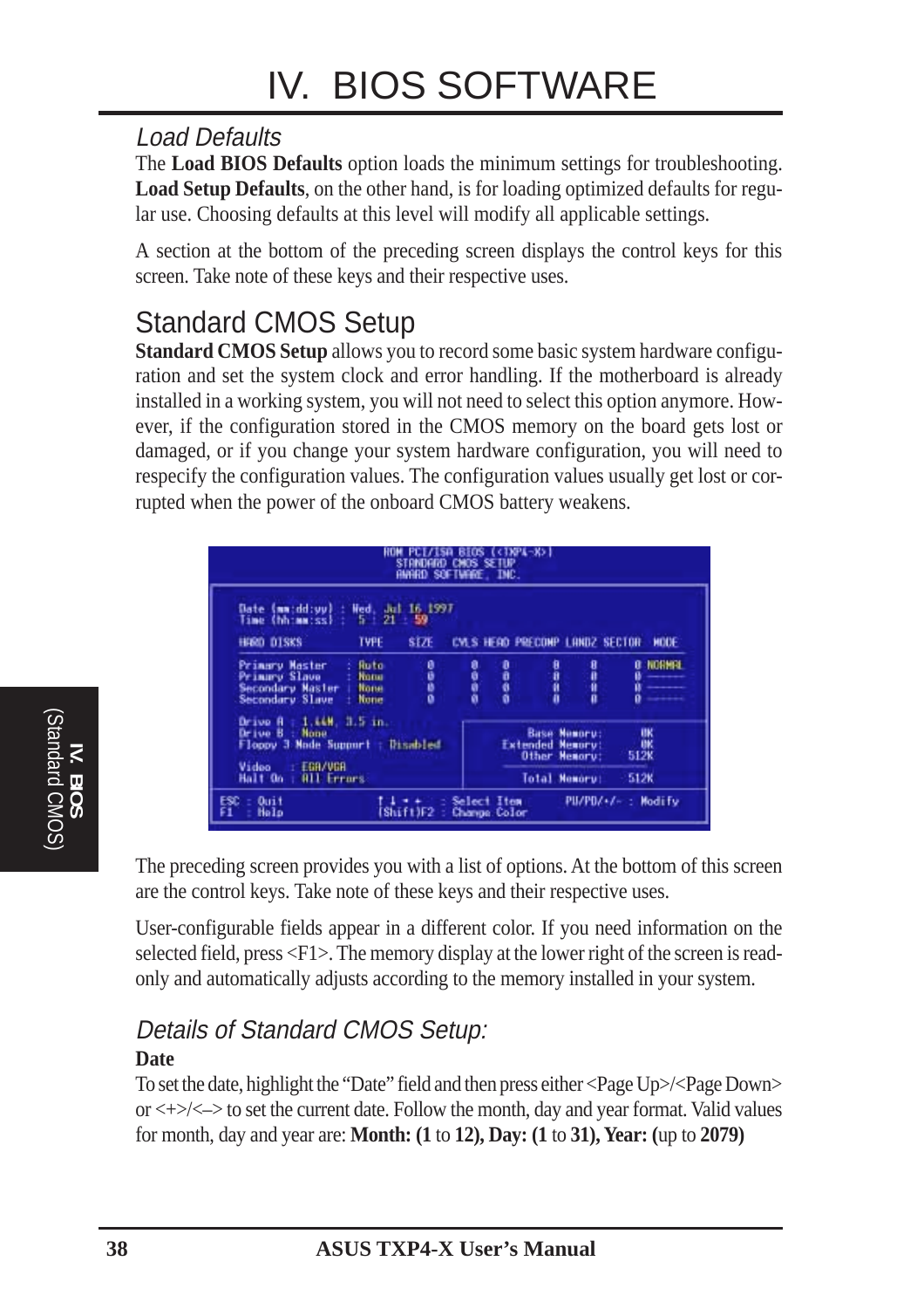### *Load Defaults*

The **Load BIOS Defaults** option loads the minimum settings for troubleshooting. **Load Setup Defaults**, on the other hand, is for loading optimized defaults for regular use. Choosing defaults at this level will modify all applicable settings.

A section at the bottom of the preceding screen displays the control keys for this screen. Take note of these keys and their respective uses.

## Standard CMOS Setup

**Standard CMOS Setup** allows you to record some basic system hardware configuration and set the system clock and error handling. If the motherboard is already installed in a working system, you will not need to select this option anymore. However, if the configuration stored in the CMOS memory on the board gets lost or damaged, or if you change your system hardware configuration, you will need to respecify the configuration values. The configuration values usually get lost or corrupted when the power of the onboard CMOS battery weakens.

```
                    ROM PCI/ISA BIOS (<TXP4-X>)
                       STANDARD CMOS SETUP
                       AWARD SOFTWARE, INC.

 Date (mm:dd:yy) : Wed, Jul 16 1997
 Time (hh:mm:ss) :  5 : 21 : 59

 HARD DISKS         TYPE    SIZE   CYLS HEAD PRECOMP LANDZ SECTOR  MODE

 Primary Master   : Auto     0      0    0      0      0      0  NORMAL
 Primary Slave    : None     0      0    0      0      0      0  -------
 Secondary Master : None     0      0    0      0      0      0  -------
 Secondary Slave  : None     0      0    0      0      0      0  -------

 Drive A : 1.44M, 3.5 in.
 Drive B : None                               Base Memory:      0K
 Floppy 3 Mode Support : Disabled         Extended Memory:      0K
                                             Other Memory:    512K
 Video   : EGA/VGA
 Halt On : All Errors                        Total Memory:    512K

 ESC : Quit          ↑ ↓ → ←  : Select Item       PU/PD/+/- : Modify
 F1  : Help          (Shift)F2 : Change Color
```

The preceding screen provides you with a list of options. At the bottom of this screen are the control keys. Take note of these keys and their respective uses.

User-configurable fields appear in a different color. If you need information on the selected field, press <F1>. The memory display at the lower right of the screen is read-only and automatically adjusts according to the memory installed in your system.

### *Details of Standard CMOS Setup:*

**Date**

To set the date, highlight the "Date" field and then press either <Page Up>/<Page Down> or <+>/<–> to set the current date. Follow the month, day and year format. Valid values for month, day and year are: **Month: (1** to **12), Day: (1** to **31), Year: (**up to **2079)**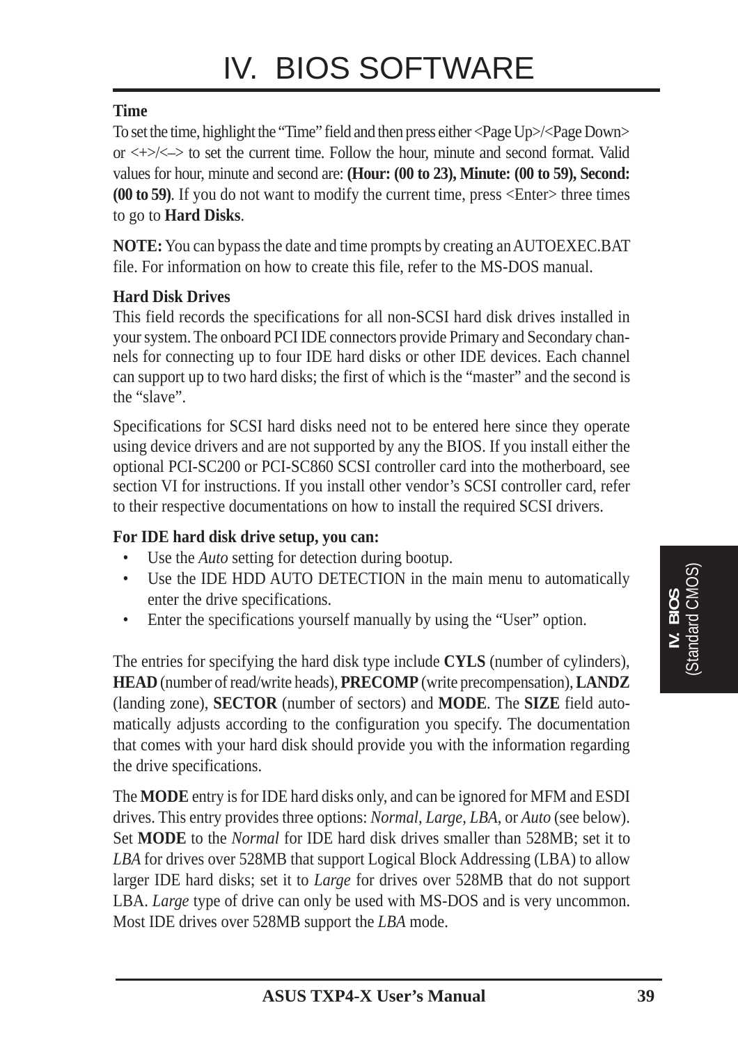**Time**

To set the time, highlight the "Time" field and then press either <Page Up>/<Page Down> or <+>/<–> to set the current time. Follow the hour, minute and second format. Valid values for hour, minute and second are: **(Hour: (00 to 23), Minute: (00 to 59), Second: (00 to 59)**. If you do not want to modify the current time, press <Enter> three times to go to **Hard Disks**.

**NOTE:** You can bypass the date and time prompts by creating an AUTOEXEC.BAT file. For information on how to create this file, refer to the MS-DOS manual.

**Hard Disk Drives**

This field records the specifications for all non-SCSI hard disk drives installed in your system. The onboard PCI IDE connectors provide Primary and Secondary channels for connecting up to four IDE hard disks or other IDE devices. Each channel can support up to two hard disks; the first of which is the "master" and the second is the "slave".

Specifications for SCSI hard disks need not to be entered here since they operate using device drivers and are not supported by any the BIOS. If you install either the optional PCI-SC200 or PCI-SC860 SCSI controller card into the motherboard, see section VI for instructions. If you install other vendor's SCSI controller card, refer to their respective documentations on how to install the required SCSI drivers.

**For IDE hard disk drive setup, you can:**

- Use the *Auto* setting for detection during bootup.
- Use the IDE HDD AUTO DETECTION in the main menu to automatically enter the drive specifications.
- Enter the specifications yourself manually by using the "User" option.

The entries for specifying the hard disk type include **CYLS** (number of cylinders), **HEAD** (number of read/write heads), **PRECOMP** (write precompensation), **LANDZ** (landing zone), **SECTOR** (number of sectors) and **MODE**. The **SIZE** field automatically adjusts according to the configuration you specify. The documentation that comes with your hard disk should provide you with the information regarding the drive specifications.

The **MODE** entry is for IDE hard disks only, and can be ignored for MFM and ESDI drives. This entry provides three options: *Normal, Large, LBA*, or *Auto* (see below). Set **MODE** to the *Normal* for IDE hard disk drives smaller than 528MB; set it to *LBA* for drives over 528MB that support Logical Block Addressing (LBA) to allow larger IDE hard disks; set it to *Large* for drives over 528MB that do not support LBA. *Large* type of drive can only be used with MS-DOS and is very uncommon. Most IDE drives over 528MB support the *LBA* mode.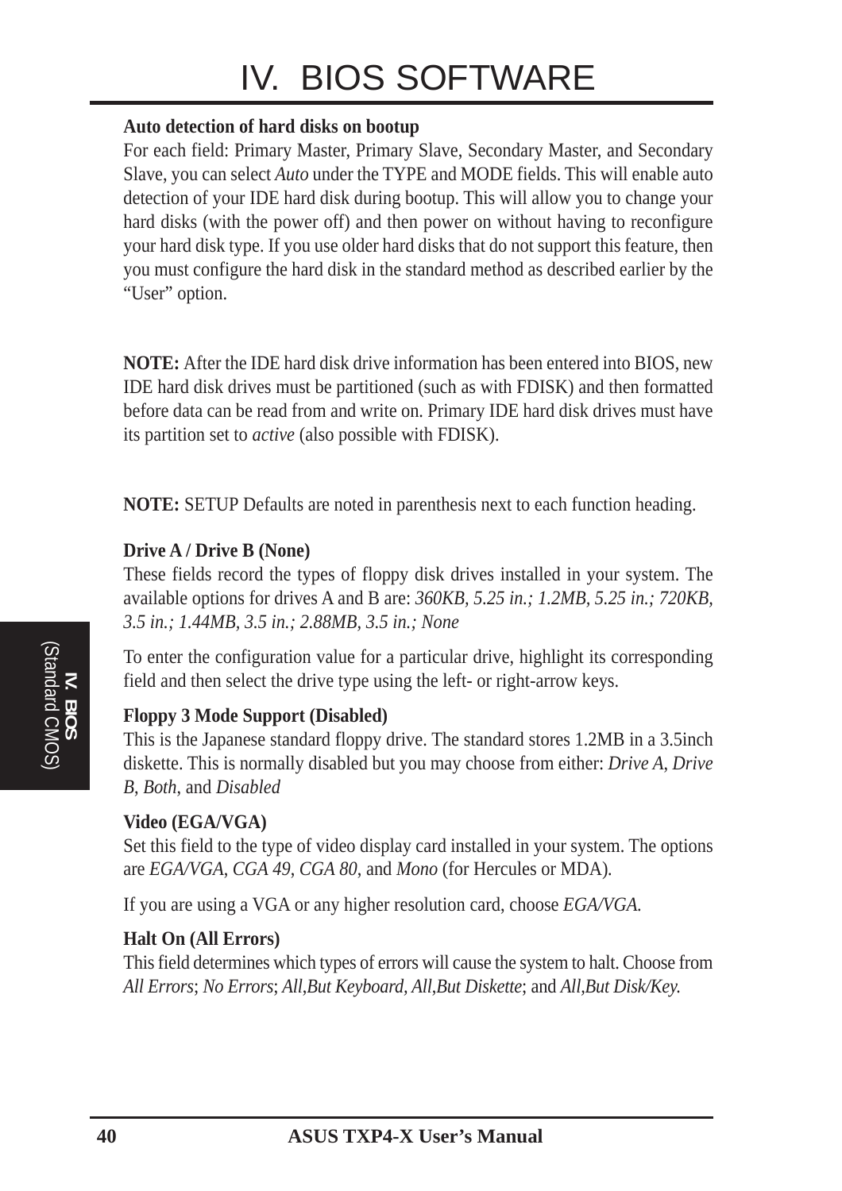# IV. BIOS SOFTWARE

**Auto detection of hard disks on bootup**

For each field: Primary Master, Primary Slave, Secondary Master, and Secondary Slave, you can select *Auto* under the TYPE and MODE fields. This will enable auto detection of your IDE hard disk during bootup. This will allow you to change your hard disks (with the power off) and then power on without having to reconfigure your hard disk type. If you use older hard disks that do not support this feature, then you must configure the hard disk in the standard method as described earlier by the "User" option.

**NOTE:** After the IDE hard disk drive information has been entered into BIOS, new IDE hard disk drives must be partitioned (such as with FDISK) and then formatted before data can be read from and write on. Primary IDE hard disk drives must have its partition set to *active* (also possible with FDISK).

**NOTE:** SETUP Defaults are noted in parenthesis next to each function heading.

**Drive A / Drive B (None)**

These fields record the types of floppy disk drives installed in your system. The available options for drives A and B are: *360KB, 5.25 in.; 1.2MB, 5.25 in.; 720KB, 3.5 in.; 1.44MB, 3.5 in.; 2.88MB, 3.5 in.; None*

To enter the configuration value for a particular drive, highlight its corresponding field and then select the drive type using the left- or right-arrow keys.

**Floppy 3 Mode Support (Disabled)**

This is the Japanese standard floppy drive. The standard stores 1.2MB in a 3.5inch diskette. This is normally disabled but you may choose from either: *Drive A*, *Drive B*, *Both*, and *Disabled*

**Video (EGA/VGA)**

Set this field to the type of video display card installed in your system. The options are *EGA/VGA*, *CGA 49*, *CGA 80*, and *Mono* (for Hercules or MDA).

If you are using a VGA or any higher resolution card, choose *EGA/VGA.*

**Halt On (All Errors)**

This field determines which types of errors will cause the system to halt. Choose from *All Errors*; *No Errors*; *All,But Keyboard, All,But Diskette*; and *All,But Disk/Key.*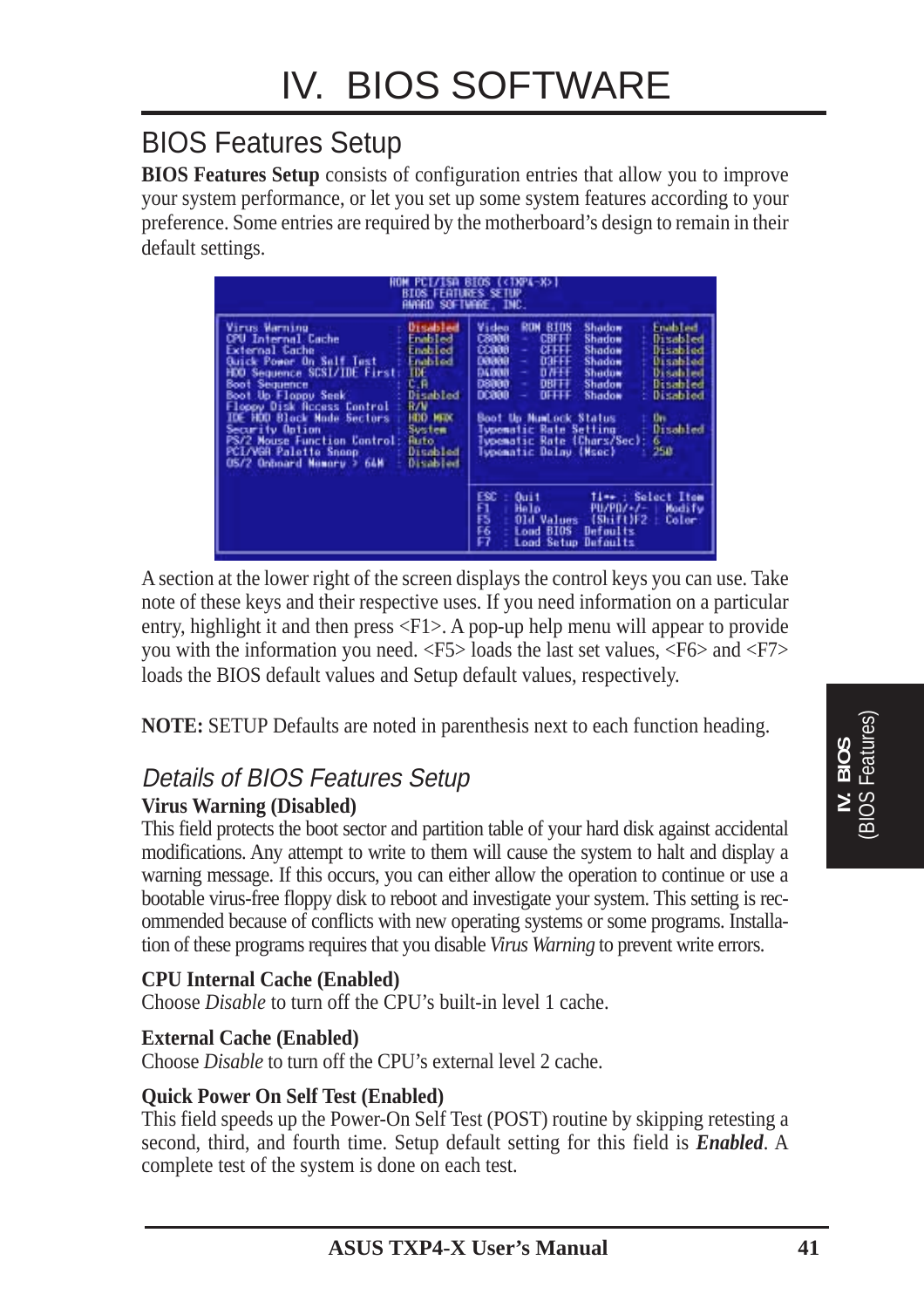## BIOS Features Setup

**BIOS Features Setup** consists of configuration entries that allow you to improve your system performance, or let you set up some system features according to your preference. Some entries are required by the motherboard's design to remain in their default settings.

```
                    ROM PCI/ISA BIOS (<TXP4-X>)
                       BIOS FEATURES SETUP
                       AWARD SOFTWARE, INC.

Virus Warning              : Disabled   Video   ROM BIOS  Shadow  : Enabled
CPU Internal Cache         : Enabled    C8000  -  CBFFF   Shadow  : Disabled
External Cache             : Enabled    CC000  -  CFFFF   Shadow  : Disabled
Quick Power On Self Test   : Enabled    D0000  -  D3FFF   Shadow  : Disabled
HDD Sequence SCSI/IDE First: IDE        D4000  -  D7FFF   Shadow  : Disabled
Boot Sequence              : C,A        D8000  -  DBFFF   Shadow  : Disabled
Boot Up Floppy Seek        : Disabled   DC000  -  DFFFF   Shadow  : Disabled
Floppy Disk Access Control : R/W
IDE HDD Block Mode Sectors : HDD MAX    Boot Up NumLock Status      : On
Security Option            : System     Typematic Rate Setting      : Disabled
PS/2 Mouse Function Control: Auto       Typematic Rate (Chars/Sec)  : 6
PCI/VGA Palette Snoop      : Disabled   Typematic Delay (Msec)      : 250
OS/2 Onboard Memory > 64M  : Disabled

                                        ESC : Quit        ↑↓→← : Select Item
                                        F1  : Help        PU/PD/+/- : Modify
                                        F5  : Old Values  (Shift)F2 : Color
                                        F6  : Load BIOS  Defaults
                                        F7  : Load Setup Defaults
```

A section at the lower right of the screen displays the control keys you can use. Take note of these keys and their respective uses. If you need information on a particular entry, highlight it and then press <F1>. A pop-up help menu will appear to provide you with the information you need. <F5> loads the last set values, <F6> and <F7> loads the BIOS default values and Setup default values, respectively.

**NOTE:** SETUP Defaults are noted in parenthesis next to each function heading.

### *Details of BIOS Features Setup*

**Virus Warning (Disabled)**
This field protects the boot sector and partition table of your hard disk against accidental modifications. Any attempt to write to them will cause the system to halt and display a warning message. If this occurs, you can either allow the operation to continue or use a bootable virus-free floppy disk to reboot and investigate your system. This setting is recommended because of conflicts with new operating systems or some programs. Installation of these programs requires that you disable *Virus Warning* to prevent write errors.

**CPU Internal Cache (Enabled)**
Choose *Disable* to turn off the CPU's built-in level 1 cache.

**External Cache (Enabled)**
Choose *Disable* to turn off the CPU's external level 2 cache.

**Quick Power On Self Test (Enabled)**
This field speeds up the Power-On Self Test (POST) routine by skipping retesting a second, third, and fourth time. Setup default setting for this field is ***Enabled***. A complete test of the system is done on each test.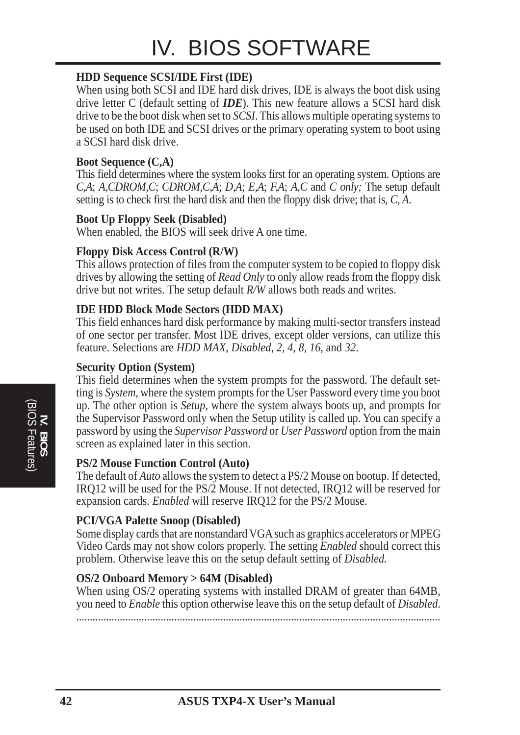**HDD Sequence SCSI/IDE First (IDE)**
When using both SCSI and IDE hard disk drives, IDE is always the boot disk using drive letter C (default setting of ***IDE***). This new feature allows a SCSI hard disk drive to be the boot disk when set to *SCSI*. This allows multiple operating systems to be used on both IDE and SCSI drives or the primary operating system to boot using a SCSI hard disk drive.

**Boot Sequence (C,A)**
This field determines where the system looks first for an operating system. Options are *C,A*; *A,CDROM,C*; *CDROM,C,A*; *D,A*; *E,A*; *F,A*; *A,C* and *C only;* The setup default setting is to check first the hard disk and then the floppy disk drive; that is, *C, A.*

**Boot Up Floppy Seek (Disabled)**
When enabled, the BIOS will seek drive A one time.

**Floppy Disk Access Control (R/W)**
This allows protection of files from the computer system to be copied to floppy disk drives by allowing the setting of *Read Only* to only allow reads from the floppy disk drive but not writes. The setup default *R/W* allows both reads and writes.

**IDE HDD Block Mode Sectors (HDD MAX)**
This field enhances hard disk performance by making multi-sector transfers instead of one sector per transfer. Most IDE drives, except older versions, can utilize this feature. Selections are *HDD MAX*, *Disabled*, *2*, *4*, *8*, *16*, and *32*.

**Security Option (System)**
This field determines when the system prompts for the password. The default setting is *System*, where the system prompts for the User Password every time you boot up. The other option is *Setup*, where the system always boots up, and prompts for the Supervisor Password only when the Setup utility is called up. You can specify a password by using the *Supervisor Password* or *User Password* option from the main screen as explained later in this section.

**PS/2 Mouse Function Control (Auto)**
The default of *Auto* allows the system to detect a PS/2 Mouse on bootup. If detected, IRQ12 will be used for the PS/2 Mouse. If not detected, IRQ12 will be reserved for expansion cards. *Enabled* will reserve IRQ12 for the PS/2 Mouse.

**PCI/VGA Palette Snoop (Disabled)**
Some display cards that are nonstandard VGA such as graphics accelerators or MPEG Video Cards may not show colors properly. The setting *Enabled* should correct this problem. Otherwise leave this on the setup default setting of *Disabled.*

**OS/2 Onboard Memory > 64M (Disabled)**
When using OS/2 operating systems with installed DRAM of greater than 64MB, you need to *Enable* this option otherwise leave this on the setup default of *Disabled*.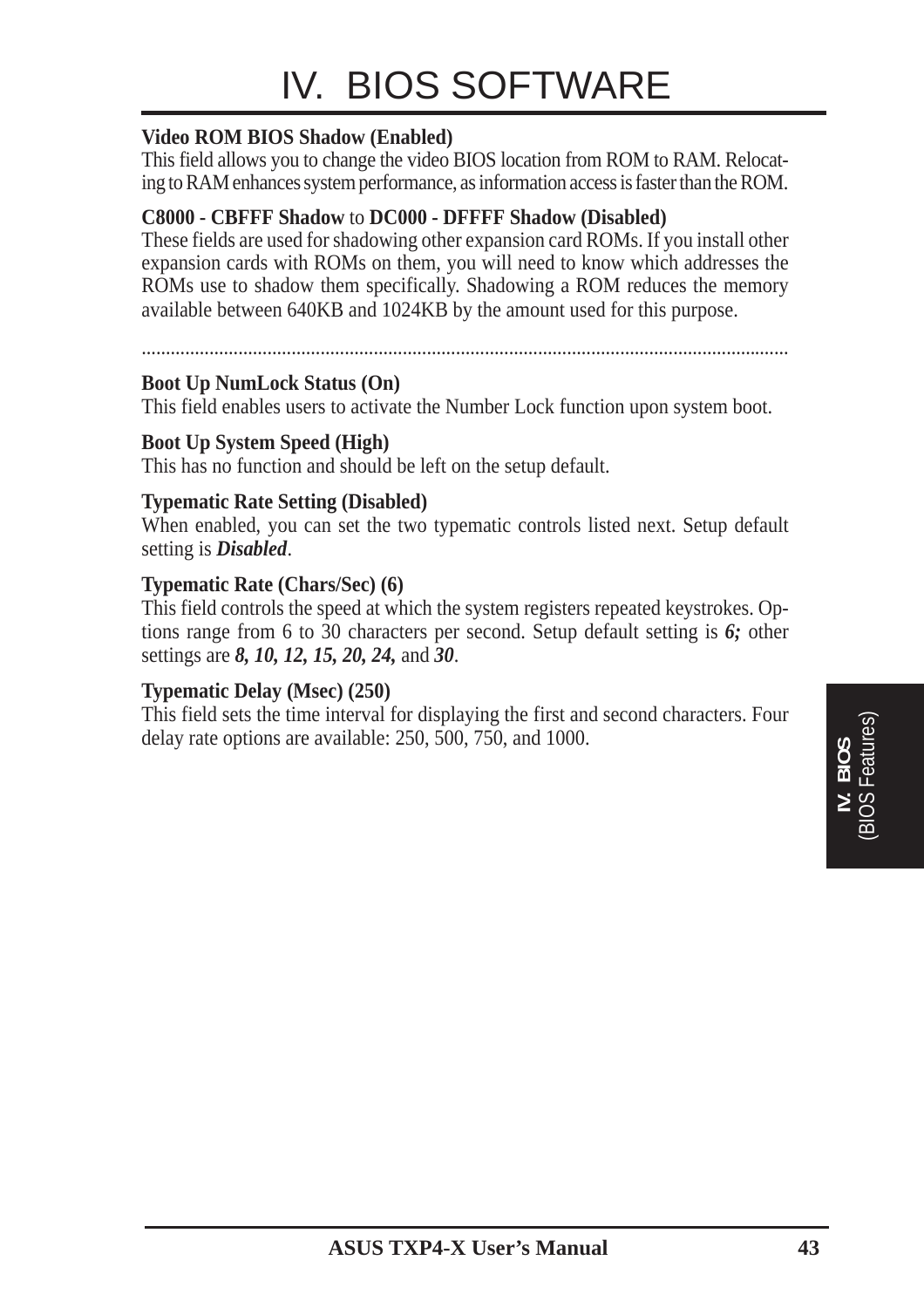**Video ROM BIOS Shadow (Enabled)**
This field allows you to change the video BIOS location from ROM to RAM. Relocating to RAM enhances system performance, as information access is faster than the ROM.

**C8000 - CBFFF Shadow** to **DC000 - DFFFF Shadow (Disabled)**
These fields are used for shadowing other expansion card ROMs. If you install other expansion cards with ROMs on them, you will need to know which addresses the ROMs use to shadow them specifically. Shadowing a ROM reduces the memory available between 640KB and 1024KB by the amount used for this purpose.

.........................................................................................................................................

**Boot Up NumLock Status (On)**
This field enables users to activate the Number Lock function upon system boot.

**Boot Up System Speed (High)**
This has no function and should be left on the setup default.

**Typematic Rate Setting (Disabled)**
When enabled, you can set the two typematic controls listed next. Setup default setting is ***Disabled***.

**Typematic Rate (Chars/Sec) (6)**
This field controls the speed at which the system registers repeated keystrokes. Options range from 6 to 30 characters per second. Setup default setting is ***6;*** other settings are ***8, 10, 12, 15, 20, 24,*** and ***30***.

**Typematic Delay (Msec) (250)**
This field sets the time interval for displaying the first and second characters. Four delay rate options are available: 250, 500, 750, and 1000.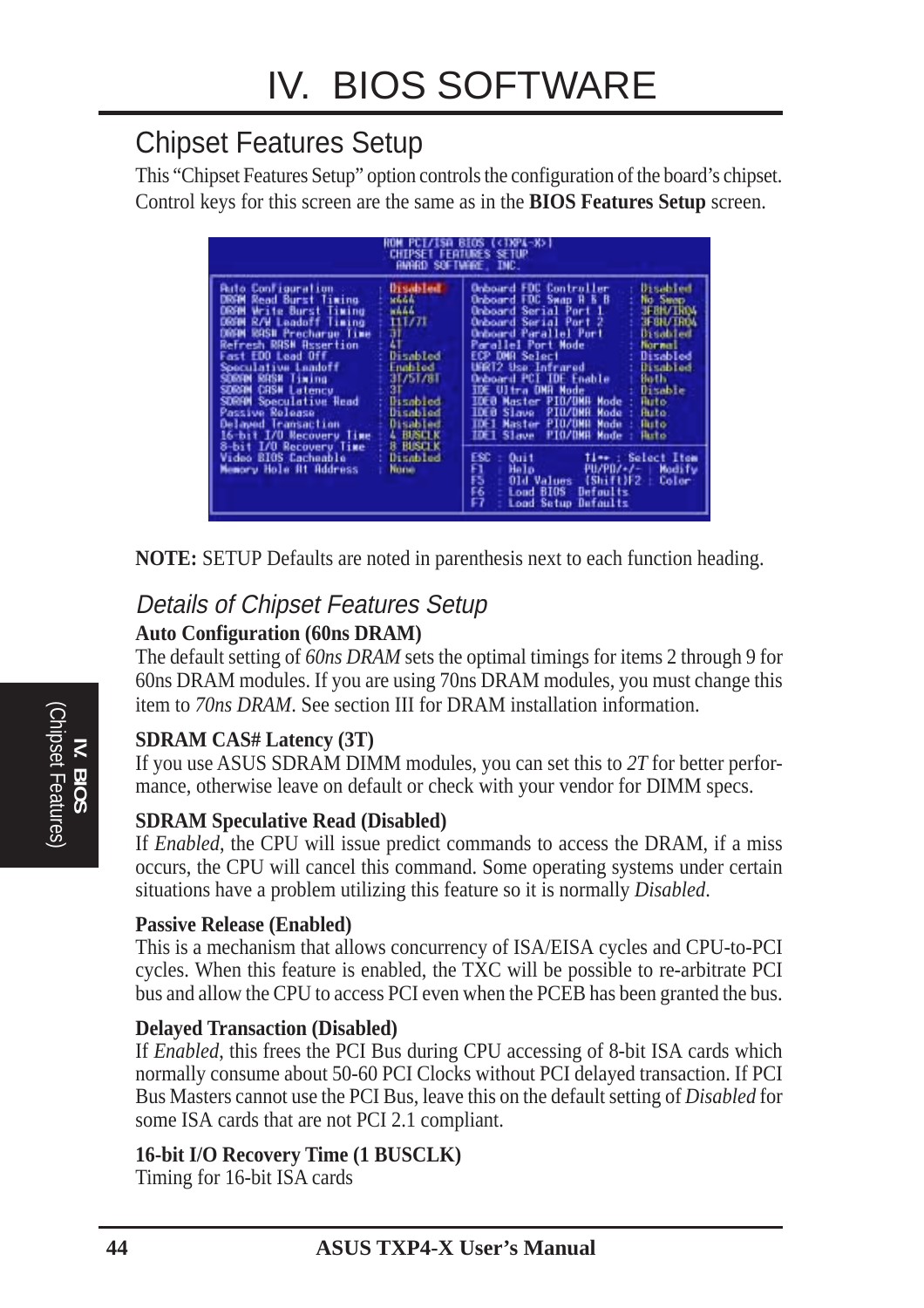# IV. BIOS SOFTWARE

## Chipset Features Setup

This "Chipset Features Setup" option controls the configuration of the board's chipset. Control keys for this screen are the same as in the **BIOS Features Setup** screen.

```
ROM PCI/ISA BIOS (<TXP4-X>)
CHIPSET FEATURES SETUP
AWARD SOFTWARE, INC.

Auto Configuration        : Disabled     Onboard FDC Controller     : Disabled
DRAM Read Burst Timing    : x444         Onboard FDC Swap A & B     : No Swap
DRAM Write Burst Timing   : x444         Onboard Serial Port 1      : 3F8H/IRQ4
DRAM R/W Leadoff Timing   : 11T/7T       Onboard Serial Port 2      : 3F8H/IRQ4
DRAM RASH Precharge Time  : 3T           Onboard Parallel Port      : Disabled
Refresh RASH Assertion    : 4T           Parallel Port Mode         : Normal
Fast EDO Lead Off         : Disabled     ECP DMA Select             : Disabled
Speculative Leadoff       : Enabled      UART2 Use Infrared         : Disabled
SDRAM RASH Timing         : 3T/5T/8T     Onboard PCI IDE Enable     : Both
SDRAM CASH Latency        : 3T           IDE Ultra DMA Mode         : Disable
SDRAM Speculative Read    : Disabled     IDE0 Master PIO/DMA Mode   : Auto
Passive Release           : Disabled     IDE0 Slave  PIO/DMA Mode   : Auto
Delayed Transaction       : Disabled     IDE1 Master PIO/DMA Mode   : Auto
16-bit I/O Recovery Time  : 4 BUSCLK     IDE1 Slave  PIO/DMA Mode   : Auto
8-bit I/O Recovery Time   : 8 BUSCLK
Video BIOS Cacheable      : Disabled     ESC : Quit       ↑↓→← : Select Item
Memory Hole At Address    : None         F1  : Help       PU/PD/+/- : Modify
                                         F5  : Old Values (Shift)F2 : Color
                                         F6  : Load BIOS  Defaults
                                         F7  : Load Setup Defaults
```

**NOTE:** SETUP Defaults are noted in parenthesis next to each function heading.

### *Details of Chipset Features Setup*

**Auto Configuration (60ns DRAM)**

The default setting of *60ns DRAM* sets the optimal timings for items 2 through 9 for 60ns DRAM modules. If you are using 70ns DRAM modules, you must change this item to *70ns DRAM*. See section III for DRAM installation information.

**SDRAM CAS# Latency (3T)**

If you use ASUS SDRAM DIMM modules, you can set this to *2T* for better performance, otherwise leave on default or check with your vendor for DIMM specs.

**SDRAM Speculative Read (Disabled)**

If *Enabled*, the CPU will issue predict commands to access the DRAM, if a miss occurs, the CPU will cancel this command. Some operating systems under certain situations have a problem utilizing this feature so it is normally *Disabled*.

**Passive Release (Enabled)**

This is a mechanism that allows concurrency of ISA/EISA cycles and CPU-to-PCI cycles. When this feature is enabled, the TXC will be possible to re-arbitrate PCI bus and allow the CPU to access PCI even when the PCEB has been granted the bus.

**Delayed Transaction (Disabled)**

If *Enabled*, this frees the PCI Bus during CPU accessing of 8-bit ISA cards which normally consume about 50-60 PCI Clocks without PCI delayed transaction. If PCI Bus Masters cannot use the PCI Bus, leave this on the default setting of *Disabled* for some ISA cards that are not PCI 2.1 compliant.

**16-bit I/O Recovery Time (1 BUSCLK)**

Timing for 16-bit ISA cards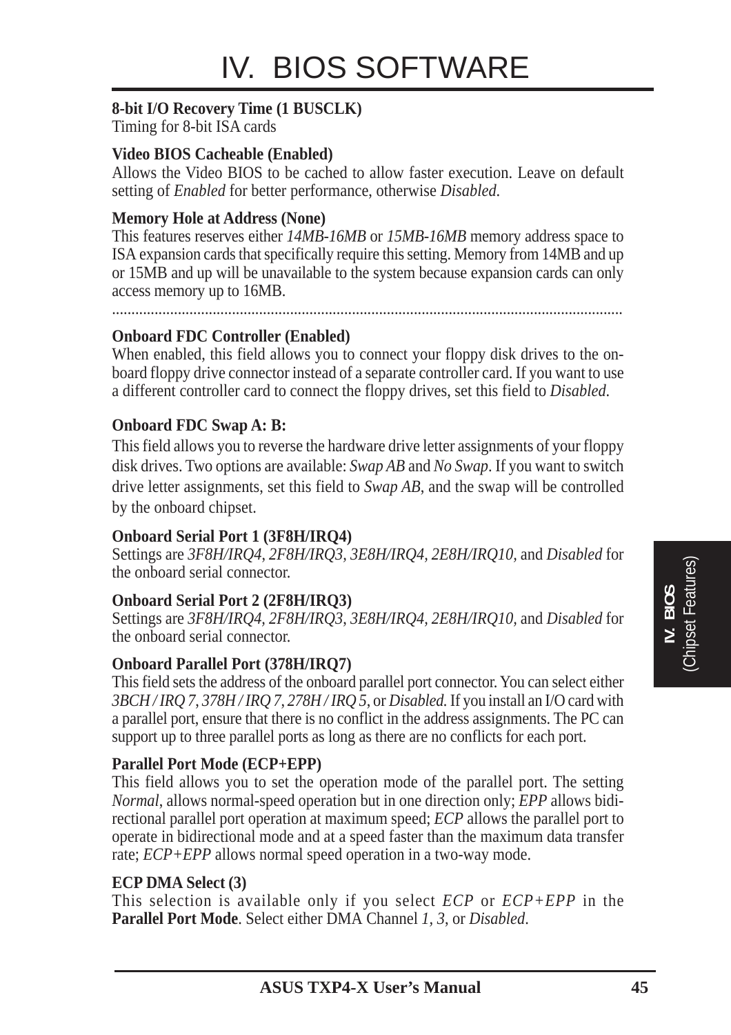# IV. BIOS SOFTWARE

**8-bit I/O Recovery Time (1 BUSCLK)**
Timing for 8-bit ISA cards

**Video BIOS Cacheable (Enabled)**
Allows the Video BIOS to be cached to allow faster execution. Leave on default setting of *Enabled* for better performance, otherwise *Disabled*.

**Memory Hole at Address (None)**
This features reserves either *14MB-16MB* or *15MB-16MB* memory address space to ISA expansion cards that specifically require this setting. Memory from 14MB and up or 15MB and up will be unavailable to the system because expansion cards can only access memory up to 16MB.

.................................................................................................................................

**Onboard FDC Controller (Enabled)**
When enabled, this field allows you to connect your floppy disk drives to the onboard floppy drive connector instead of a separate controller card. If you want to use a different controller card to connect the floppy drives, set this field to *Disabled*.

**Onboard FDC Swap A: B:**
This field allows you to reverse the hardware drive letter assignments of your floppy disk drives. Two options are available: *Swap AB* and *No Swap*. If you want to switch drive letter assignments, set this field to *Swap AB*, and the swap will be controlled by the onboard chipset.

**Onboard Serial Port 1 (3F8H/IRQ4)**
Settings are *3F8H/IRQ4*, *2F8H/IRQ3, 3E8H/IRQ4, 2E8H/IRQ10,* and *Disabled* for the onboard serial connector.

**Onboard Serial Port 2 (2F8H/IRQ3)**
Settings are *3F8H/IRQ4, 2F8H/IRQ3*, *3E8H/IRQ4, 2E8H/IRQ10,* and *Disabled* for the onboard serial connector.

**Onboard Parallel Port (378H/IRQ7)**
This field sets the address of the onboard parallel port connector. You can select either *3BCH / IRQ 7, 378H / IRQ 7, 278H / IRQ 5,* or *Disabled.* If you install an I/O card with a parallel port, ensure that there is no conflict in the address assignments. The PC can support up to three parallel ports as long as there are no conflicts for each port.

**Parallel Port Mode (ECP+EPP)**
This field allows you to set the operation mode of the parallel port. The setting *Normal*, allows normal-speed operation but in one direction only; *EPP* allows bidirectional parallel port operation at maximum speed; *ECP* allows the parallel port to operate in bidirectional mode and at a speed faster than the maximum data transfer rate; *ECP+EPP* allows normal speed operation in a two-way mode.

**ECP DMA Select (3)**
This selection is available only if you select *ECP* or *ECP+EPP* in the **Parallel Port Mode**. Select either DMA Channel *1, 3*, or *Disabled*.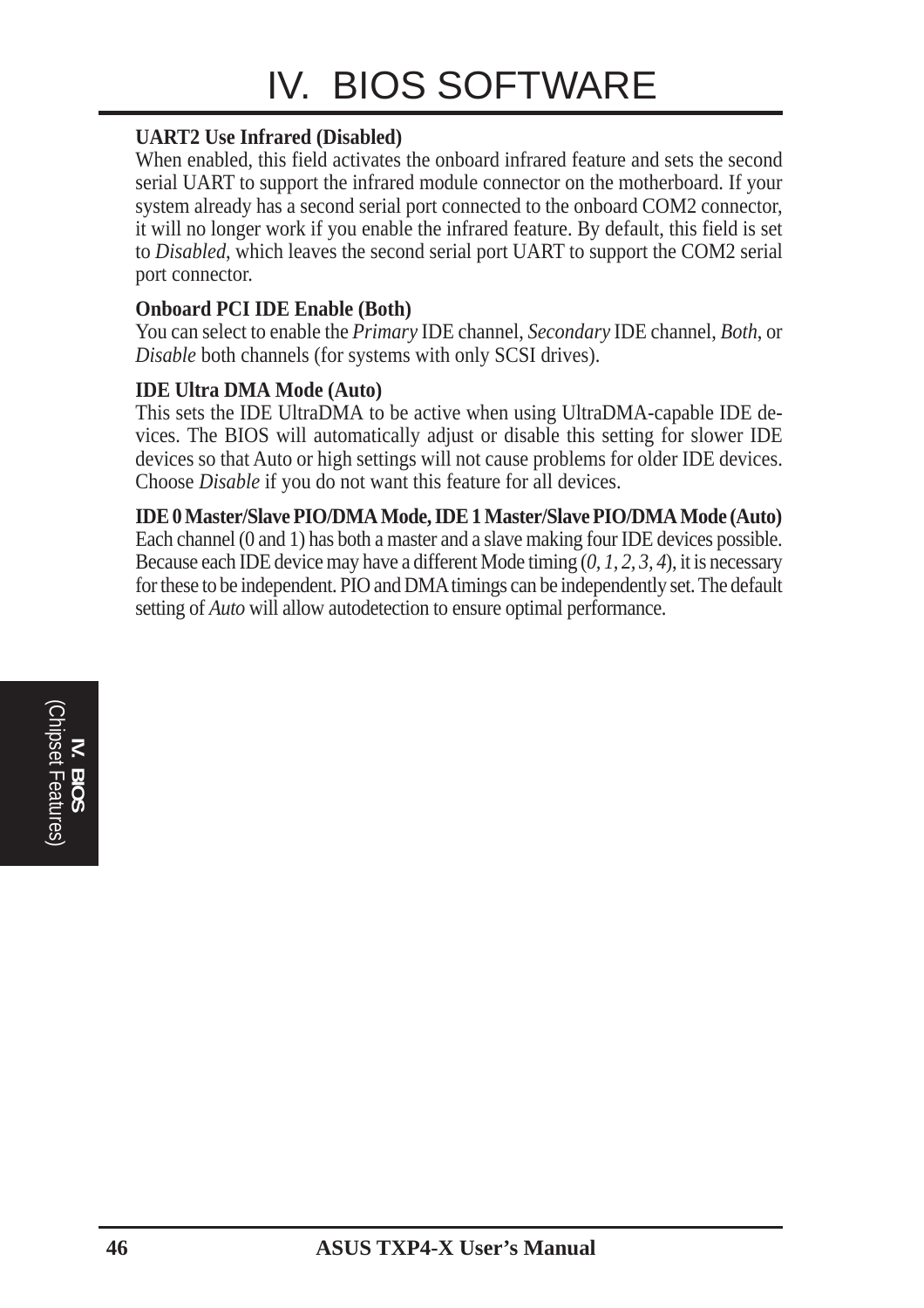**UART2 Use Infrared (Disabled)**
When enabled, this field activates the onboard infrared feature and sets the second serial UART to support the infrared module connector on the motherboard. If your system already has a second serial port connected to the onboard COM2 connector, it will no longer work if you enable the infrared feature. By default, this field is set to *Disabled*, which leaves the second serial port UART to support the COM2 serial port connector.

**Onboard PCI IDE Enable (Both)**
You can select to enable the *Primary* IDE channel, *Secondary* IDE channel, *Both*, or *Disable* both channels (for systems with only SCSI drives).

**IDE Ultra DMA Mode (Auto)**
This sets the IDE UltraDMA to be active when using UltraDMA-capable IDE devices. The BIOS will automatically adjust or disable this setting for slower IDE devices so that Auto or high settings will not cause problems for older IDE devices. Choose *Disable* if you do not want this feature for all devices.

**IDE 0 Master/Slave PIO/DMA Mode, IDE 1 Master/Slave PIO/DMA Mode (Auto)**
Each channel (0 and 1) has both a master and a slave making four IDE devices possible. Because each IDE device may have a different Mode timing (*0, 1, 2, 3, 4*), it is necessary for these to be independent. PIO and DMA timings can be independently set. The default setting of *Auto* will allow autodetection to ensure optimal performance.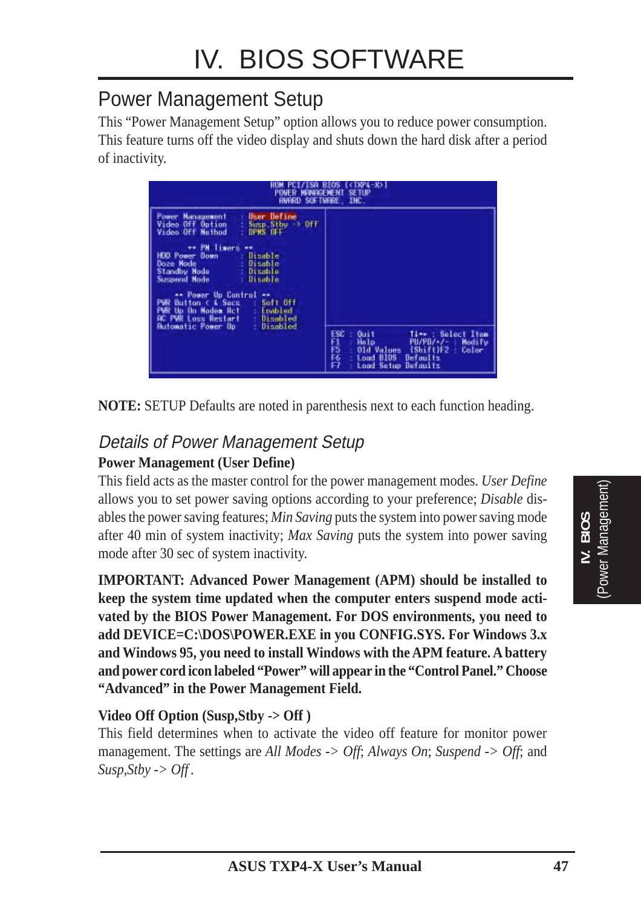# IV. BIOS SOFTWARE

## Power Management Setup

This "Power Management Setup" option allows you to reduce power consumption. This feature turns off the video display and shuts down the hard disk after a period of inactivity.

```
ROM PCI/ISA BIOS (<TXP4-X>)
POWER MANAGEMENT SETUP
AWARD SOFTWARE, INC.

Power Management    : User Define
Video Off Option    : Susp,Stby -> Off
Video Off Method    : DPMS OFF

     ** PM Timers **
HDD Power Down      : Disable
Doze Mode           : Disable
Standby Mode        : Disable
Suspend Mode        : Disable

   ** Power Up Control **
PWR Button < 4 Secs    : Soft Off
PWR Up On Modem Act    : Enabled
AC PWR Loss Restart    : Disabled
Automatic Power Up     : Disabled

ESC : Quit          ↑↓→← : Select Item
F1  : Help          PU/PD/+/- : Modify
F5  : Old Values    (Shift)F2 : Color
F6  : Load BIOS  Defaults
F7  : Load Setup Defaults
```

**NOTE:** SETUP Defaults are noted in parenthesis next to each function heading.

### *Details of Power Management Setup*

**Power Management (User Define)**

This field acts as the master control for the power management modes. *User Define* allows you to set power saving options according to your preference; *Disable* disables the power saving features; *Min Saving* puts the system into power saving mode after 40 min of system inactivity; *Max Saving* puts the system into power saving mode after 30 sec of system inactivity.

**IMPORTANT: Advanced Power Management (APM) should be installed to keep the system time updated when the computer enters suspend mode activated by the BIOS Power Management. For DOS environments, you need to add DEVICE=C:\DOS\POWER.EXE in you CONFIG.SYS. For Windows 3.x and Windows 95, you need to install Windows with the APM feature. A battery and power cord icon labeled "Power" will appear in the "Control Panel." Choose "Advanced" in the Power Management Field.**

**Video Off Option (Susp,Stby -> Off )**

This field determines when to activate the video off feature for monitor power management. The settings are *All Modes -> Off*; *Always On*; *Suspend -> Off*; and *Susp,Stby -> Off* .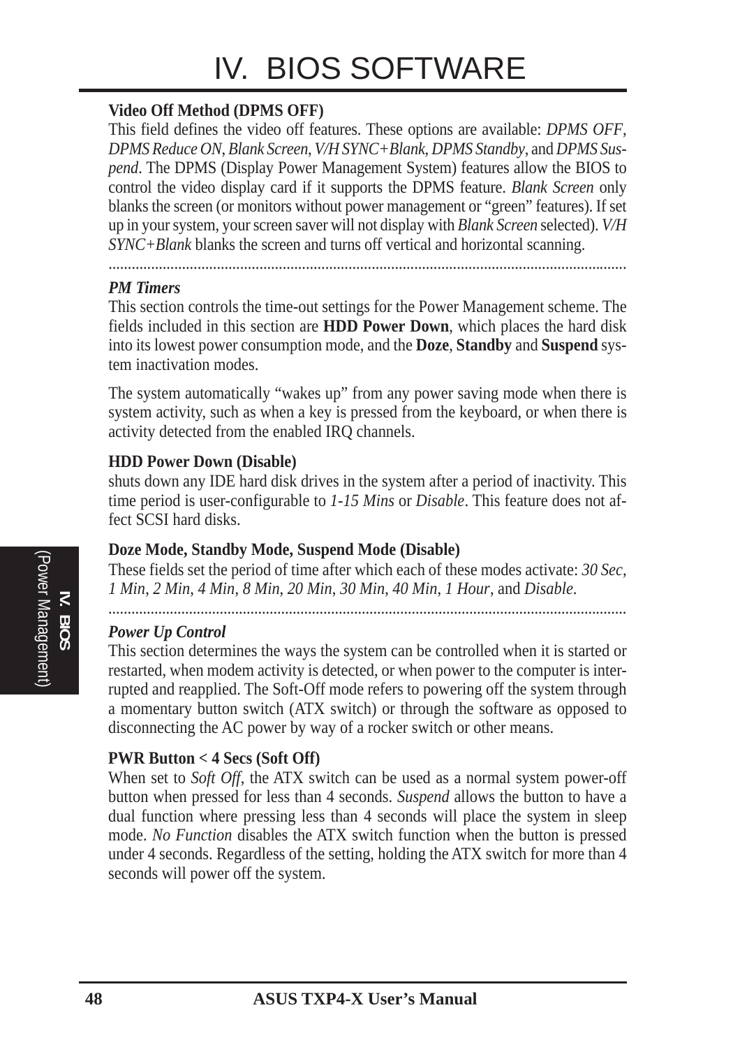**Video Off Method (DPMS OFF)**

This field defines the video off features. These options are available: *DPMS OFF*, *DPMS Reduce ON*, *Blank Screen*, *V/H SYNC+Blank*, *DPMS Standby*, and *DPMS Suspend*. The DPMS (Display Power Management System) features allow the BIOS to control the video display card if it supports the DPMS feature. *Blank Screen* only blanks the screen (or monitors without power management or "green" features). If set up in your system, your screen saver will not display with *Blank Screen* selected). *V/H SYNC+Blank* blanks the screen and turns off vertical and horizontal scanning.

---

***PM Timers***

This section controls the time-out settings for the Power Management scheme. The fields included in this section are **HDD Power Down**, which places the hard disk into its lowest power consumption mode, and the **Doze**, **Standby** and **Suspend** system inactivation modes.

The system automatically "wakes up" from any power saving mode when there is system activity, such as when a key is pressed from the keyboard, or when there is activity detected from the enabled IRQ channels.

**HDD Power Down (Disable)**

shuts down any IDE hard disk drives in the system after a period of inactivity. This time period is user-configurable to *1-15 Mins* or *Disable*. This feature does not affect SCSI hard disks.

**Doze Mode, Standby Mode, Suspend Mode (Disable)**

These fields set the period of time after which each of these modes activate: *30 Sec*, *1 Min*, *2 Min*, *4 Min*, *8 Min*, *20 Min*, *30 Min*, *40 Min*, *1 Hour*, and *Disable*.

---

***Power Up Control***

This section determines the ways the system can be controlled when it is started or restarted, when modem activity is detected, or when power to the computer is interrupted and reapplied. The Soft-Off mode refers to powering off the system through a momentary button switch (ATX switch) or through the software as opposed to disconnecting the AC power by way of a rocker switch or other means.

**PWR Button < 4 Secs (Soft Off)**

When set to *Soft Off*, the ATX switch can be used as a normal system power-off button when pressed for less than 4 seconds. *Suspend* allows the button to have a dual function where pressing less than 4 seconds will place the system in sleep mode. *No Function* disables the ATX switch function when the button is pressed under 4 seconds. Regardless of the setting, holding the ATX switch for more than 4 seconds will power off the system.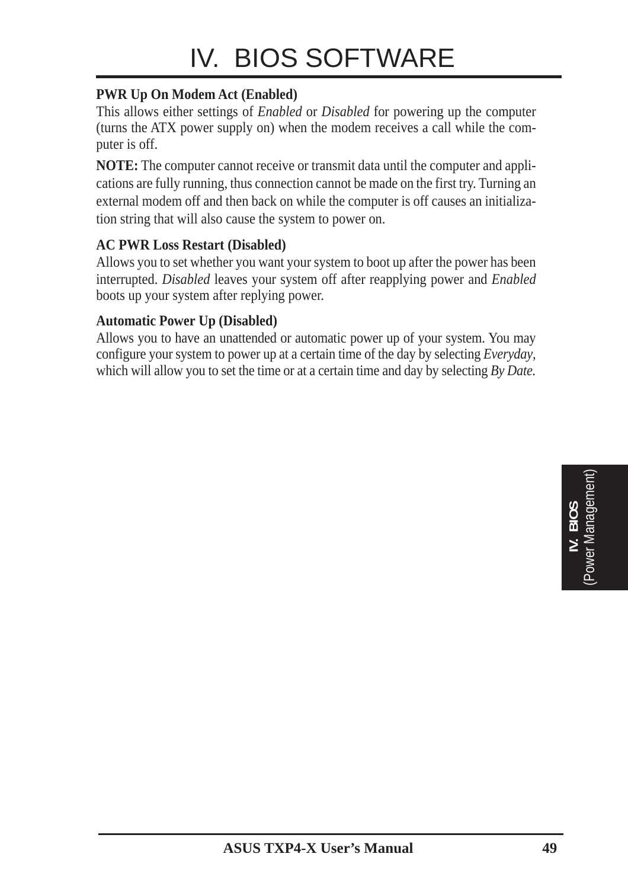**PWR Up On Modem Act (Enabled)**

This allows either settings of *Enabled* or *Disabled* for powering up the computer (turns the ATX power supply on) when the modem receives a call while the computer is off.

**NOTE:** The computer cannot receive or transmit data until the computer and applications are fully running, thus connection cannot be made on the first try. Turning an external modem off and then back on while the computer is off causes an initialization string that will also cause the system to power on.

**AC PWR Loss Restart (Disabled)**

Allows you to set whether you want your system to boot up after the power has been interrupted. *Disabled* leaves your system off after reapplying power and *Enabled* boots up your system after replying power.

**Automatic Power Up (Disabled)**

Allows you to have an unattended or automatic power up of your system. You may configure your system to power up at a certain time of the day by selecting *Everyday*, which will allow you to set the time or at a certain time and day by selecting *By Date.*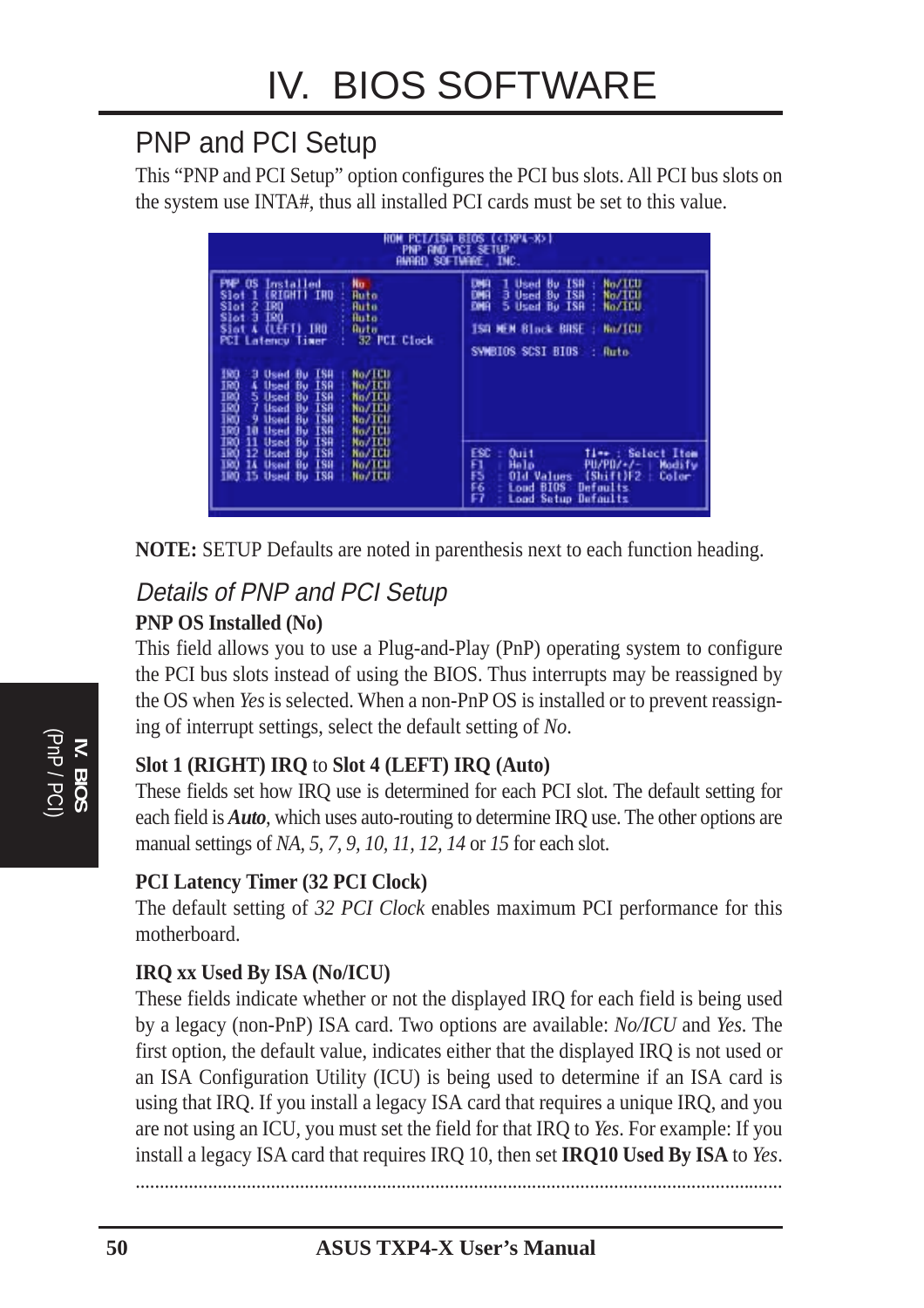# IV. BIOS SOFTWARE

## PNP and PCI Setup

This "PNP and PCI Setup" option configures the PCI bus slots. All PCI bus slots on the system use INTA#, thus all installed PCI cards must be set to this value.

```
                    ROM PCI/ISA BIOS (<TXP4-X>)
                          PNP AND PCI SETUP
                         AWARD SOFTWARE, INC.

PNP OS Installed         : No          DMA  1 Used By ISA : No/ICU
Slot 1 (RIGHT) IRQ       : Auto        DMA  3 Used By ISA : No/ICU
Slot 2 IRQ               : Auto        DMA  5 Used By ISA : No/ICU
Slot 3 IRQ               : Auto
Slot 4 (LEFT) IRQ        : Auto        ISA MEM Block BASE : No/ICU
PCI Latency Timer        : 32 PCI Clock
                                       SYMBIOS SCSI BIOS  : Auto
IRQ  3 Used By ISA : No/ICU
IRQ  4 Used By ISA : No/ICU
IRQ  5 Used By ISA : No/ICU
IRQ  7 Used By ISA : No/ICU
IRQ  9 Used By ISA : No/ICU
IRQ 10 Used By ISA : No/ICU
IRQ 11 Used By ISA : No/ICU
IRQ 12 Used By ISA : No/ICU            ESC : Quit       ↑↓→← : Select Item
IRQ 14 Used By ISA : No/ICU            F1  : Help       PU/PD/+/- : Modify
IRQ 15 Used By ISA : No/ICU            F5  : Old Values (Shift)F2 : Color
                                       F6  : Load BIOS  Defaults
                                       F7  : Load Setup Defaults
```

**NOTE:** SETUP Defaults are noted in parenthesis next to each function heading.

### *Details of PNP and PCI Setup*

**PNP OS Installed (No)**

This field allows you to use a Plug-and-Play (PnP) operating system to configure the PCI bus slots instead of using the BIOS. Thus interrupts may be reassigned by the OS when *Yes* is selected. When a non-PnP OS is installed or to prevent reassigning of interrupt settings, select the default setting of *No*.

**Slot 1 (RIGHT) IRQ** to **Slot 4 (LEFT) IRQ (Auto)**

These fields set how IRQ use is determined for each PCI slot. The default setting for each field is ***Auto***, which uses auto-routing to determine IRQ use. The other options are manual settings of *NA*, *5*, *7*, *9*, *10*, *11*, *12*, *14* or *15* for each slot.

**PCI Latency Timer (32 PCI Clock)**

The default setting of *32 PCI Clock* enables maximum PCI performance for this motherboard.

**IRQ xx Used By ISA (No/ICU)**

These fields indicate whether or not the displayed IRQ for each field is being used by a legacy (non-PnP) ISA card. Two options are available: *No/ICU* and *Yes*. The first option, the default value, indicates either that the displayed IRQ is not used or an ISA Configuration Utility (ICU) is being used to determine if an ISA card is using that IRQ. If you install a legacy ISA card that requires a unique IRQ, and you are not using an ICU, you must set the field for that IRQ to *Yes*. For example: If you install a legacy ISA card that requires IRQ 10, then set **IRQ10 Used By ISA** to *Yes*.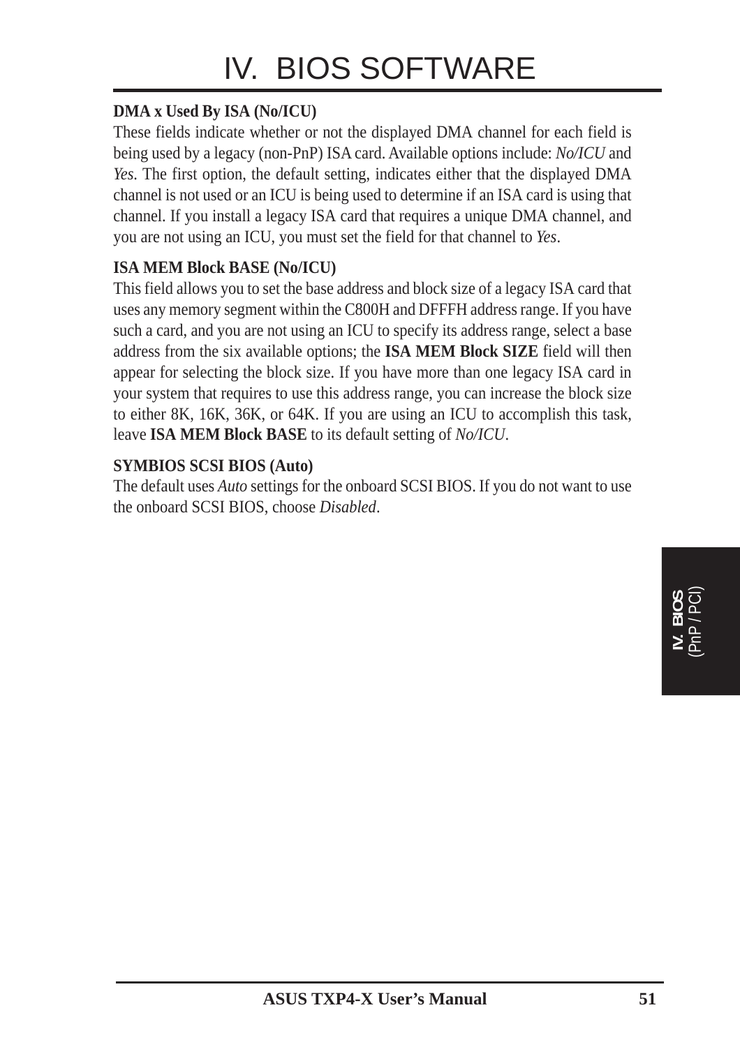**DMA x Used By ISA (No/ICU)**

These fields indicate whether or not the displayed DMA channel for each field is being used by a legacy (non-PnP) ISA card. Available options include: *No/ICU* and *Yes*. The first option, the default setting, indicates either that the displayed DMA channel is not used or an ICU is being used to determine if an ISA card is using that channel. If you install a legacy ISA card that requires a unique DMA channel, and you are not using an ICU, you must set the field for that channel to *Yes*.

**ISA MEM Block BASE (No/ICU)**

This field allows you to set the base address and block size of a legacy ISA card that uses any memory segment within the C800H and DFFFH address range. If you have such a card, and you are not using an ICU to specify its address range, select a base address from the six available options; the **ISA MEM Block SIZE** field will then appear for selecting the block size. If you have more than one legacy ISA card in your system that requires to use this address range, you can increase the block size to either 8K, 16K, 36K, or 64K. If you are using an ICU to accomplish this task, leave **ISA MEM Block BASE** to its default setting of *No/ICU*.

**SYMBIOS SCSI BIOS (Auto)**

The default uses *Auto* settings for the onboard SCSI BIOS. If you do not want to use the onboard SCSI BIOS, choose *Disabled*.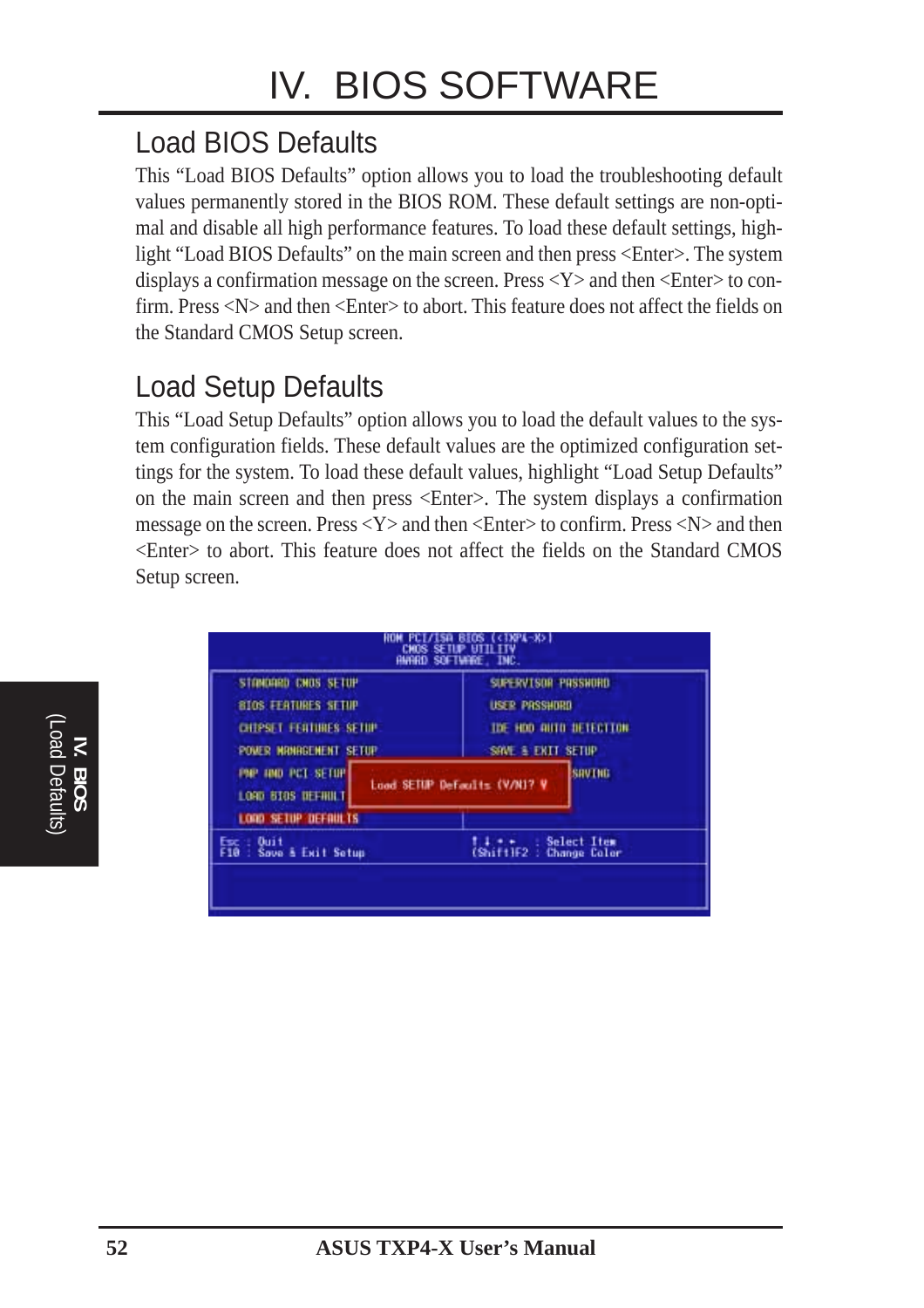# IV. BIOS SOFTWARE

## Load BIOS Defaults

This "Load BIOS Defaults" option allows you to load the troubleshooting default values permanently stored in the BIOS ROM. These default settings are non-optimal and disable all high performance features. To load these default settings, highlight "Load BIOS Defaults" on the main screen and then press <Enter>. The system displays a confirmation message on the screen. Press <Y> and then <Enter> to confirm. Press <N> and then <Enter> to abort. This feature does not affect the fields on the Standard CMOS Setup screen.

## Load Setup Defaults

This "Load Setup Defaults" option allows you to load the default values to the system configuration fields. These default values are the optimized configuration settings for the system. To load these default values, highlight "Load Setup Defaults" on the main screen and then press <Enter>. The system displays a confirmation message on the screen. Press <Y> and then <Enter> to confirm. Press <N> and then <Enter> to abort. This feature does not affect the fields on the Standard CMOS Setup screen.

```
ROM PCI/ISA BIOS (<TXP4-X>)
CMOS SETUP UTILITY
AWARD SOFTWARE, INC.

STANDARD CMOS SETUP          SUPERVISOR PASSWORD
BIOS FEATURES SETUP          USER PASSWORD
CHIPSET FEATURES SETUP       IDE HDD AUTO DETECTION
POWER MANAGEMENT SETUP       SAVE & EXIT SETUP
PNP AND PCI SETUP            ...SAVING
LOAD BIOS DEFAULT   Load SETUP Defaults (Y/N)? Y
LOAD SETUP DEFAULTS

Esc : Quit                   ↑ ↓ → ←    : Select Item
F10 : Save & Exit Setup      (Shift)F2  : Change Color
```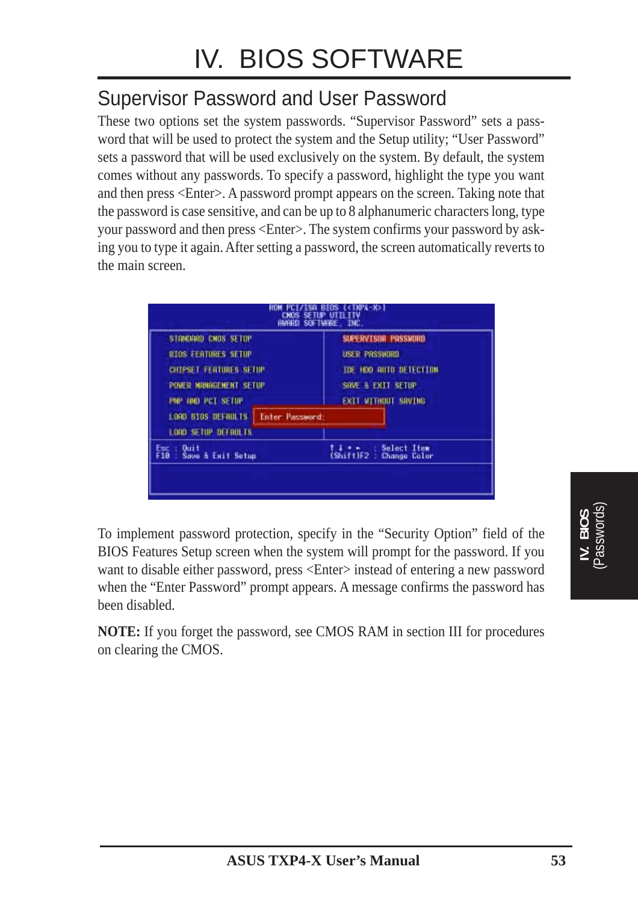# IV. BIOS SOFTWARE

## Supervisor Password and User Password

These two options set the system passwords. "Supervisor Password" sets a password that will be used to protect the system and the Setup utility; "User Password" sets a password that will be used exclusively on the system. By default, the system comes without any passwords. To specify a password, highlight the type you want and then press <Enter>. A password prompt appears on the screen. Taking note that the password is case sensitive, and can be up to 8 alphanumeric characters long, type your password and then press <Enter>. The system confirms your password by asking you to type it again. After setting a password, the screen automatically reverts to the main screen.

```
ROM PCI/ISA BIOS (<TXP4-X>)
CMOS SETUP UTILITY
AWARD SOFTWARE, INC.

STANDARD CMOS SETUP          SUPERVISOR PASSWORD
BIOS FEATURES SETUP          USER PASSWORD
CHIPSET FEATURES SETUP       IDE HDD AUTO DETECTION
POWER MANAGEMENT SETUP       SAVE & EXIT SETUP
PNP AND PCI SETUP            EXIT WITHOUT SAVING
LOAD BIOS DEFAULTS   Enter Password:
LOAD SETUP DEFAULTS

Esc : Quit                   ↑ ↓ → ←   : Select Item
F10 : Save & Exit Setup      (Shift)F2 : Change Color
```

To implement password protection, specify in the "Security Option" field of the BIOS Features Setup screen when the system will prompt for the password. If you want to disable either password, press <Enter> instead of entering a new password when the "Enter Password" prompt appears. A message confirms the password has been disabled.

**NOTE:** If you forget the password, see CMOS RAM in section III for procedures on clearing the CMOS.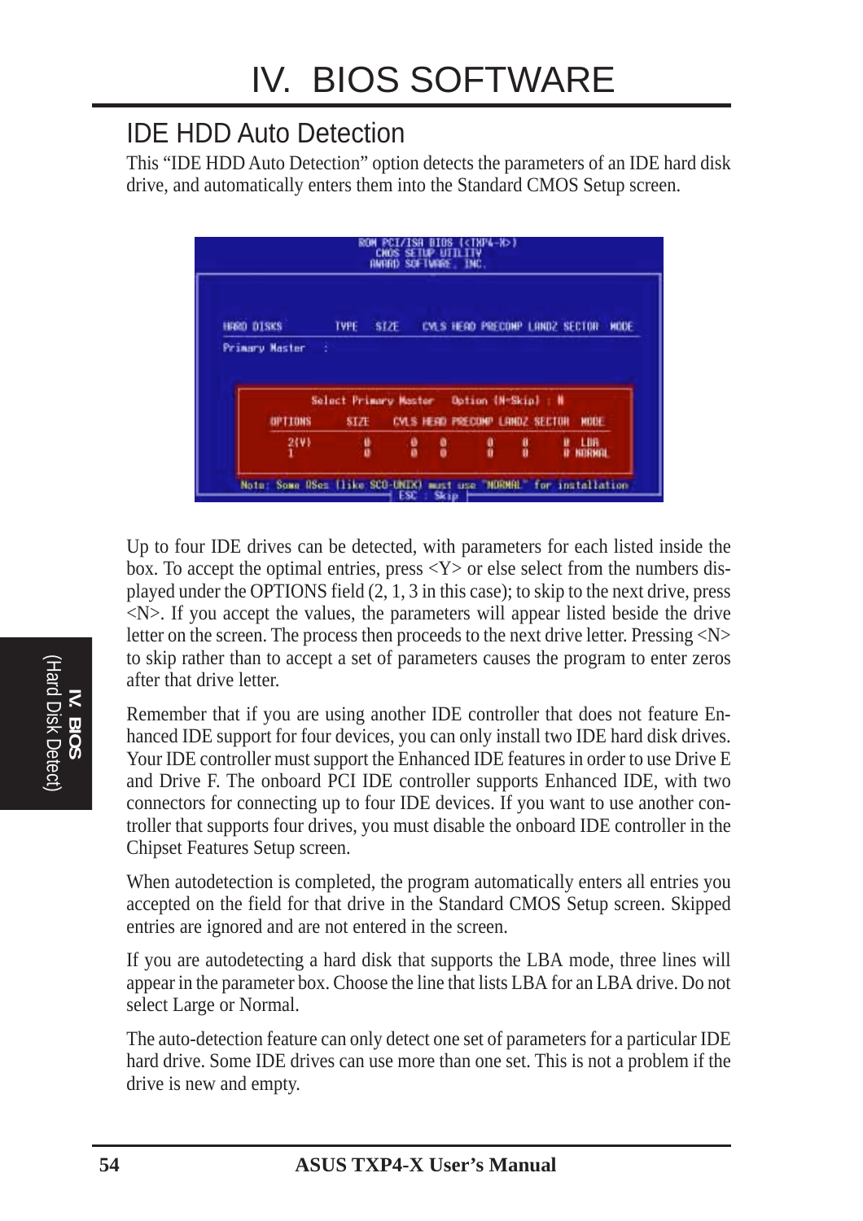## IDE HDD Auto Detection

This "IDE HDD Auto Detection" option detects the parameters of an IDE hard disk drive, and automatically enters them into the Standard CMOS Setup screen.

```
ROM PCI/ISA BIOS (<TXP4-X>)
CMOS SETUP UTILITY
AWARD SOFTWARE, INC.

HARD DISKS        TYPE   SIZE    CYLS HEAD PRECOMP LANDZ SECTOR  MODE
Primary Master   :

          Select Primary Master    Option (N=Skip) : N
   OPTIONS       SIZE    CYLS HEAD PRECOMP LANDZ SECTOR  MODE
    2(Y)          0       0    0      0      0      0    LBA
    1             0       0    0      0      0      0    NORMAL

Note: Some OSes (like SCO-UNIX) must use "NORMAL" for installation
                            ESC : Skip
```

Up to four IDE drives can be detected, with parameters for each listed inside the box. To accept the optimal entries, press <Y> or else select from the numbers displayed under the OPTIONS field (2, 1, 3 in this case); to skip to the next drive, press <N>. If you accept the values, the parameters will appear listed beside the drive letter on the screen. The process then proceeds to the next drive letter. Pressing <N> to skip rather than to accept a set of parameters causes the program to enter zeros after that drive letter.

Remember that if you are using another IDE controller that does not feature Enhanced IDE support for four devices, you can only install two IDE hard disk drives. Your IDE controller must support the Enhanced IDE features in order to use Drive E and Drive F. The onboard PCI IDE controller supports Enhanced IDE, with two connectors for connecting up to four IDE devices. If you want to use another controller that supports four drives, you must disable the onboard IDE controller in the Chipset Features Setup screen.

When autodetection is completed, the program automatically enters all entries you accepted on the field for that drive in the Standard CMOS Setup screen. Skipped entries are ignored and are not entered in the screen.

If you are autodetecting a hard disk that supports the LBA mode, three lines will appear in the parameter box. Choose the line that lists LBA for an LBA drive. Do not select Large or Normal.

The auto-detection feature can only detect one set of parameters for a particular IDE hard drive. Some IDE drives can use more than one set. This is not a problem if the drive is new and empty.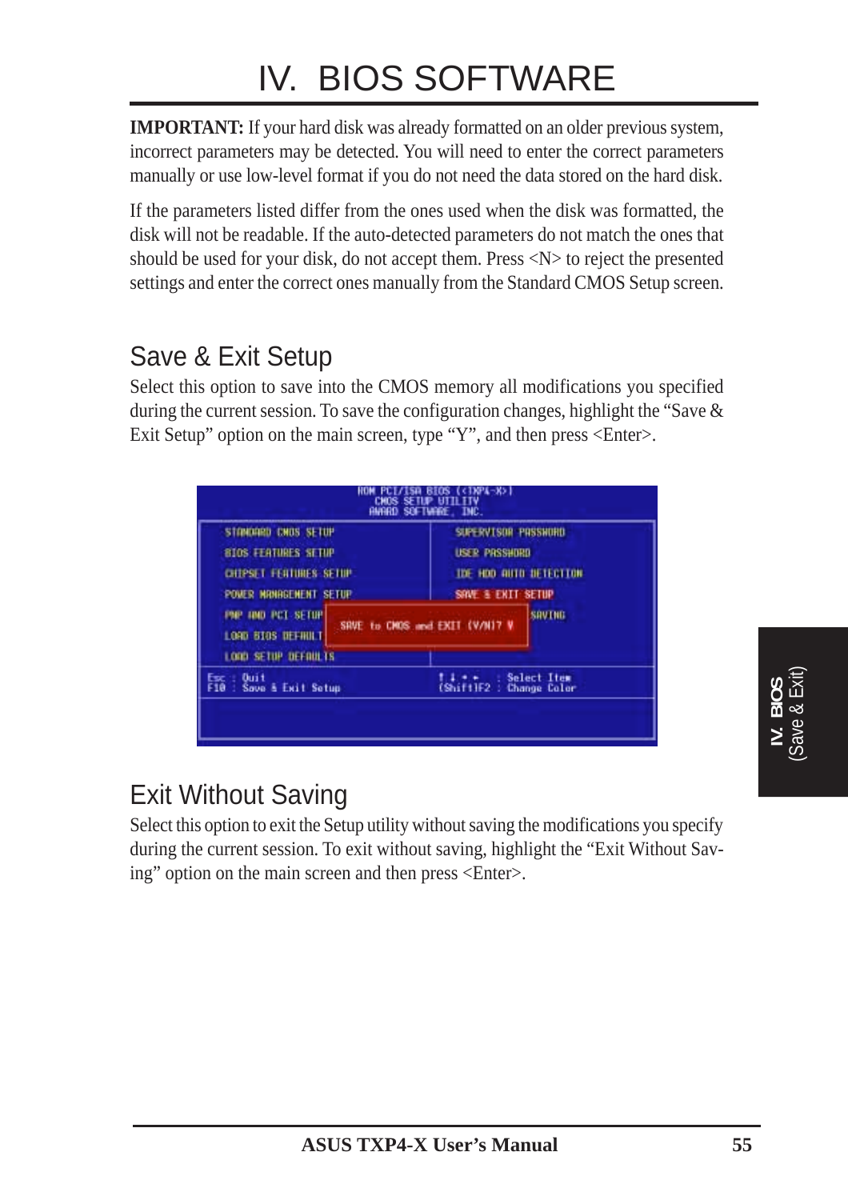# IV. BIOS SOFTWARE

**IMPORTANT:** If your hard disk was already formatted on an older previous system, incorrect parameters may be detected. You will need to enter the correct parameters manually or use low-level format if you do not need the data stored on the hard disk.

If the parameters listed differ from the ones used when the disk was formatted, the disk will not be readable. If the auto-detected parameters do not match the ones that should be used for your disk, do not accept them. Press <N> to reject the presented settings and enter the correct ones manually from the Standard CMOS Setup screen.

## Save & Exit Setup

Select this option to save into the CMOS memory all modifications you specified during the current session. To save the configuration changes, highlight the "Save & Exit Setup" option on the main screen, type "Y", and then press <Enter>.

## Exit Without Saving

Select this option to exit the Setup utility without saving the modifications you specify during the current session. To exit without saving, highlight the "Exit Without Saving" option on the main screen and then press <Enter>.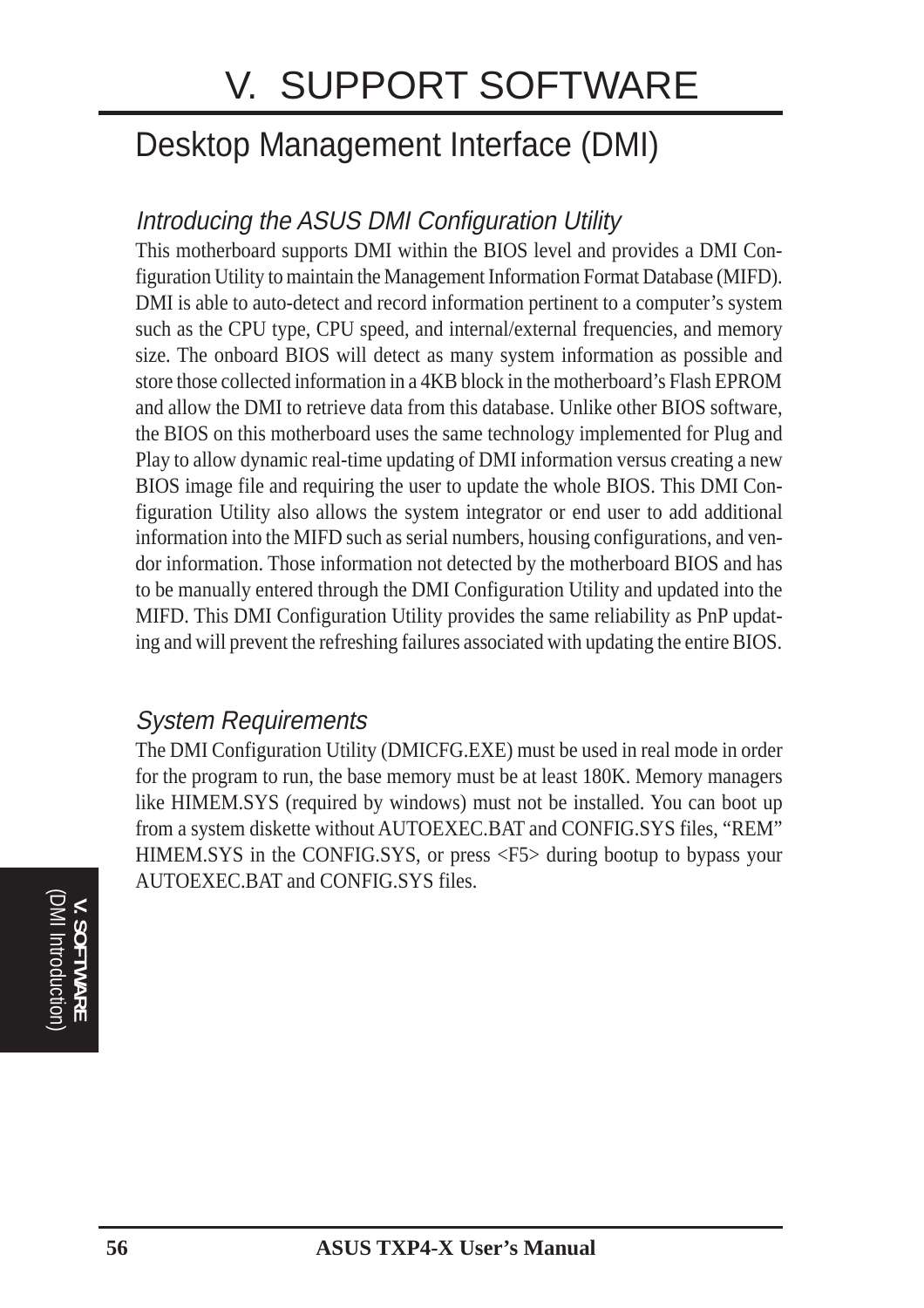# V. SUPPORT SOFTWARE

## Desktop Management Interface (DMI)

### *Introducing the ASUS DMI Configuration Utility*

This motherboard supports DMI within the BIOS level and provides a DMI Configuration Utility to maintain the Management Information Format Database (MIFD). DMI is able to auto-detect and record information pertinent to a computer's system such as the CPU type, CPU speed, and internal/external frequencies, and memory size. The onboard BIOS will detect as many system information as possible and store those collected information in a 4KB block in the motherboard's Flash EPROM and allow the DMI to retrieve data from this database. Unlike other BIOS software, the BIOS on this motherboard uses the same technology implemented for Plug and Play to allow dynamic real-time updating of DMI information versus creating a new BIOS image file and requiring the user to update the whole BIOS. This DMI Configuration Utility also allows the system integrator or end user to add additional information into the MIFD such as serial numbers, housing configurations, and vendor information. Those information not detected by the motherboard BIOS and has to be manually entered through the DMI Configuration Utility and updated into the MIFD. This DMI Configuration Utility provides the same reliability as PnP updating and will prevent the refreshing failures associated with updating the entire BIOS.

### *System Requirements*

The DMI Configuration Utility (DMICFG.EXE) must be used in real mode in order for the program to run, the base memory must be at least 180K. Memory managers like HIMEM.SYS (required by windows) must not be installed. You can boot up from a system diskette without AUTOEXEC.BAT and CONFIG.SYS files, "REM" HIMEM.SYS in the CONFIG.SYS, or press <F5> during bootup to bypass your AUTOEXEC.BAT and CONFIG.SYS files.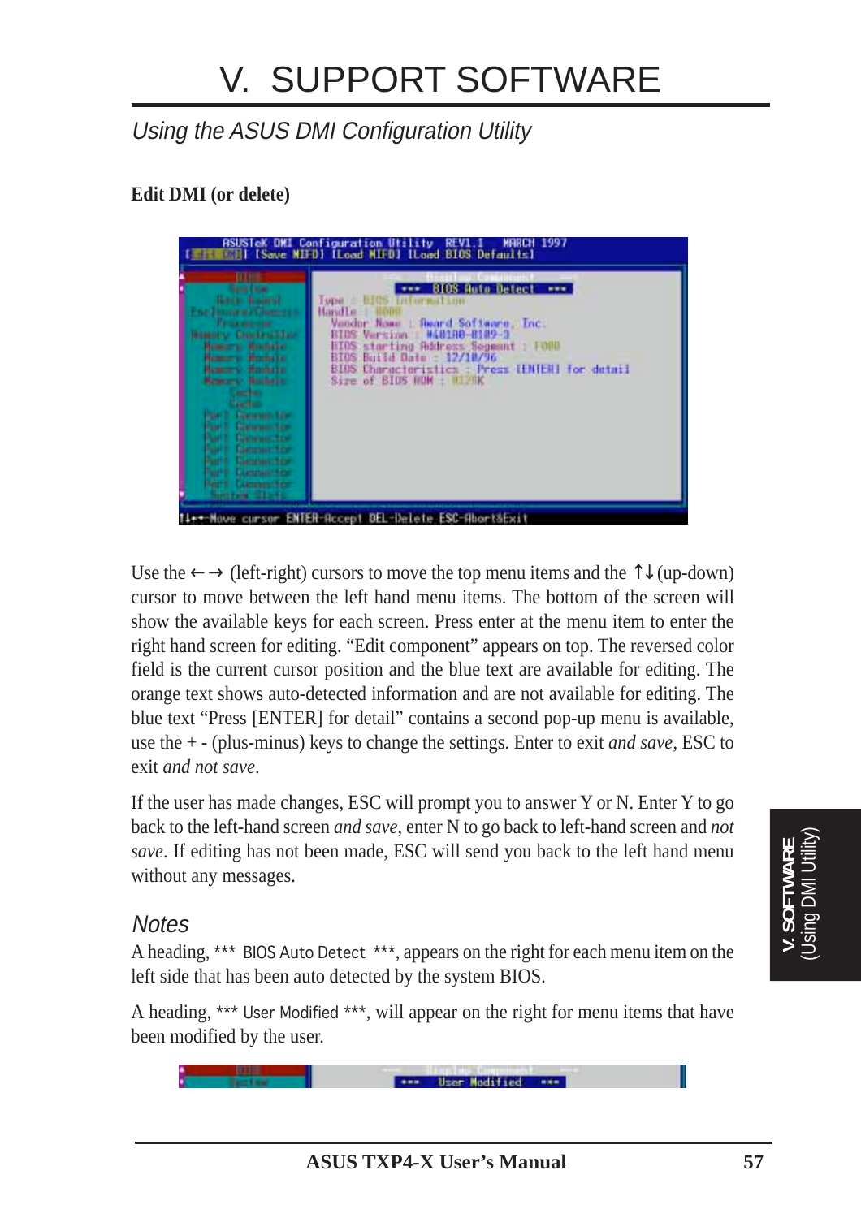# V. SUPPORT SOFTWARE

*Using the ASUS DMI Configuration Utility*

**Edit DMI (or delete)**

Use the ← → (left-right) cursors to move the top menu items and the ↑↓ (up-down) cursor to move between the left hand menu items. The bottom of the screen will show the available keys for each screen. Press enter at the menu item to enter the right hand screen for editing. "Edit component" appears on top. The reversed color field is the current cursor position and the blue text are available for editing. The orange text shows auto-detected information and are not available for editing. The blue text "Press [ENTER] for detail" contains a second pop-up menu is available, use the + - (plus-minus) keys to change the settings. Enter to exit *and save*, ESC to exit *and not save*.

If the user has made changes, ESC will prompt you to answer Y or N. Enter Y to go back to the left-hand screen *and save*, enter N to go back to left-hand screen and *not save*. If editing has not been made, ESC will send you back to the left hand menu without any messages.

## Notes

A heading, *** BIOS Auto Detect ***, appears on the right for each menu item on the left side that has been auto detected by the system BIOS.

A heading, *** User Modified ***, will appear on the right for menu items that have been modified by the user.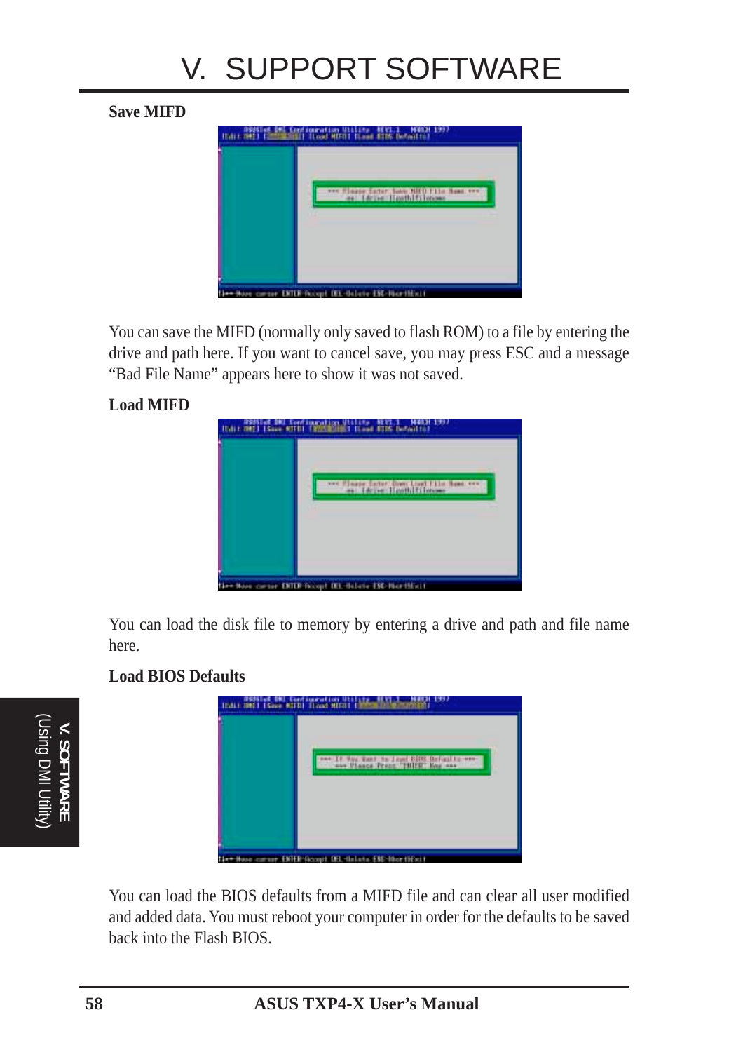**Save MIFD**

You can save the MIFD (normally only saved to flash ROM) to a file by entering the drive and path here. If you want to cancel save, you may press ESC and a message “Bad File Name” appears here to show it was not saved.

**Load MIFD**

You can load the disk file to memory by entering a drive and path and file name here.

**Load BIOS Defaults**

You can load the BIOS defaults from a MIFD file and can clear all user modified and added data. You must reboot your computer in order for the defaults to be saved back into the Flash BIOS.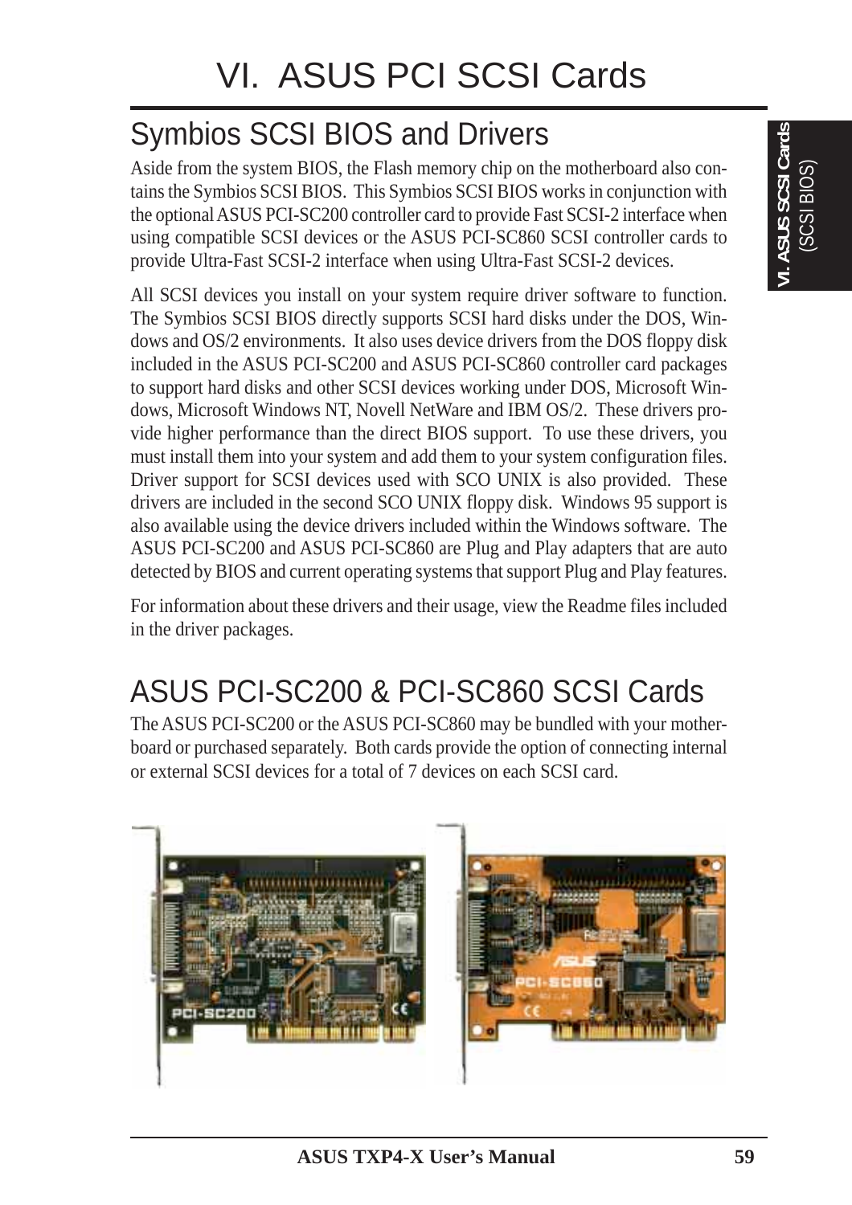# VI. ASUS PCI SCSI Cards

## Symbios SCSI BIOS and Drivers

Aside from the system BIOS, the Flash memory chip on the motherboard also contains the Symbios SCSI BIOS. This Symbios SCSI BIOS works in conjunction with the optional ASUS PCI-SC200 controller card to provide Fast SCSI-2 interface when using compatible SCSI devices or the ASUS PCI-SC860 SCSI controller cards to provide Ultra-Fast SCSI-2 interface when using Ultra-Fast SCSI-2 devices.

All SCSI devices you install on your system require driver software to function. The Symbios SCSI BIOS directly supports SCSI hard disks under the DOS, Windows and OS/2 environments. It also uses device drivers from the DOS floppy disk included in the ASUS PCI-SC200 and ASUS PCI-SC860 controller card packages to support hard disks and other SCSI devices working under DOS, Microsoft Windows, Microsoft Windows NT, Novell NetWare and IBM OS/2. These drivers provide higher performance than the direct BIOS support. To use these drivers, you must install them into your system and add them to your system configuration files. Driver support for SCSI devices used with SCO UNIX is also provided. These drivers are included in the second SCO UNIX floppy disk. Windows 95 support is also available using the device drivers included within the Windows software. The ASUS PCI-SC200 and ASUS PCI-SC860 are Plug and Play adapters that are auto detected by BIOS and current operating systems that support Plug and Play features.

For information about these drivers and their usage, view the Readme files included in the driver packages.

## ASUS PCI-SC200 & PCI-SC860 SCSI Cards

The ASUS PCI-SC200 or the ASUS PCI-SC860 may be bundled with your motherboard or purchased separately. Both cards provide the option of connecting internal or external SCSI devices for a total of 7 devices on each SCSI card.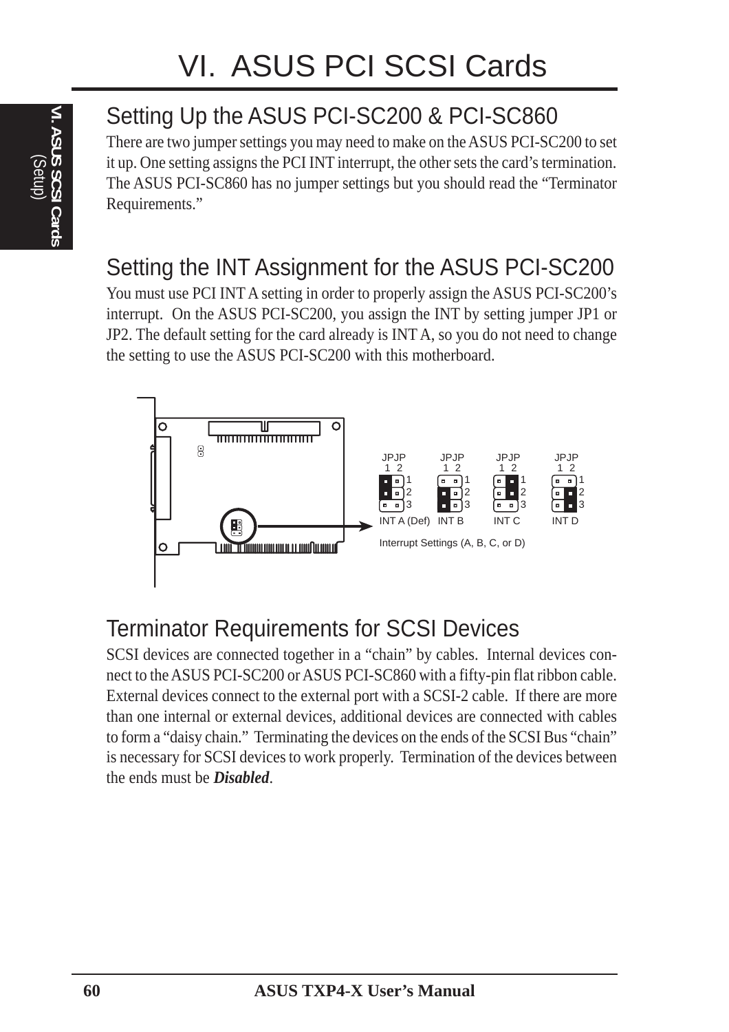# VI. ASUS PCI SCSI Cards

## Setting Up the ASUS PCI-SC200 & PCI-SC860

There are two jumper settings you may need to make on the ASUS PCI-SC200 to set it up. One setting assigns the PCI INT interrupt, the other sets the card's termination. The ASUS PCI-SC860 has no jumper settings but you should read the "Terminator Requirements."

## Setting the INT Assignment for the ASUS PCI-SC200

You must use PCI INT A setting in order to properly assign the ASUS PCI-SC200's interrupt. On the ASUS PCI-SC200, you assign the INT by setting jumper JP1 or JP2. The default setting for the card already is INT A, so you do not need to change the setting to use the ASUS PCI-SC200 with this motherboard.

JPJP 1 2 — INT A (Def) | JPJP 1 2 — INT B | JPJP 1 2 — INT C | JPJP 1 2 — INT D

Interrupt Settings (A, B, C, or D)

## Terminator Requirements for SCSI Devices

SCSI devices are connected together in a "chain" by cables. Internal devices connect to the ASUS PCI-SC200 or ASUS PCI-SC860 with a fifty-pin flat ribbon cable. External devices connect to the external port with a SCSI-2 cable. If there are more than one internal or external devices, additional devices are connected with cables to form a "daisy chain." Terminating the devices on the ends of the SCSI Bus "chain" is necessary for SCSI devices to work properly. Termination of the devices between the ends must be ***Disabled***.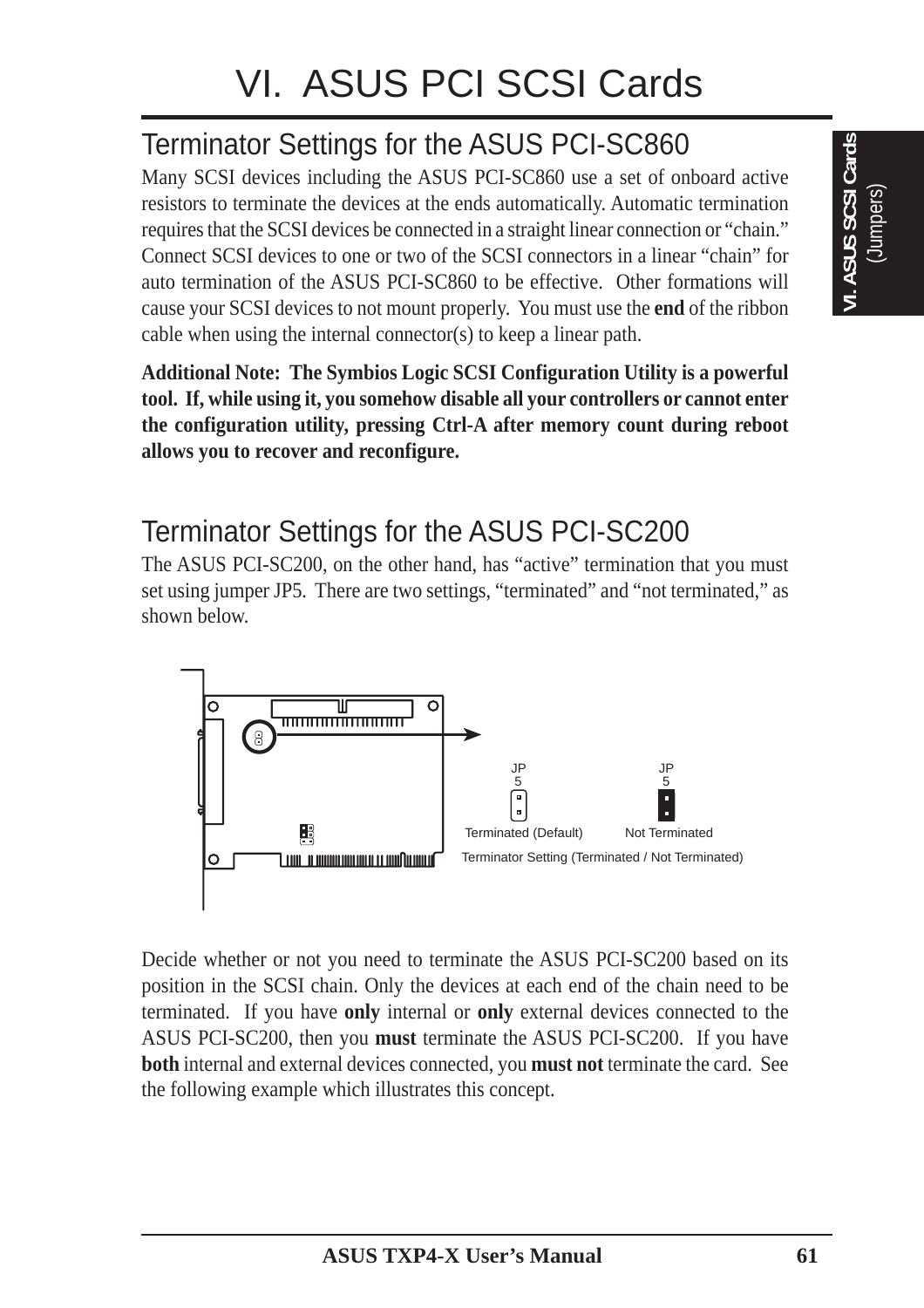# VI. ASUS PCI SCSI Cards

## Terminator Settings for the ASUS PCI-SC860

Many SCSI devices including the ASUS PCI-SC860 use a set of onboard active resistors to terminate the devices at the ends automatically. Automatic termination requires that the SCSI devices be connected in a straight linear connection or "chain." Connect SCSI devices to one or two of the SCSI connectors in a linear "chain" for auto termination of the ASUS PCI-SC860 to be effective. Other formations will cause your SCSI devices to not mount properly. You must use the **end** of the ribbon cable when using the internal connector(s) to keep a linear path.

**Additional Note: The Symbios Logic SCSI Configuration Utility is a powerful tool. If, while using it, you somehow disable all your controllers or cannot enter the configuration utility, pressing Ctrl-A after memory count during reboot allows you to recover and reconfigure.**

## Terminator Settings for the ASUS PCI-SC200

The ASUS PCI-SC200, on the other hand, has "active" termination that you must set using jumper JP5. There are two settings, "terminated" and "not terminated," as shown below.

JP5 — Terminated (Default)  
JP5 — Not Terminated

Terminator Setting (Terminated / Not Terminated)

Decide whether or not you need to terminate the ASUS PCI-SC200 based on its position in the SCSI chain. Only the devices at each end of the chain need to be terminated. If you have **only** internal or **only** external devices connected to the ASUS PCI-SC200, then you **must** terminate the ASUS PCI-SC200. If you have **both** internal and external devices connected, you **must not** terminate the card. See the following example which illustrates this concept.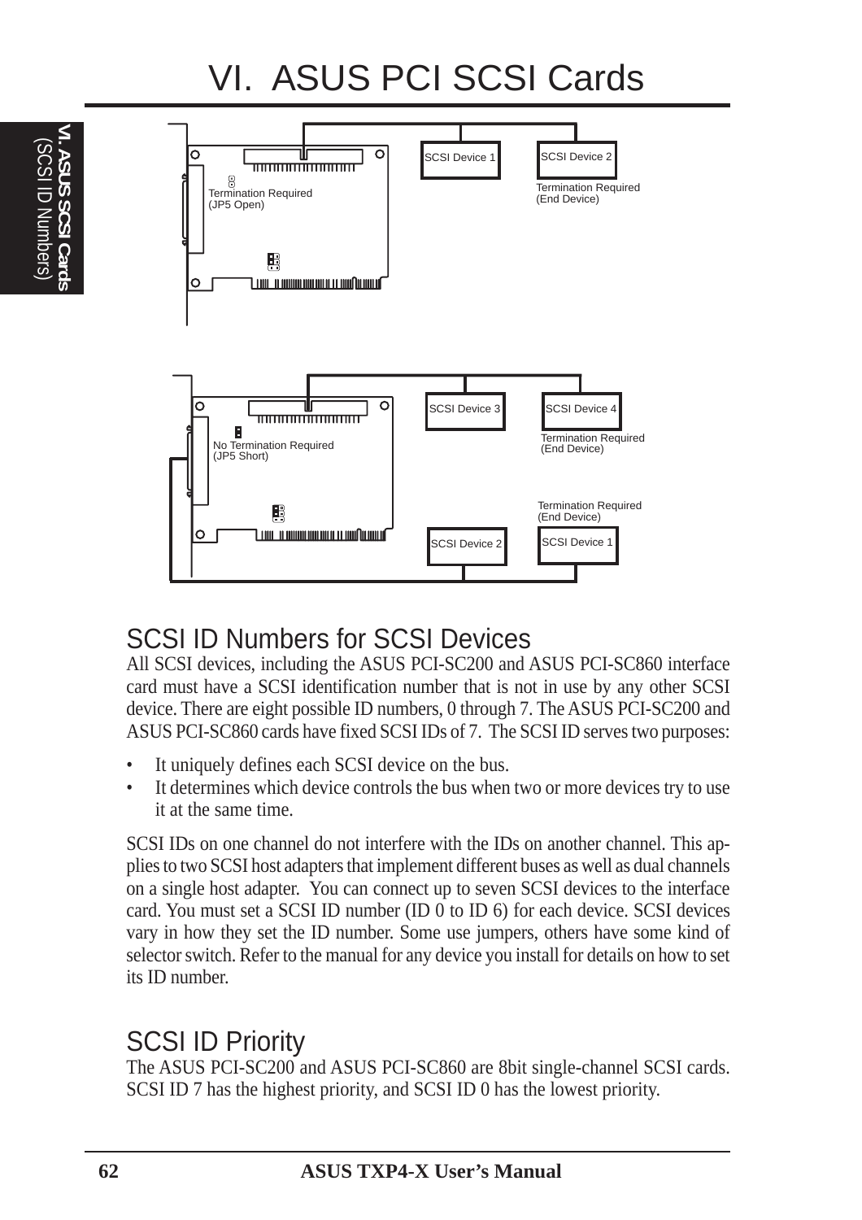# VI. ASUS PCI SCSI Cards

SCSI Device 1

SCSI Device 2

Termination Required
(JP5 Open)

Termination Required
(End Device)

SCSI Device 3

SCSI Device 4

No Termination Required
(JP5 Short)

Termination Required
(End Device)

Termination Required
(End Device)

SCSI Device 2

SCSI Device 1

## SCSI ID Numbers for SCSI Devices

All SCSI devices, including the ASUS PCI-SC200 and ASUS PCI-SC860 interface card must have a SCSI identification number that is not in use by any other SCSI device. There are eight possible ID numbers, 0 through 7. The ASUS PCI-SC200 and ASUS PCI-SC860 cards have fixed SCSI IDs of 7. The SCSI ID serves two purposes:

- It uniquely defines each SCSI device on the bus.
- It determines which device controls the bus when two or more devices try to use it at the same time.

SCSI IDs on one channel do not interfere with the IDs on another channel. This applies to two SCSI host adapters that implement different buses as well as dual channels on a single host adapter. You can connect up to seven SCSI devices to the interface card. You must set a SCSI ID number (ID 0 to ID 6) for each device. SCSI devices vary in how they set the ID number. Some use jumpers, others have some kind of selector switch. Refer to the manual for any device you install for details on how to set its ID number.

## SCSI ID Priority

The ASUS PCI-SC200 and ASUS PCI-SC860 are 8bit single-channel SCSI cards. SCSI ID 7 has the highest priority, and SCSI ID 0 has the lowest priority.